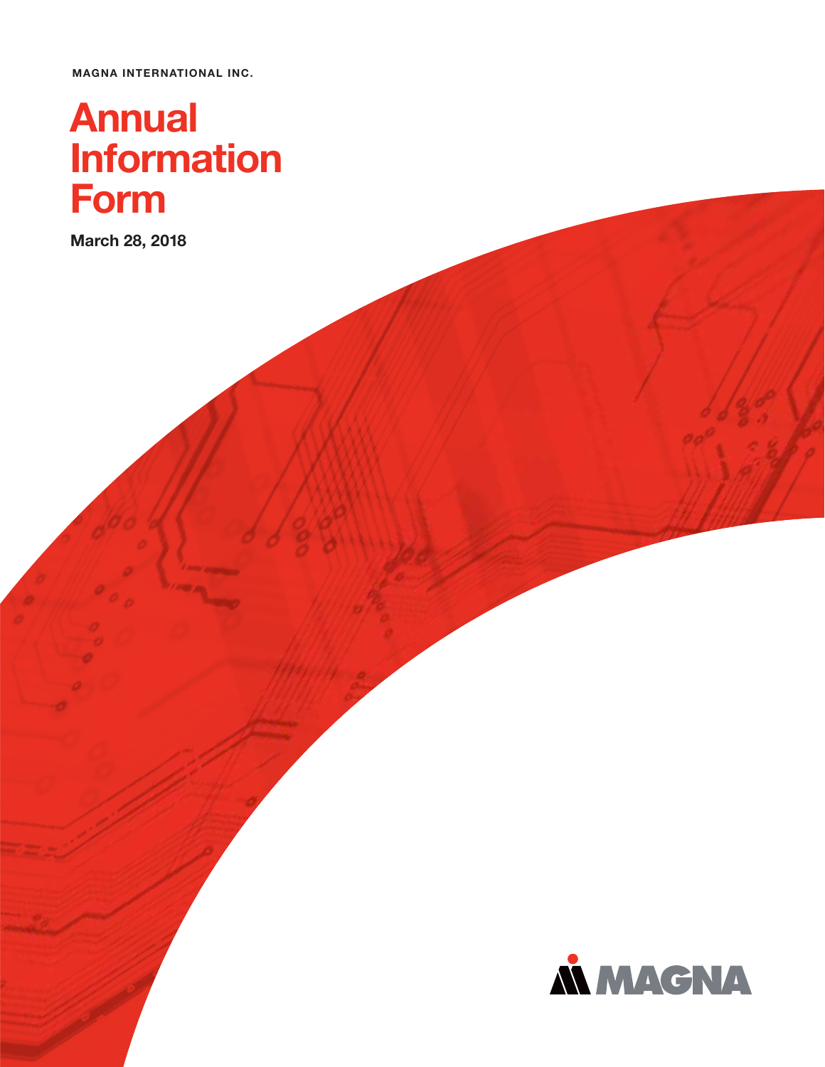MAGNA INTERNATIONAL INC.

# Annual Information Form

**March 28, 2018**

MAGNA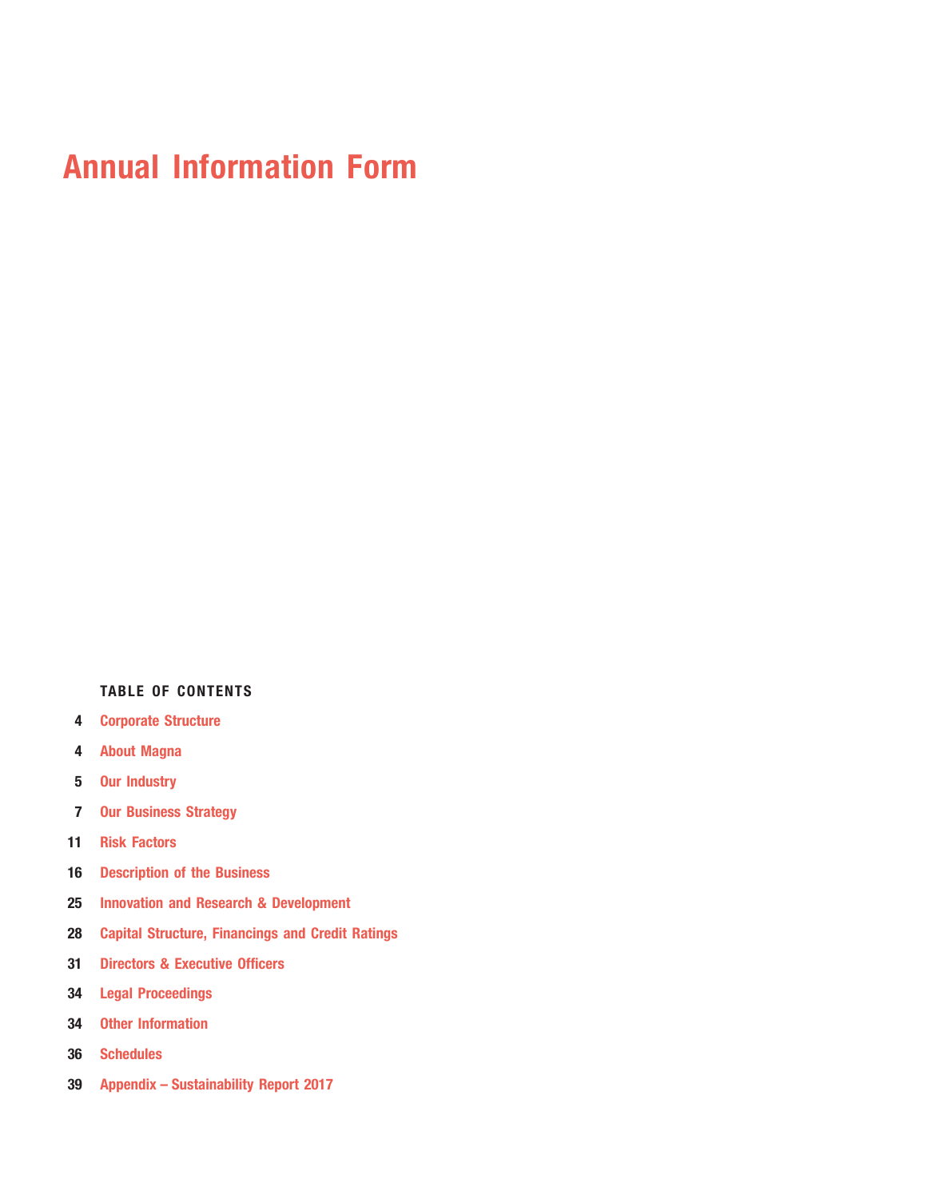# Annual Information Form

**TABLE OF CONTENTS**

| | |
|---|---|
| 4 | Corporate Structure |
| 4 | About Magna |
| 5 | Our Industry |
| 7 | Our Business Strategy |
| 11 | Risk Factors |
| 16 | Description of the Business |
| 25 | Innovation and Research & Development |
| 28 | Capital Structure, Financings and Credit Ratings |
| 31 | Directors & Executive Officers |
| 34 | Legal Proceedings |
| 34 | Other Information |
| 36 | Schedules |
| 39 | Appendix – Sustainability Report 2017 |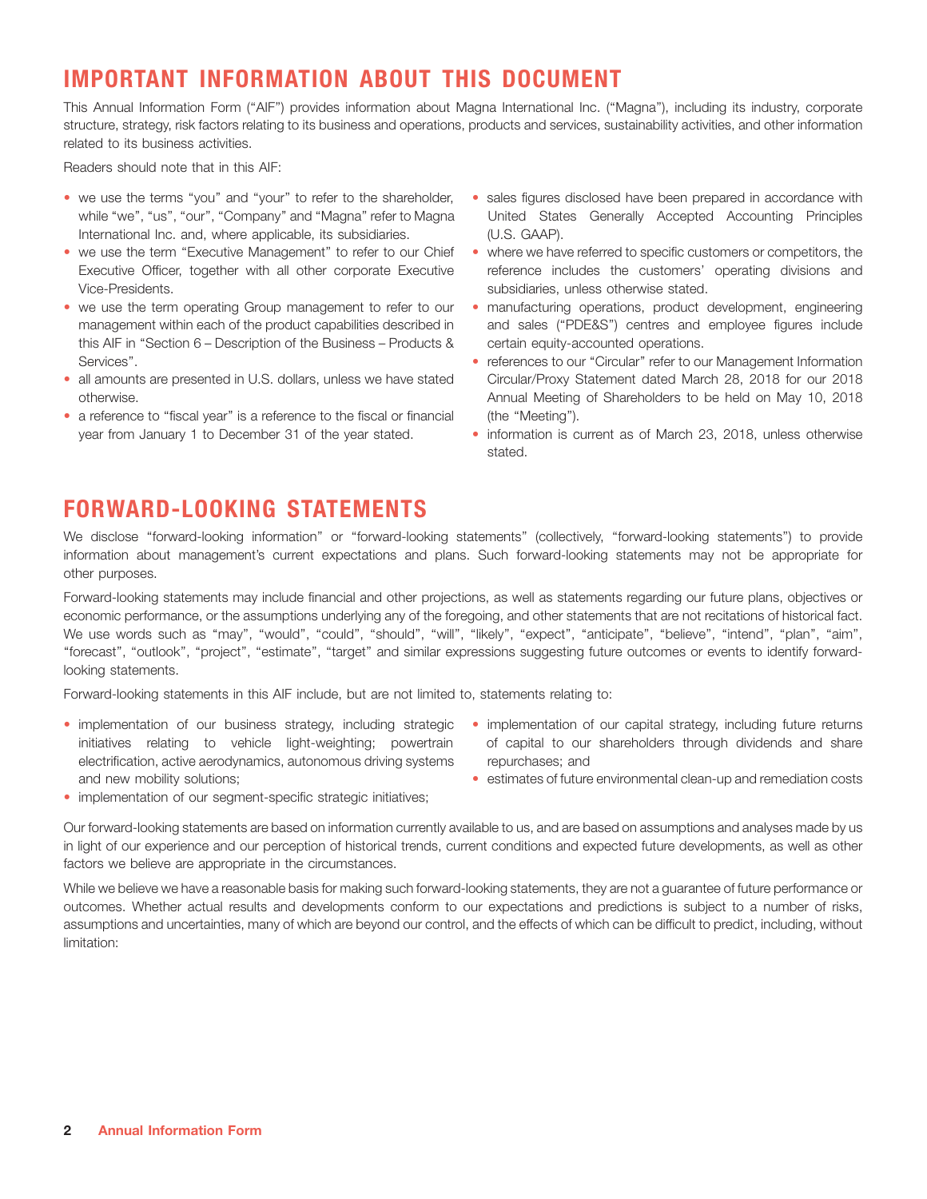# IMPORTANT INFORMATION ABOUT THIS DOCUMENT

This Annual Information Form ("AIF") provides information about Magna International Inc. ("Magna"), including its industry, corporate structure, strategy, risk factors relating to its business and operations, products and services, sustainability activities, and other information related to its business activities.

Readers should note that in this AIF:

- we use the terms "you" and "your" to refer to the shareholder, while "we", "us", "our", "Company" and "Magna" refer to Magna International Inc. and, where applicable, its subsidiaries.
- we use the term "Executive Management" to refer to our Chief Executive Officer, together with all other corporate Executive Vice-Presidents.
- we use the term operating Group management to refer to our management within each of the product capabilities described in this AIF in "Section 6 – Description of the Business – Products & Services".
- all amounts are presented in U.S. dollars, unless we have stated otherwise.
- a reference to "fiscal year" is a reference to the fiscal or financial year from January 1 to December 31 of the year stated.
- sales figures disclosed have been prepared in accordance with United States Generally Accepted Accounting Principles (U.S. GAAP).
- where we have referred to specific customers or competitors, the reference includes the customers' operating divisions and subsidiaries, unless otherwise stated.
- manufacturing operations, product development, engineering and sales ("PDE&S") centres and employee figures include certain equity-accounted operations.
- references to our "Circular" refer to our Management Information Circular/Proxy Statement dated March 28, 2018 for our 2018 Annual Meeting of Shareholders to be held on May 10, 2018 (the "Meeting").
- information is current as of March 23, 2018, unless otherwise stated.

# FORWARD-LOOKING STATEMENTS

We disclose "forward-looking information" or "forward-looking statements" (collectively, "forward-looking statements") to provide information about management's current expectations and plans. Such forward-looking statements may not be appropriate for other purposes.

Forward-looking statements may include financial and other projections, as well as statements regarding our future plans, objectives or economic performance, or the assumptions underlying any of the foregoing, and other statements that are not recitations of historical fact. We use words such as "may", "would", "could", "should", "will", "likely", "expect", "anticipate", "believe", "intend", "plan", "aim", "forecast", "outlook", "project", "estimate", "target" and similar expressions suggesting future outcomes or events to identify forward-looking statements.

Forward-looking statements in this AIF include, but are not limited to, statements relating to:

- implementation of our business strategy, including strategic initiatives relating to vehicle light-weighting; powertrain electrification, active aerodynamics, autonomous driving systems and new mobility solutions;
- implementation of our segment-specific strategic initiatives;
- implementation of our capital strategy, including future returns of capital to our shareholders through dividends and share repurchases; and
- estimates of future environmental clean-up and remediation costs

Our forward-looking statements are based on information currently available to us, and are based on assumptions and analyses made by us in light of our experience and our perception of historical trends, current conditions and expected future developments, as well as other factors we believe are appropriate in the circumstances.

While we believe we have a reasonable basis for making such forward-looking statements, they are not a guarantee of future performance or outcomes. Whether actual results and developments conform to our expectations and predictions is subject to a number of risks, assumptions and uncertainties, many of which are beyond our control, and the effects of which can be difficult to predict, including, without limitation: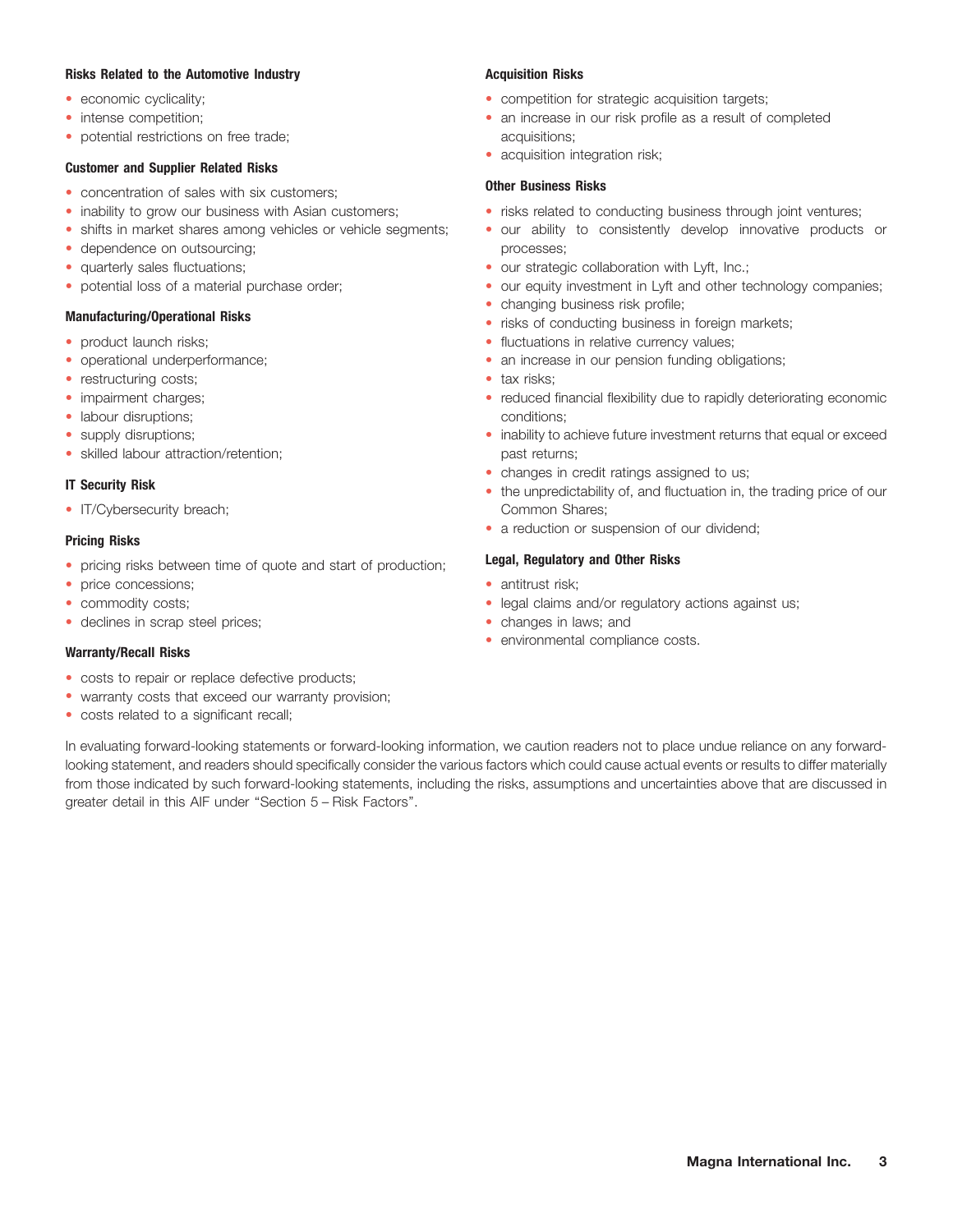**Risks Related to the Automotive Industry**

- economic cyclicality;
- intense competition;
- potential restrictions on free trade;

**Customer and Supplier Related Risks**

- concentration of sales with six customers;
- inability to grow our business with Asian customers;
- shifts in market shares among vehicles or vehicle segments;
- dependence on outsourcing;
- quarterly sales fluctuations;
- potential loss of a material purchase order;

**Manufacturing/Operational Risks**

- product launch risks;
- operational underperformance;
- restructuring costs;
- impairment charges;
- labour disruptions;
- supply disruptions;
- skilled labour attraction/retention;

**IT Security Risk**

- IT/Cybersecurity breach;

**Pricing Risks**

- pricing risks between time of quote and start of production;
- price concessions;
- commodity costs;
- declines in scrap steel prices;

**Warranty/Recall Risks**

- costs to repair or replace defective products;
- warranty costs that exceed our warranty provision;
- costs related to a significant recall;

**Acquisition Risks**

- competition for strategic acquisition targets;
- an increase in our risk profile as a result of completed acquisitions;
- acquisition integration risk;

**Other Business Risks**

- risks related to conducting business through joint ventures;
- our ability to consistently develop innovative products or processes;
- our strategic collaboration with Lyft, Inc.;
- our equity investment in Lyft and other technology companies;
- changing business risk profile;
- risks of conducting business in foreign markets;
- fluctuations in relative currency values;
- an increase in our pension funding obligations;
- tax risks;
- reduced financial flexibility due to rapidly deteriorating economic conditions;
- inability to achieve future investment returns that equal or exceed past returns;
- changes in credit ratings assigned to us;
- the unpredictability of, and fluctuation in, the trading price of our Common Shares;
- a reduction or suspension of our dividend;

**Legal, Regulatory and Other Risks**

- antitrust risk;
- legal claims and/or regulatory actions against us;
- changes in laws; and
- environmental compliance costs.

In evaluating forward-looking statements or forward-looking information, we caution readers not to place undue reliance on any forward-looking statement, and readers should specifically consider the various factors which could cause actual events or results to differ materially from those indicated by such forward-looking statements, including the risks, assumptions and uncertainties above that are discussed in greater detail in this AIF under "Section 5 – Risk Factors".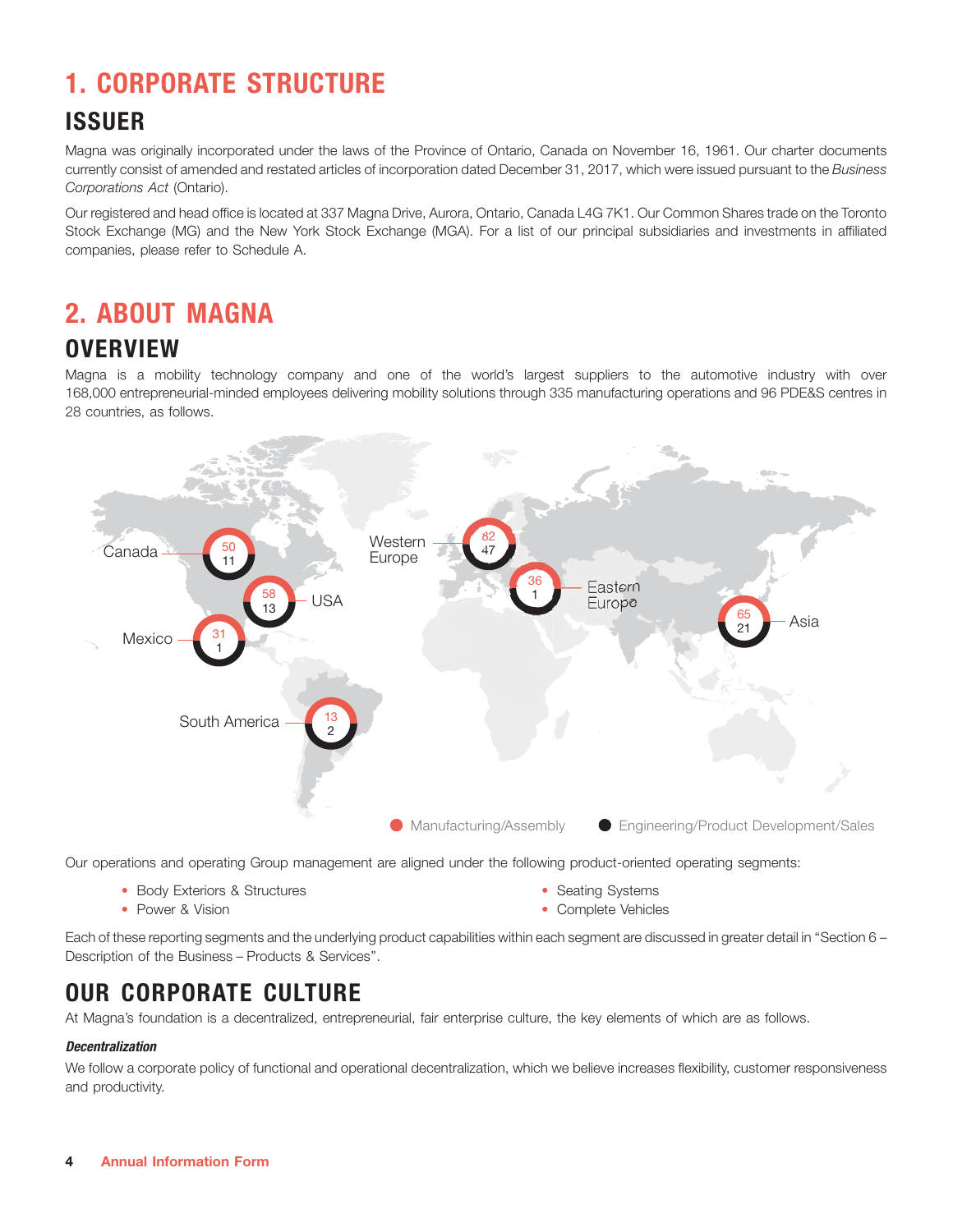# 1. CORPORATE STRUCTURE

## ISSUER

Magna was originally incorporated under the laws of the Province of Ontario, Canada on November 16, 1961. Our charter documents currently consist of amended and restated articles of incorporation dated December 31, 2017, which were issued pursuant to the *Business Corporations Act* (Ontario).

Our registered and head office is located at 337 Magna Drive, Aurora, Ontario, Canada L4G 7K1. Our Common Shares trade on the Toronto Stock Exchange (MG) and the New York Stock Exchange (MGA). For a list of our principal subsidiaries and investments in affiliated companies, please refer to Schedule A.

# 2. ABOUT MAGNA

## OVERVIEW

Magna is a mobility technology company and one of the world's largest suppliers to the automotive industry with over 168,000 entrepreneurial-minded employees delivering mobility solutions through 335 manufacturing operations and 96 PDE&S centres in 28 countries, as follows.

| Region | Manufacturing/Assembly | Engineering/Product Development/Sales |
|---|---|---|
| Canada | 50 | 11 |
| USA | 58 | 13 |
| Mexico | 31 | 1 |
| South America | 13 | 2 |
| Western Europe | 82 | 47 |
| Eastern Europe | 36 | 1 |
| Asia | 65 | 21 |

Our operations and operating Group management are aligned under the following product-oriented operating segments:

- Body Exteriors & Structures
- Power & Vision
- Seating Systems
- Complete Vehicles

Each of these reporting segments and the underlying product capabilities within each segment are discussed in greater detail in "Section 6 – Description of the Business – Products & Services".

## OUR CORPORATE CULTURE

At Magna's foundation is a decentralized, entrepreneurial, fair enterprise culture, the key elements of which are as follows.

***Decentralization***

We follow a corporate policy of functional and operational decentralization, which we believe increases flexibility, customer responsiveness and productivity.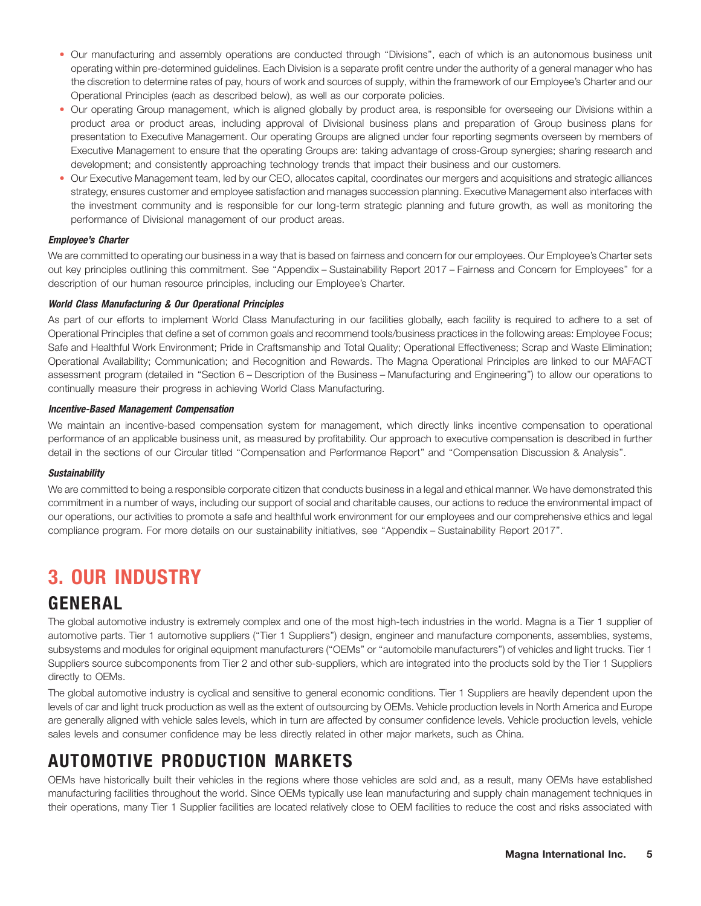- Our manufacturing and assembly operations are conducted through "Divisions", each of which is an autonomous business unit operating within pre-determined guidelines. Each Division is a separate profit centre under the authority of a general manager who has the discretion to determine rates of pay, hours of work and sources of supply, within the framework of our Employee's Charter and our Operational Principles (each as described below), as well as our corporate policies.
- Our operating Group management, which is aligned globally by product area, is responsible for overseeing our Divisions within a product area or product areas, including approval of Divisional business plans and preparation of Group business plans for presentation to Executive Management. Our operating Groups are aligned under four reporting segments overseen by members of Executive Management to ensure that the operating Groups are: taking advantage of cross-Group synergies; sharing research and development; and consistently approaching technology trends that impact their business and our customers.
- Our Executive Management team, led by our CEO, allocates capital, coordinates our mergers and acquisitions and strategic alliances strategy, ensures customer and employee satisfaction and manages succession planning. Executive Management also interfaces with the investment community and is responsible for our long-term strategic planning and future growth, as well as monitoring the performance of Divisional management of our product areas.

***Employee's Charter***

We are committed to operating our business in a way that is based on fairness and concern for our employees. Our Employee's Charter sets out key principles outlining this commitment. See "Appendix – Sustainability Report 2017 – Fairness and Concern for Employees" for a description of our human resource principles, including our Employee's Charter.

***World Class Manufacturing & Our Operational Principles***

As part of our efforts to implement World Class Manufacturing in our facilities globally, each facility is required to adhere to a set of Operational Principles that define a set of common goals and recommend tools/business practices in the following areas: Employee Focus; Safe and Healthful Work Environment; Pride in Craftsmanship and Total Quality; Operational Effectiveness; Scrap and Waste Elimination; Operational Availability; Communication; and Recognition and Rewards. The Magna Operational Principles are linked to our MAFACT assessment program (detailed in "Section 6 – Description of the Business – Manufacturing and Engineering") to allow our operations to continually measure their progress in achieving World Class Manufacturing.

***Incentive-Based Management Compensation***

We maintain an incentive-based compensation system for management, which directly links incentive compensation to operational performance of an applicable business unit, as measured by profitability. Our approach to executive compensation is described in further detail in the sections of our Circular titled "Compensation and Performance Report" and "Compensation Discussion & Analysis".

***Sustainability***

We are committed to being a responsible corporate citizen that conducts business in a legal and ethical manner. We have demonstrated this commitment in a number of ways, including our support of social and charitable causes, our actions to reduce the environmental impact of our operations, our activities to promote a safe and healthful work environment for our employees and our comprehensive ethics and legal compliance program. For more details on our sustainability initiatives, see "Appendix – Sustainability Report 2017".

# 3. OUR INDUSTRY

## GENERAL

The global automotive industry is extremely complex and one of the most high-tech industries in the world. Magna is a Tier 1 supplier of automotive parts. Tier 1 automotive suppliers ("Tier 1 Suppliers") design, engineer and manufacture components, assemblies, systems, subsystems and modules for original equipment manufacturers ("OEMs" or "automobile manufacturers") of vehicles and light trucks. Tier 1 Suppliers source subcomponents from Tier 2 and other sub-suppliers, which are integrated into the products sold by the Tier 1 Suppliers directly to OEMs.

The global automotive industry is cyclical and sensitive to general economic conditions. Tier 1 Suppliers are heavily dependent upon the levels of car and light truck production as well as the extent of outsourcing by OEMs. Vehicle production levels in North America and Europe are generally aligned with vehicle sales levels, which in turn are affected by consumer confidence levels. Vehicle production levels, vehicle sales levels and consumer confidence may be less directly related in other major markets, such as China.

## AUTOMOTIVE PRODUCTION MARKETS

OEMs have historically built their vehicles in the regions where those vehicles are sold and, as a result, many OEMs have established manufacturing facilities throughout the world. Since OEMs typically use lean manufacturing and supply chain management techniques in their operations, many Tier 1 Supplier facilities are located relatively close to OEM facilities to reduce the cost and risks associated with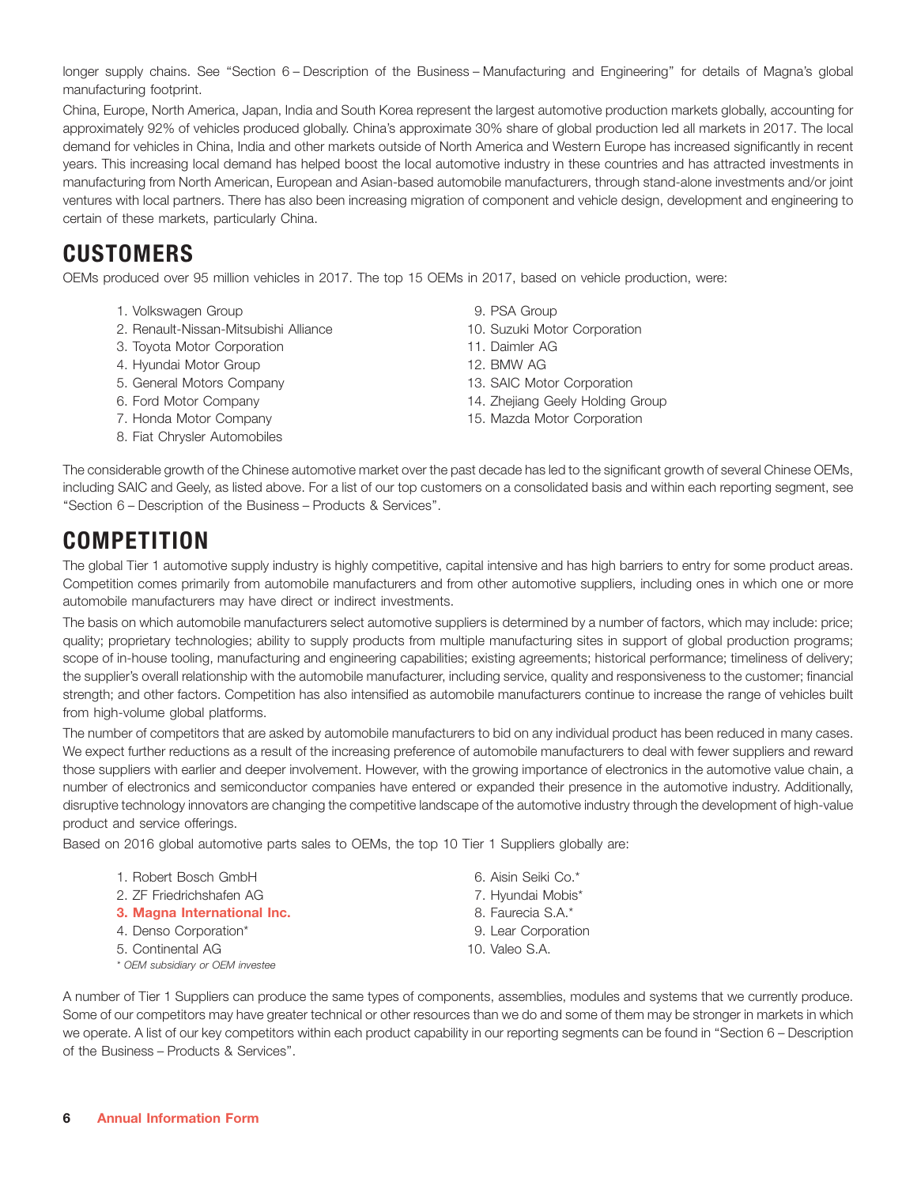longer supply chains. See "Section 6 – Description of the Business – Manufacturing and Engineering" for details of Magna's global manufacturing footprint.

China, Europe, North America, Japan, India and South Korea represent the largest automotive production markets globally, accounting for approximately 92% of vehicles produced globally. China's approximate 30% share of global production led all markets in 2017. The local demand for vehicles in China, India and other markets outside of North America and Western Europe has increased significantly in recent years. This increasing local demand has helped boost the local automotive industry in these countries and has attracted investments in manufacturing from North American, European and Asian-based automobile manufacturers, through stand-alone investments and/or joint ventures with local partners. There has also been increasing migration of component and vehicle design, development and engineering to certain of these markets, particularly China.

## CUSTOMERS

OEMs produced over 95 million vehicles in 2017. The top 15 OEMs in 2017, based on vehicle production, were:

1. Volkswagen Group
2. Renault-Nissan-Mitsubishi Alliance
3. Toyota Motor Corporation
4. Hyundai Motor Group
5. General Motors Company
6. Ford Motor Company
7. Honda Motor Company
8. Fiat Chrysler Automobiles
9. PSA Group
10. Suzuki Motor Corporation
11. Daimler AG
12. BMW AG
13. SAIC Motor Corporation
14. Zhejiang Geely Holding Group
15. Mazda Motor Corporation

The considerable growth of the Chinese automotive market over the past decade has led to the significant growth of several Chinese OEMs, including SAIC and Geely, as listed above. For a list of our top customers on a consolidated basis and within each reporting segment, see "Section 6 – Description of the Business – Products & Services".

## COMPETITION

The global Tier 1 automotive supply industry is highly competitive, capital intensive and has high barriers to entry for some product areas. Competition comes primarily from automobile manufacturers and from other automotive suppliers, including ones in which one or more automobile manufacturers may have direct or indirect investments.

The basis on which automobile manufacturers select automotive suppliers is determined by a number of factors, which may include: price; quality; proprietary technologies; ability to supply products from multiple manufacturing sites in support of global production programs; scope of in-house tooling, manufacturing and engineering capabilities; existing agreements; historical performance; timeliness of delivery; the supplier's overall relationship with the automobile manufacturer, including service, quality and responsiveness to the customer; financial strength; and other factors. Competition has also intensified as automobile manufacturers continue to increase the range of vehicles built from high-volume global platforms.

The number of competitors that are asked by automobile manufacturers to bid on any individual product has been reduced in many cases. We expect further reductions as a result of the increasing preference of automobile manufacturers to deal with fewer suppliers and reward those suppliers with earlier and deeper involvement. However, with the growing importance of electronics in the automotive value chain, a number of electronics and semiconductor companies have entered or expanded their presence in the automotive industry. Additionally, disruptive technology innovators are changing the competitive landscape of the automotive industry through the development of high-value product and service offerings.

Based on 2016 global automotive parts sales to OEMs, the top 10 Tier 1 Suppliers globally are:

1. Robert Bosch GmbH
2. ZF Friedrichshafen AG
3. **Magna International Inc.**
4. Denso Corporation*
5. Continental AG
6. Aisin Seiki Co.*
7. Hyundai Mobis*
8. Faurecia S.A.*
9. Lear Corporation
10. Valeo S.A.

*\* OEM subsidiary or OEM investee*

A number of Tier 1 Suppliers can produce the same types of components, assemblies, modules and systems that we currently produce. Some of our competitors may have greater technical or other resources than we do and some of them may be stronger in markets in which we operate. A list of our key competitors within each product capability in our reporting segments can be found in "Section 6 – Description of the Business – Products & Services".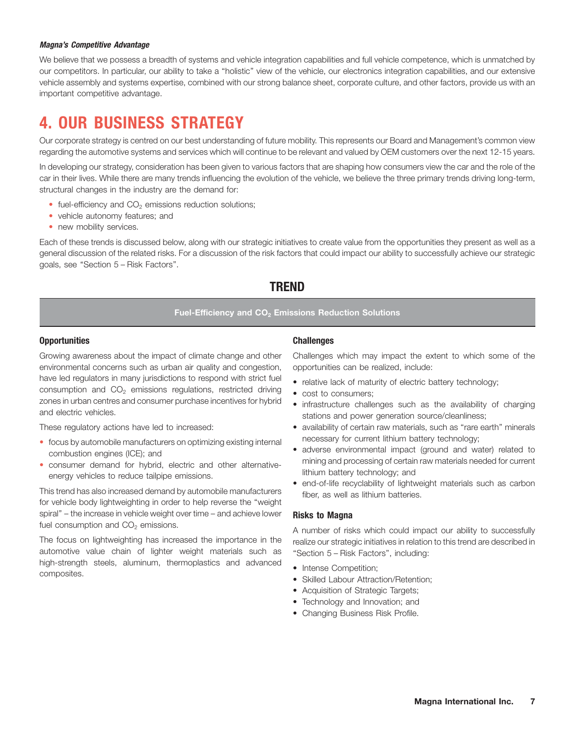***Magna's Competitive Advantage***

We believe that we possess a breadth of systems and vehicle integration capabilities and full vehicle competence, which is unmatched by our competitors. In particular, our ability to take a "holistic" view of the vehicle, our electronics integration capabilities, and our extensive vehicle assembly and systems expertise, combined with our strong balance sheet, corporate culture, and other factors, provide us with an important competitive advantage.

# 4. OUR BUSINESS STRATEGY

Our corporate strategy is centred on our best understanding of future mobility. This represents our Board and Management's common view regarding the automotive systems and services which will continue to be relevant and valued by OEM customers over the next 12-15 years.

In developing our strategy, consideration has been given to various factors that are shaping how consumers view the car and the role of the car in their lives. While there are many trends influencing the evolution of the vehicle, we believe the three primary trends driving long-term, structural changes in the industry are the demand for:

- fuel-efficiency and $CO_2$ emissions reduction solutions;
- vehicle autonomy features; and
- new mobility services.

Each of these trends is discussed below, along with our strategic initiatives to create value from the opportunities they present as well as a general discussion of the related risks. For a discussion of the risk factors that could impact our ability to successfully achieve our strategic goals, see "Section 5 – Risk Factors".

## TREND

### Fuel-Efficiency and $CO_2$ Emissions Reduction Solutions

#### Opportunities

Growing awareness about the impact of climate change and other environmental concerns such as urban air quality and congestion, have led regulators in many jurisdictions to respond with strict fuel consumption and $CO_2$ emissions regulations, restricted driving zones in urban centres and consumer purchase incentives for hybrid and electric vehicles.

These regulatory actions have led to increased:

- focus by automobile manufacturers on optimizing existing internal combustion engines (ICE); and
- consumer demand for hybrid, electric and other alternative-energy vehicles to reduce tailpipe emissions.

This trend has also increased demand by automobile manufacturers for vehicle body lightweighting in order to help reverse the "weight spiral" – the increase in vehicle weight over time – and achieve lower fuel consumption and $CO_2$ emissions.

The focus on lightweighting has increased the importance in the automotive value chain of lighter weight materials such as high-strength steels, aluminum, thermoplastics and advanced composites.

#### Challenges

Challenges which may impact the extent to which some of the opportunities can be realized, include:

- relative lack of maturity of electric battery technology;
- cost to consumers;
- infrastructure challenges such as the availability of charging stations and power generation source/cleanliness;
- availability of certain raw materials, such as "rare earth" minerals necessary for current lithium battery technology;
- adverse environmental impact (ground and water) related to mining and processing of certain raw materials needed for current lithium battery technology; and
- end-of-life recyclability of lightweight materials such as carbon fiber, as well as lithium batteries.

#### Risks to Magna

A number of risks which could impact our ability to successfully realize our strategic initiatives in relation to this trend are described in "Section 5 – Risk Factors", including:

- Intense Competition;
- Skilled Labour Attraction/Retention;
- Acquisition of Strategic Targets;
- Technology and Innovation; and
- Changing Business Risk Profile.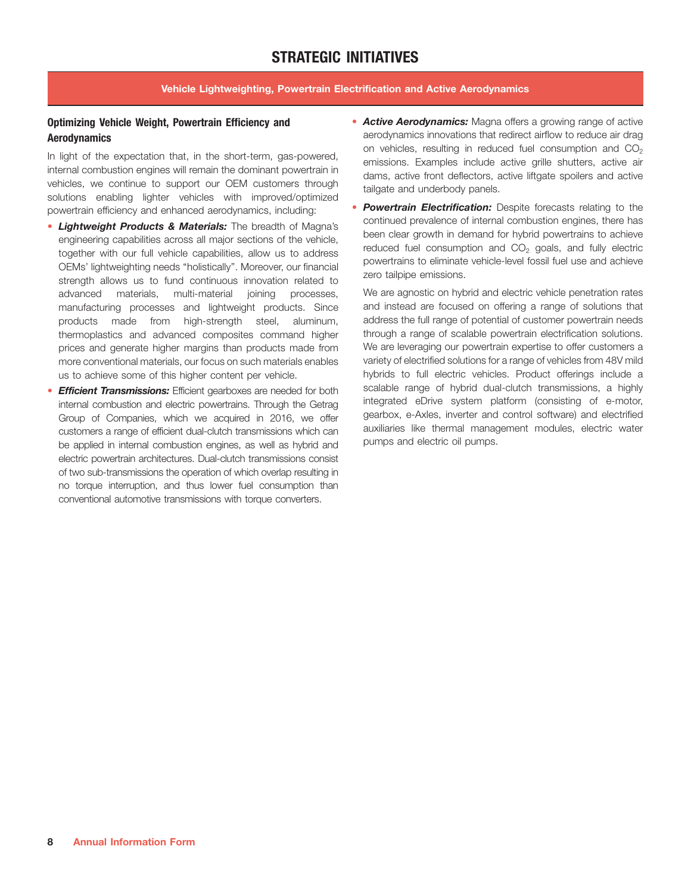# STRATEGIC INITIATIVES

## Vehicle Lightweighting, Powertrain Electrification and Active Aerodynamics

### Optimizing Vehicle Weight, Powertrain Efficiency and Aerodynamics

In light of the expectation that, in the short-term, gas-powered, internal combustion engines will remain the dominant powertrain in vehicles, we continue to support our OEM customers through solutions enabling lighter vehicles with improved/optimized powertrain efficiency and enhanced aerodynamics, including:

- ***Lightweight Products & Materials:*** The breadth of Magna's engineering capabilities across all major sections of the vehicle, together with our full vehicle capabilities, allow us to address OEMs' lightweighting needs "holistically". Moreover, our financial strength allows us to fund continuous innovation related to advanced materials, multi-material joining processes, manufacturing processes and lightweight products. Since products made from high-strength steel, aluminum, thermoplastics and advanced composites command higher prices and generate higher margins than products made from more conventional materials, our focus on such materials enables us to achieve some of this higher content per vehicle.
- ***Efficient Transmissions:*** Efficient gearboxes are needed for both internal combustion and electric powertrains. Through the Getrag Group of Companies, which we acquired in 2016, we offer customers a range of efficient dual-clutch transmissions which can be applied in internal combustion engines, as well as hybrid and electric powertrain architectures. Dual-clutch transmissions consist of two sub-transmissions the operation of which overlap resulting in no torque interruption, and thus lower fuel consumption than conventional automotive transmissions with torque converters.
- ***Active Aerodynamics:*** Magna offers a growing range of active aerodynamics innovations that redirect airflow to reduce air drag on vehicles, resulting in reduced fuel consumption and $CO_2$ emissions. Examples include active grille shutters, active air dams, active front deflectors, active liftgate spoilers and active tailgate and underbody panels.
- ***Powertrain Electrification:*** Despite forecasts relating to the continued prevalence of internal combustion engines, there has been clear growth in demand for hybrid powertrains to achieve reduced fuel consumption and $CO_2$ goals, and fully electric powertrains to eliminate vehicle-level fossil fuel use and achieve zero tailpipe emissions.

  We are agnostic on hybrid and electric vehicle penetration rates and instead are focused on offering a range of solutions that address the full range of potential of customer powertrain needs through a range of scalable powertrain electrification solutions. We are leveraging our powertrain expertise to offer customers a variety of electrified solutions for a range of vehicles from 48V mild hybrids to full electric vehicles. Product offerings include a scalable range of hybrid dual-clutch transmissions, a highly integrated eDrive system platform (consisting of e-motor, gearbox, e-Axles, inverter and control software) and electrified auxiliaries like thermal management modules, electric water pumps and electric oil pumps.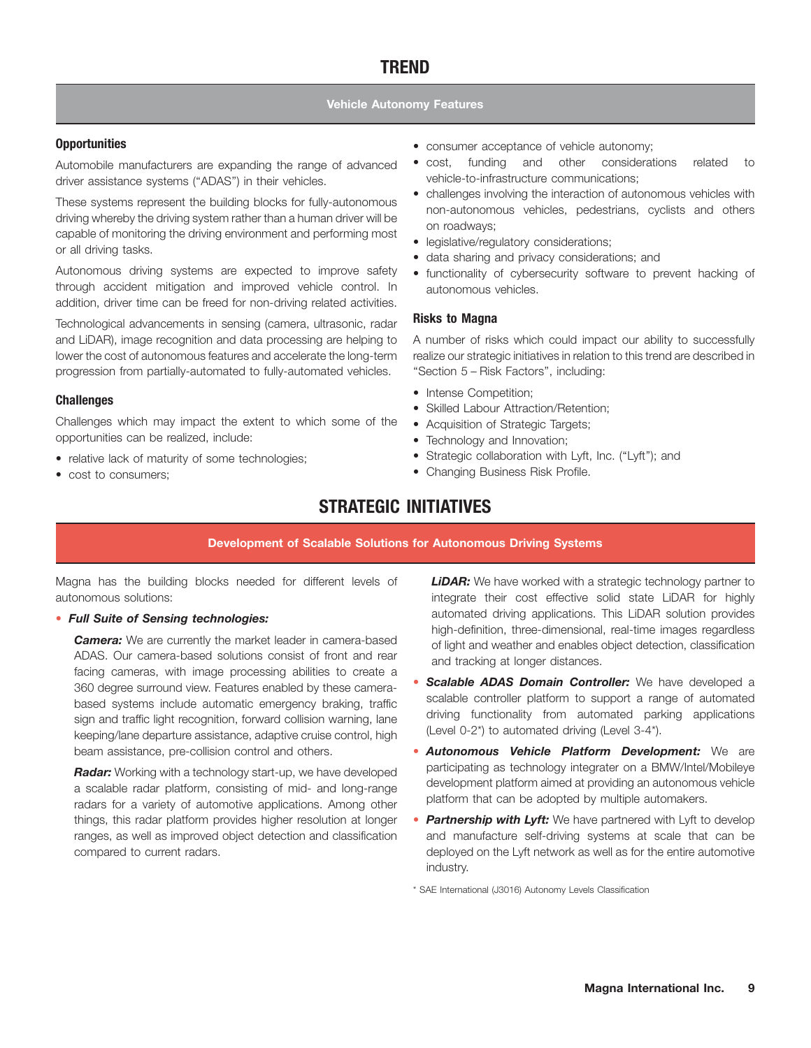# TREND

## Vehicle Autonomy Features

### Opportunities

Automobile manufacturers are expanding the range of advanced driver assistance systems ("ADAS") in their vehicles.

These systems represent the building blocks for fully-autonomous driving whereby the driving system rather than a human driver will be capable of monitoring the driving environment and performing most or all driving tasks.

Autonomous driving systems are expected to improve safety through accident mitigation and improved vehicle control. In addition, driver time can be freed for non-driving related activities.

Technological advancements in sensing (camera, ultrasonic, radar and LiDAR), image recognition and data processing are helping to lower the cost of autonomous features and accelerate the long-term progression from partially-automated to fully-automated vehicles.

### Challenges

Challenges which may impact the extent to which some of the opportunities can be realized, include:

- relative lack of maturity of some technologies;
- cost to consumers;
- consumer acceptance of vehicle autonomy;
- cost, funding and other considerations related to vehicle-to-infrastructure communications;
- challenges involving the interaction of autonomous vehicles with non-autonomous vehicles, pedestrians, cyclists and others on roadways;
- legislative/regulatory considerations;
- data sharing and privacy considerations; and
- functionality of cybersecurity software to prevent hacking of autonomous vehicles.

### Risks to Magna

A number of risks which could impact our ability to successfully realize our strategic initiatives in relation to this trend are described in "Section 5 – Risk Factors", including:

- Intense Competition;
- Skilled Labour Attraction/Retention;
- Acquisition of Strategic Targets;
- Technology and Innovation;
- Strategic collaboration with Lyft, Inc. ("Lyft"); and
- Changing Business Risk Profile.

# STRATEGIC INITIATIVES

## Development of Scalable Solutions for Autonomous Driving Systems

Magna has the building blocks needed for different levels of autonomous solutions:

- ***Full Suite of Sensing technologies:***

  ***Camera:*** We are currently the market leader in camera-based ADAS. Our camera-based solutions consist of front and rear facing cameras, with image processing abilities to create a 360 degree surround view. Features enabled by these camera-based systems include automatic emergency braking, traffic sign and traffic light recognition, forward collision warning, lane keeping/lane departure assistance, adaptive cruise control, high beam assistance, pre-collision control and others.

  ***Radar:*** Working with a technology start-up, we have developed a scalable radar platform, consisting of mid- and long-range radars for a variety of automotive applications. Among other things, this radar platform provides higher resolution at longer ranges, as well as improved object detection and classification compared to current radars.

  ***LiDAR:*** We have worked with a strategic technology partner to integrate their cost effective solid state LiDAR for highly automated driving applications. This LiDAR solution provides high-definition, three-dimensional, real-time images regardless of light and weather and enables object detection, classification and tracking at longer distances.

- ***Scalable ADAS Domain Controller:*** We have developed a scalable controller platform to support a range of automated driving functionality from automated parking applications (Level 0-2*) to automated driving (Level 3-4*).
- ***Autonomous Vehicle Platform Development:*** We are participating as technology integrater on a BMW/Intel/Mobileye development platform aimed at providing an autonomous vehicle platform that can be adopted by multiple automakers.
- ***Partnership with Lyft:*** We have partnered with Lyft to develop and manufacture self-driving systems at scale that can be deployed on the Lyft network as well as for the entire automotive industry.

* SAE International (J3016) Autonomy Levels Classification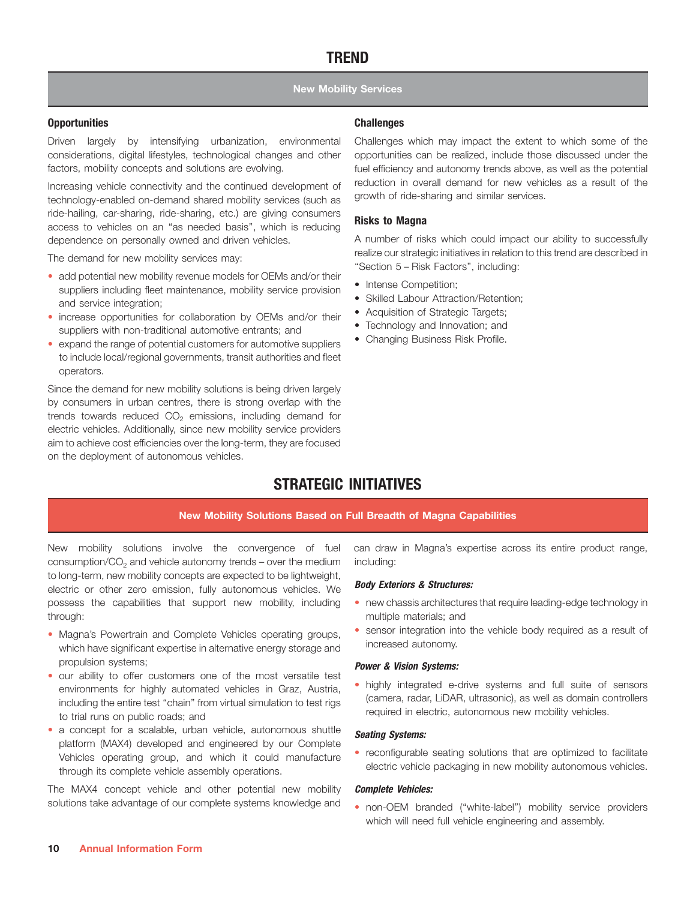# TREND

## New Mobility Services

### Opportunities

Driven largely by intensifying urbanization, environmental considerations, digital lifestyles, technological changes and other factors, mobility concepts and solutions are evolving.

Increasing vehicle connectivity and the continued development of technology-enabled on-demand shared mobility services (such as ride-hailing, car-sharing, ride-sharing, etc.) are giving consumers access to vehicles on an "as needed basis", which is reducing dependence on personally owned and driven vehicles.

The demand for new mobility services may:

- add potential new mobility revenue models for OEMs and/or their suppliers including fleet maintenance, mobility service provision and service integration;
- increase opportunities for collaboration by OEMs and/or their suppliers with non-traditional automotive entrants; and
- expand the range of potential customers for automotive suppliers to include local/regional governments, transit authorities and fleet operators.

Since the demand for new mobility solutions is being driven largely by consumers in urban centres, there is strong overlap with the trends towards reduced $CO_2$ emissions, including demand for electric vehicles. Additionally, since new mobility service providers aim to achieve cost efficiencies over the long-term, they are focused on the deployment of autonomous vehicles.

### Challenges

Challenges which may impact the extent to which some of the opportunities can be realized, include those discussed under the fuel efficiency and autonomy trends above, as well as the potential reduction in overall demand for new vehicles as a result of the growth of ride-sharing and similar services.

### Risks to Magna

A number of risks which could impact our ability to successfully realize our strategic initiatives in relation to this trend are described in "Section 5 – Risk Factors", including:

- Intense Competition;
- Skilled Labour Attraction/Retention;
- Acquisition of Strategic Targets;
- Technology and Innovation; and
- Changing Business Risk Profile.

# STRATEGIC INITIATIVES

## New Mobility Solutions Based on Full Breadth of Magna Capabilities

New mobility solutions involve the convergence of fuel consumption/$CO_2$ and vehicle autonomy trends – over the medium to long-term, new mobility concepts are expected to be lightweight, electric or other zero emission, fully autonomous vehicles. We possess the capabilities that support new mobility, including through:

- Magna's Powertrain and Complete Vehicles operating groups, which have significant expertise in alternative energy storage and propulsion systems;
- our ability to offer customers one of the most versatile test environments for highly automated vehicles in Graz, Austria, including the entire test "chain" from virtual simulation to test rigs to trial runs on public roads; and
- a concept for a scalable, urban vehicle, autonomous shuttle platform (MAX4) developed and engineered by our Complete Vehicles operating group, and which it could manufacture through its complete vehicle assembly operations.

The MAX4 concept vehicle and other potential new mobility solutions take advantage of our complete systems knowledge and can draw in Magna's expertise across its entire product range, including:

***Body Exteriors & Structures:***

- new chassis architectures that require leading-edge technology in multiple materials; and
- sensor integration into the vehicle body required as a result of increased autonomy.

***Power & Vision Systems:***

- highly integrated e-drive systems and full suite of sensors (camera, radar, LiDAR, ultrasonic), as well as domain controllers required in electric, autonomous new mobility vehicles.

***Seating Systems:***

- reconfigurable seating solutions that are optimized to facilitate electric vehicle packaging in new mobility autonomous vehicles.

***Complete Vehicles:***

- non-OEM branded ("white-label") mobility service providers which will need full vehicle engineering and assembly.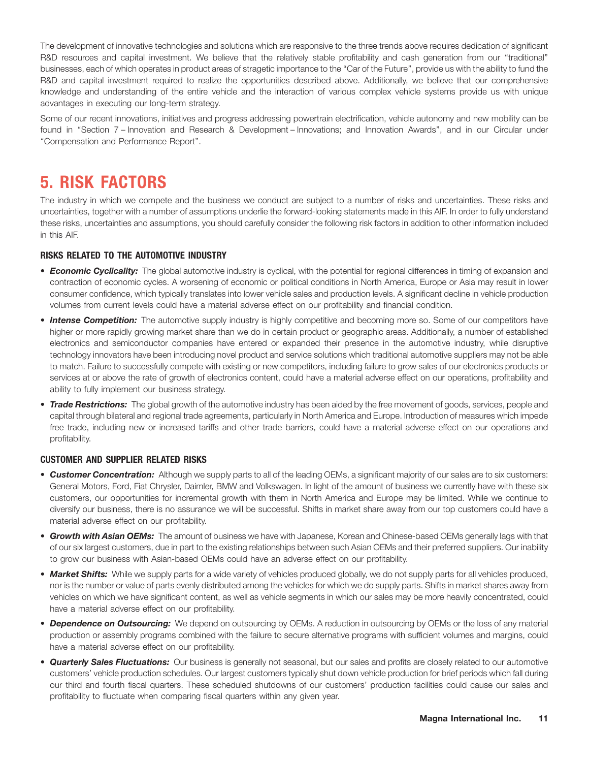The development of innovative technologies and solutions which are responsive to the three trends above requires dedication of significant R&D resources and capital investment. We believe that the relatively stable profitability and cash generation from our "traditional" businesses, each of which operates in product areas of stragetic importance to the "Car of the Future", provide us with the ability to fund the R&D and capital investment required to realize the opportunities described above. Additionally, we believe that our comprehensive knowledge and understanding of the entire vehicle and the interaction of various complex vehicle systems provide us with unique advantages in executing our long-term strategy.

Some of our recent innovations, initiatives and progress addressing powertrain electrification, vehicle autonomy and new mobility can be found in "Section 7 – Innovation and Research & Development – Innovations; and Innovation Awards", and in our Circular under "Compensation and Performance Report".

# 5. RISK FACTORS

The industry in which we compete and the business we conduct are subject to a number of risks and uncertainties. These risks and uncertainties, together with a number of assumptions underlie the forward-looking statements made in this AIF. In order to fully understand these risks, uncertainties and assumptions, you should carefully consider the following risk factors in addition to other information included in this AIF.

### RISKS RELATED TO THE AUTOMOTIVE INDUSTRY

- ***Economic Cyclicality:*** The global automotive industry is cyclical, with the potential for regional differences in timing of expansion and contraction of economic cycles. A worsening of economic or political conditions in North America, Europe or Asia may result in lower consumer confidence, which typically translates into lower vehicle sales and production levels. A significant decline in vehicle production volumes from current levels could have a material adverse effect on our profitability and financial condition.
- ***Intense Competition:*** The automotive supply industry is highly competitive and becoming more so. Some of our competitors have higher or more rapidly growing market share than we do in certain product or geographic areas. Additionally, a number of established electronics and semiconductor companies have entered or expanded their presence in the automotive industry, while disruptive technology innovators have been introducing novel product and service solutions which traditional automotive suppliers may not be able to match. Failure to successfully compete with existing or new competitors, including failure to grow sales of our electronics products or services at or above the rate of growth of electronics content, could have a material adverse effect on our operations, profitability and ability to fully implement our business strategy.
- ***Trade Restrictions:*** The global growth of the automotive industry has been aided by the free movement of goods, services, people and capital through bilateral and regional trade agreements, particularly in North America and Europe. Introduction of measures which impede free trade, including new or increased tariffs and other trade barriers, could have a material adverse effect on our operations and profitability.

### CUSTOMER AND SUPPLIER RELATED RISKS

- ***Customer Concentration:*** Although we supply parts to all of the leading OEMs, a significant majority of our sales are to six customers: General Motors, Ford, Fiat Chrysler, Daimler, BMW and Volkswagen. In light of the amount of business we currently have with these six customers, our opportunities for incremental growth with them in North America and Europe may be limited. While we continue to diversify our business, there is no assurance we will be successful. Shifts in market share away from our top customers could have a material adverse effect on our profitability.
- ***Growth with Asian OEMs:*** The amount of business we have with Japanese, Korean and Chinese-based OEMs generally lags with that of our six largest customers, due in part to the existing relationships between such Asian OEMs and their preferred suppliers. Our inability to grow our business with Asian-based OEMs could have an adverse effect on our profitability.
- ***Market Shifts:*** While we supply parts for a wide variety of vehicles produced globally, we do not supply parts for all vehicles produced, nor is the number or value of parts evenly distributed among the vehicles for which we do supply parts. Shifts in market shares away from vehicles on which we have significant content, as well as vehicle segments in which our sales may be more heavily concentrated, could have a material adverse effect on our profitability.
- ***Dependence on Outsourcing:*** We depend on outsourcing by OEMs. A reduction in outsourcing by OEMs or the loss of any material production or assembly programs combined with the failure to secure alternative programs with sufficient volumes and margins, could have a material adverse effect on our profitability.
- ***Quarterly Sales Fluctuations:*** Our business is generally not seasonal, but our sales and profits are closely related to our automotive customers' vehicle production schedules. Our largest customers typically shut down vehicle production for brief periods which fall during our third and fourth fiscal quarters. These scheduled shutdowns of our customers' production facilities could cause our sales and profitability to fluctuate when comparing fiscal quarters within any given year.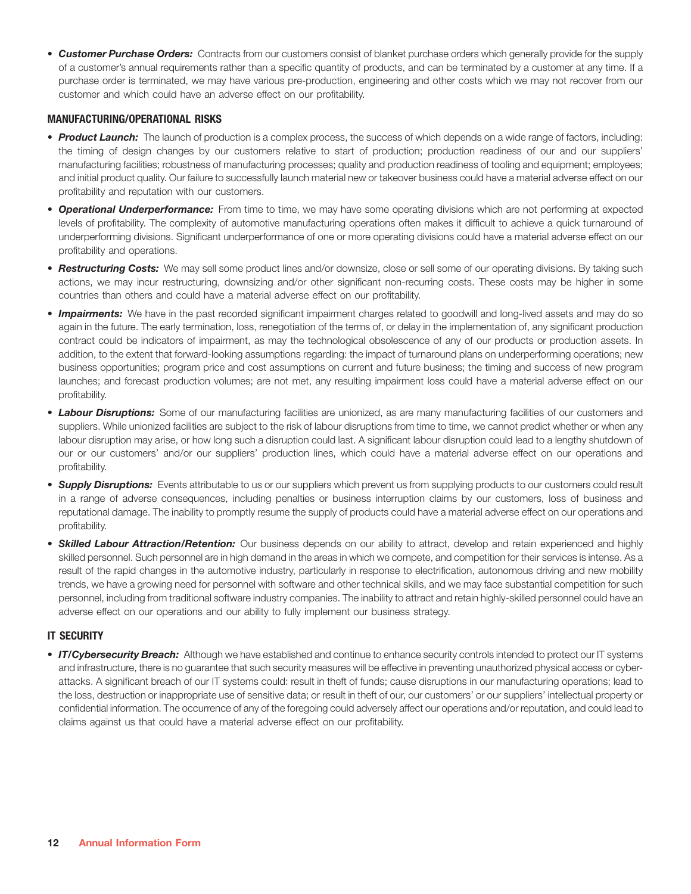- ***Customer Purchase Orders:*** Contracts from our customers consist of blanket purchase orders which generally provide for the supply of a customer's annual requirements rather than a specific quantity of products, and can be terminated by a customer at any time. If a purchase order is terminated, we may have various pre-production, engineering and other costs which we may not recover from our customer and which could have an adverse effect on our profitability.

### MANUFACTURING/OPERATIONAL RISKS

- ***Product Launch:*** The launch of production is a complex process, the success of which depends on a wide range of factors, including: the timing of design changes by our customers relative to start of production; production readiness of our and our suppliers' manufacturing facilities; robustness of manufacturing processes; quality and production readiness of tooling and equipment; employees; and initial product quality. Our failure to successfully launch material new or takeover business could have a material adverse effect on our profitability and reputation with our customers.
- ***Operational Underperformance:*** From time to time, we may have some operating divisions which are not performing at expected levels of profitability. The complexity of automotive manufacturing operations often makes it difficult to achieve a quick turnaround of underperforming divisions. Significant underperformance of one or more operating divisions could have a material adverse effect on our profitability and operations.
- ***Restructuring Costs:*** We may sell some product lines and/or downsize, close or sell some of our operating divisions. By taking such actions, we may incur restructuring, downsizing and/or other significant non-recurring costs. These costs may be higher in some countries than others and could have a material adverse effect on our profitability.
- ***Impairments:*** We have in the past recorded significant impairment charges related to goodwill and long-lived assets and may do so again in the future. The early termination, loss, renegotiation of the terms of, or delay in the implementation of, any significant production contract could be indicators of impairment, as may the technological obsolescence of any of our products or production assets. In addition, to the extent that forward-looking assumptions regarding: the impact of turnaround plans on underperforming operations; new business opportunities; program price and cost assumptions on current and future business; the timing and success of new program launches; and forecast production volumes; are not met, any resulting impairment loss could have a material adverse effect on our profitability.
- ***Labour Disruptions:*** Some of our manufacturing facilities are unionized, as are many manufacturing facilities of our customers and suppliers. While unionized facilities are subject to the risk of labour disruptions from time to time, we cannot predict whether or when any labour disruption may arise, or how long such a disruption could last. A significant labour disruption could lead to a lengthy shutdown of our or our customers' and/or our suppliers' production lines, which could have a material adverse effect on our operations and profitability.
- ***Supply Disruptions:*** Events attributable to us or our suppliers which prevent us from supplying products to our customers could result in a range of adverse consequences, including penalties or business interruption claims by our customers, loss of business and reputational damage. The inability to promptly resume the supply of products could have a material adverse effect on our operations and profitability.
- ***Skilled Labour Attraction/Retention:*** Our business depends on our ability to attract, develop and retain experienced and highly skilled personnel. Such personnel are in high demand in the areas in which we compete, and competition for their services is intense. As a result of the rapid changes in the automotive industry, particularly in response to electrification, autonomous driving and new mobility trends, we have a growing need for personnel with software and other technical skills, and we may face substantial competition for such personnel, including from traditional software industry companies. The inability to attract and retain highly-skilled personnel could have an adverse effect on our operations and our ability to fully implement our business strategy.

### IT SECURITY

- ***IT/Cybersecurity Breach:*** Although we have established and continue to enhance security controls intended to protect our IT systems and infrastructure, there is no guarantee that such security measures will be effective in preventing unauthorized physical access or cyber-attacks. A significant breach of our IT systems could: result in theft of funds; cause disruptions in our manufacturing operations; lead to the loss, destruction or inappropriate use of sensitive data; or result in theft of our, our customers' or our suppliers' intellectual property or confidential information. The occurrence of any of the foregoing could adversely affect our operations and/or reputation, and could lead to claims against us that could have a material adverse effect on our profitability.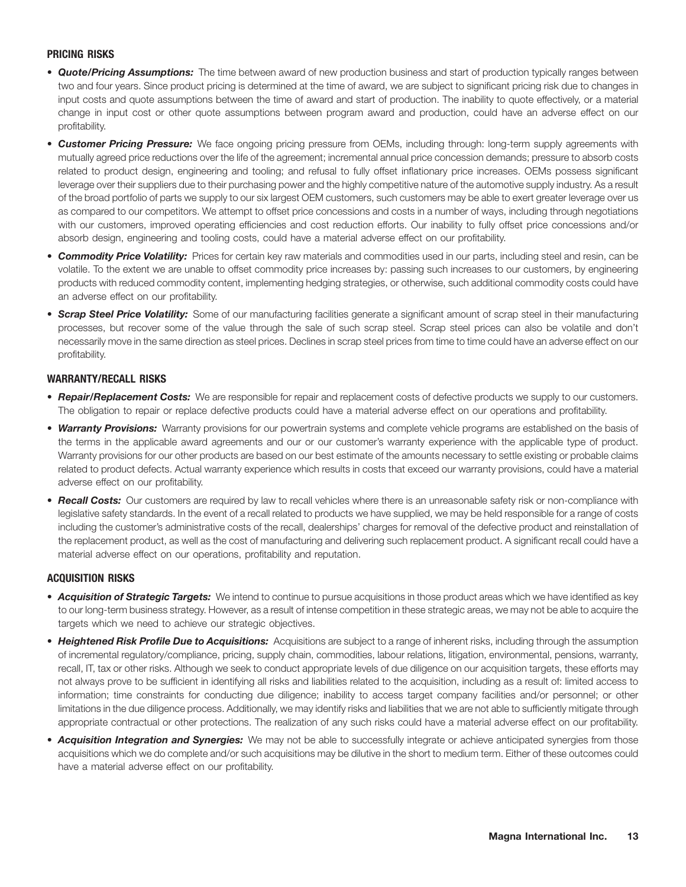## PRICING RISKS

- ***Quote/Pricing Assumptions:*** The time between award of new production business and start of production typically ranges between two and four years. Since product pricing is determined at the time of award, we are subject to significant pricing risk due to changes in input costs and quote assumptions between the time of award and start of production. The inability to quote effectively, or a material change in input cost or other quote assumptions between program award and production, could have an adverse effect on our profitability.
- ***Customer Pricing Pressure:*** We face ongoing pricing pressure from OEMs, including through: long-term supply agreements with mutually agreed price reductions over the life of the agreement; incremental annual price concession demands; pressure to absorb costs related to product design, engineering and tooling; and refusal to fully offset inflationary price increases. OEMs possess significant leverage over their suppliers due to their purchasing power and the highly competitive nature of the automotive supply industry. As a result of the broad portfolio of parts we supply to our six largest OEM customers, such customers may be able to exert greater leverage over us as compared to our competitors. We attempt to offset price concessions and costs in a number of ways, including through negotiations with our customers, improved operating efficiencies and cost reduction efforts. Our inability to fully offset price concessions and/or absorb design, engineering and tooling costs, could have a material adverse effect on our profitability.
- ***Commodity Price Volatility:*** Prices for certain key raw materials and commodities used in our parts, including steel and resin, can be volatile. To the extent we are unable to offset commodity price increases by: passing such increases to our customers, by engineering products with reduced commodity content, implementing hedging strategies, or otherwise, such additional commodity costs could have an adverse effect on our profitability.
- ***Scrap Steel Price Volatility:*** Some of our manufacturing facilities generate a significant amount of scrap steel in their manufacturing processes, but recover some of the value through the sale of such scrap steel. Scrap steel prices can also be volatile and don't necessarily move in the same direction as steel prices. Declines in scrap steel prices from time to time could have an adverse effect on our profitability.

## WARRANTY/RECALL RISKS

- ***Repair/Replacement Costs:*** We are responsible for repair and replacement costs of defective products we supply to our customers. The obligation to repair or replace defective products could have a material adverse effect on our operations and profitability.
- ***Warranty Provisions:*** Warranty provisions for our powertrain systems and complete vehicle programs are established on the basis of the terms in the applicable award agreements and our or our customer's warranty experience with the applicable type of product. Warranty provisions for our other products are based on our best estimate of the amounts necessary to settle existing or probable claims related to product defects. Actual warranty experience which results in costs that exceed our warranty provisions, could have a material adverse effect on our profitability.
- ***Recall Costs:*** Our customers are required by law to recall vehicles where there is an unreasonable safety risk or non-compliance with legislative safety standards. In the event of a recall related to products we have supplied, we may be held responsible for a range of costs including the customer's administrative costs of the recall, dealerships' charges for removal of the defective product and reinstallation of the replacement product, as well as the cost of manufacturing and delivering such replacement product. A significant recall could have a material adverse effect on our operations, profitability and reputation.

## ACQUISITION RISKS

- ***Acquisition of Strategic Targets:*** We intend to continue to pursue acquisitions in those product areas which we have identified as key to our long-term business strategy. However, as a result of intense competition in these strategic areas, we may not be able to acquire the targets which we need to achieve our strategic objectives.
- ***Heightened Risk Profile Due to Acquisitions:*** Acquisitions are subject to a range of inherent risks, including through the assumption of incremental regulatory/compliance, pricing, supply chain, commodities, labour relations, litigation, environmental, pensions, warranty, recall, IT, tax or other risks. Although we seek to conduct appropriate levels of due diligence on our acquisition targets, these efforts may not always prove to be sufficient in identifying all risks and liabilities related to the acquisition, including as a result of: limited access to information; time constraints for conducting due diligence; inability to access target company facilities and/or personnel; or other limitations in the due diligence process. Additionally, we may identify risks and liabilities that we are not able to sufficiently mitigate through appropriate contractual or other protections. The realization of any such risks could have a material adverse effect on our profitability.
- ***Acquisition Integration and Synergies:*** We may not be able to successfully integrate or achieve anticipated synergies from those acquisitions which we do complete and/or such acquisitions may be dilutive in the short to medium term. Either of these outcomes could have a material adverse effect on our profitability.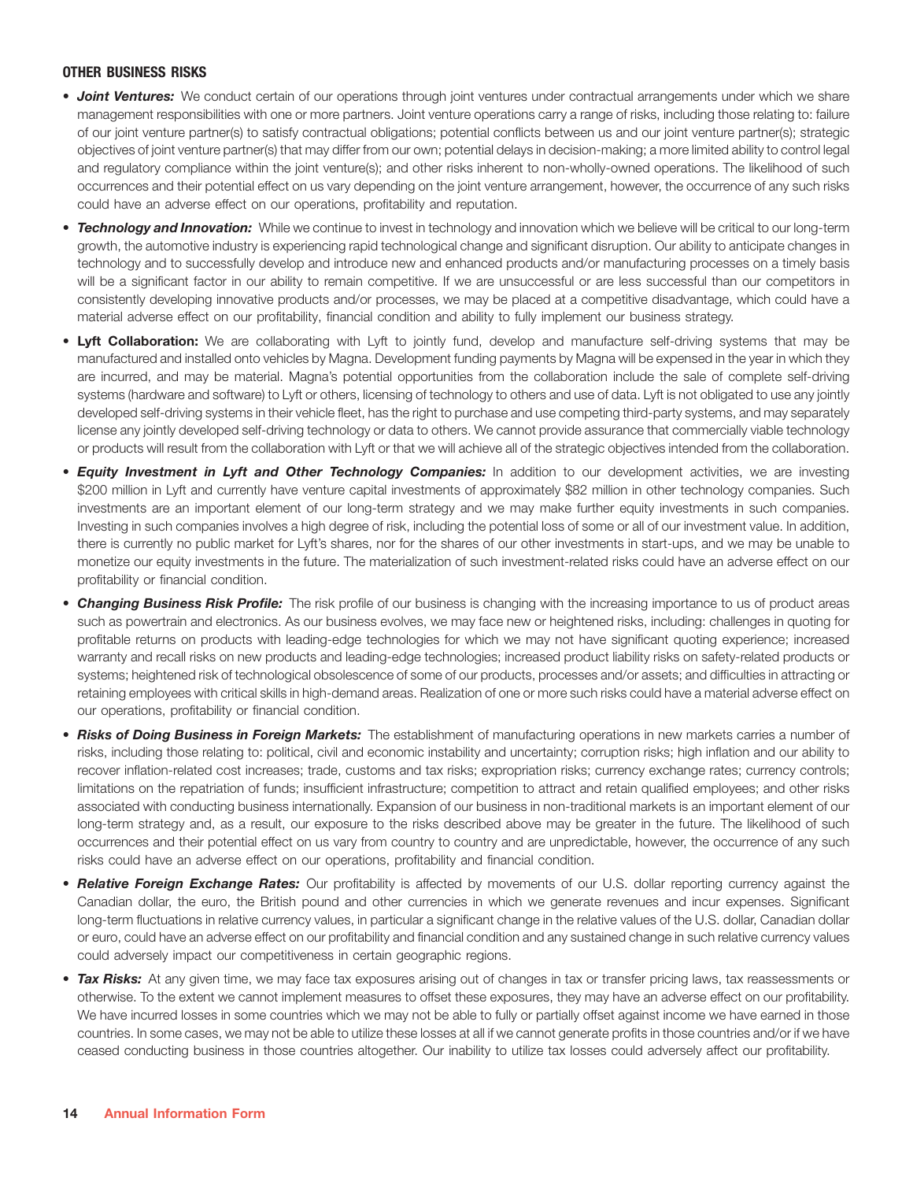## OTHER BUSINESS RISKS

- ***Joint Ventures:*** We conduct certain of our operations through joint ventures under contractual arrangements under which we share management responsibilities with one or more partners. Joint venture operations carry a range of risks, including those relating to: failure of our joint venture partner(s) to satisfy contractual obligations; potential conflicts between us and our joint venture partner(s); strategic objectives of joint venture partner(s) that may differ from our own; potential delays in decision-making; a more limited ability to control legal and regulatory compliance within the joint venture(s); and other risks inherent to non-wholly-owned operations. The likelihood of such occurrences and their potential effect on us vary depending on the joint venture arrangement, however, the occurrence of any such risks could have an adverse effect on our operations, profitability and reputation.
- ***Technology and Innovation:*** While we continue to invest in technology and innovation which we believe will be critical to our long-term growth, the automotive industry is experiencing rapid technological change and significant disruption. Our ability to anticipate changes in technology and to successfully develop and introduce new and enhanced products and/or manufacturing processes on a timely basis will be a significant factor in our ability to remain competitive. If we are unsuccessful or are less successful than our competitors in consistently developing innovative products and/or processes, we may be placed at a competitive disadvantage, which could have a material adverse effect on our profitability, financial condition and ability to fully implement our business strategy.
- **Lyft Collaboration:** We are collaborating with Lyft to jointly fund, develop and manufacture self-driving systems that may be manufactured and installed onto vehicles by Magna. Development funding payments by Magna will be expensed in the year in which they are incurred, and may be material. Magna's potential opportunities from the collaboration include the sale of complete self-driving systems (hardware and software) to Lyft or others, licensing of technology to others and use of data. Lyft is not obligated to use any jointly developed self-driving systems in their vehicle fleet, has the right to purchase and use competing third-party systems, and may separately license any jointly developed self-driving technology or data to others. We cannot provide assurance that commercially viable technology or products will result from the collaboration with Lyft or that we will achieve all of the strategic objectives intended from the collaboration.
- ***Equity Investment in Lyft and Other Technology Companies:*** In addition to our development activities, we are investing $200 million in Lyft and currently have venture capital investments of approximately $82 million in other technology companies. Such investments are an important element of our long-term strategy and we may make further equity investments in such companies. Investing in such companies involves a high degree of risk, including the potential loss of some or all of our investment value. In addition, there is currently no public market for Lyft's shares, nor for the shares of our other investments in start-ups, and we may be unable to monetize our equity investments in the future. The materialization of such investment-related risks could have an adverse effect on our profitability or financial condition.
- ***Changing Business Risk Profile:*** The risk profile of our business is changing with the increasing importance to us of product areas such as powertrain and electronics. As our business evolves, we may face new or heightened risks, including: challenges in quoting for profitable returns on products with leading-edge technologies for which we may not have significant quoting experience; increased warranty and recall risks on new products and leading-edge technologies; increased product liability risks on safety-related products or systems; heightened risk of technological obsolescence of some of our products, processes and/or assets; and difficulties in attracting or retaining employees with critical skills in high-demand areas. Realization of one or more such risks could have a material adverse effect on our operations, profitability or financial condition.
- ***Risks of Doing Business in Foreign Markets:*** The establishment of manufacturing operations in new markets carries a number of risks, including those relating to: political, civil and economic instability and uncertainty; corruption risks; high inflation and our ability to recover inflation-related cost increases; trade, customs and tax risks; expropriation risks; currency exchange rates; currency controls; limitations on the repatriation of funds; insufficient infrastructure; competition to attract and retain qualified employees; and other risks associated with conducting business internationally. Expansion of our business in non-traditional markets is an important element of our long-term strategy and, as a result, our exposure to the risks described above may be greater in the future. The likelihood of such occurrences and their potential effect on us vary from country to country and are unpredictable, however, the occurrence of any such risks could have an adverse effect on our operations, profitability and financial condition.
- ***Relative Foreign Exchange Rates:*** Our profitability is affected by movements of our U.S. dollar reporting currency against the Canadian dollar, the euro, the British pound and other currencies in which we generate revenues and incur expenses. Significant long-term fluctuations in relative currency values, in particular a significant change in the relative values of the U.S. dollar, Canadian dollar or euro, could have an adverse effect on our profitability and financial condition and any sustained change in such relative currency values could adversely impact our competitiveness in certain geographic regions.
- ***Tax Risks:*** At any given time, we may face tax exposures arising out of changes in tax or transfer pricing laws, tax reassessments or otherwise. To the extent we cannot implement measures to offset these exposures, they may have an adverse effect on our profitability. We have incurred losses in some countries which we may not be able to fully or partially offset against income we have earned in those countries. In some cases, we may not be able to utilize these losses at all if we cannot generate profits in those countries and/or if we have ceased conducting business in those countries altogether. Our inability to utilize tax losses could adversely affect our profitability.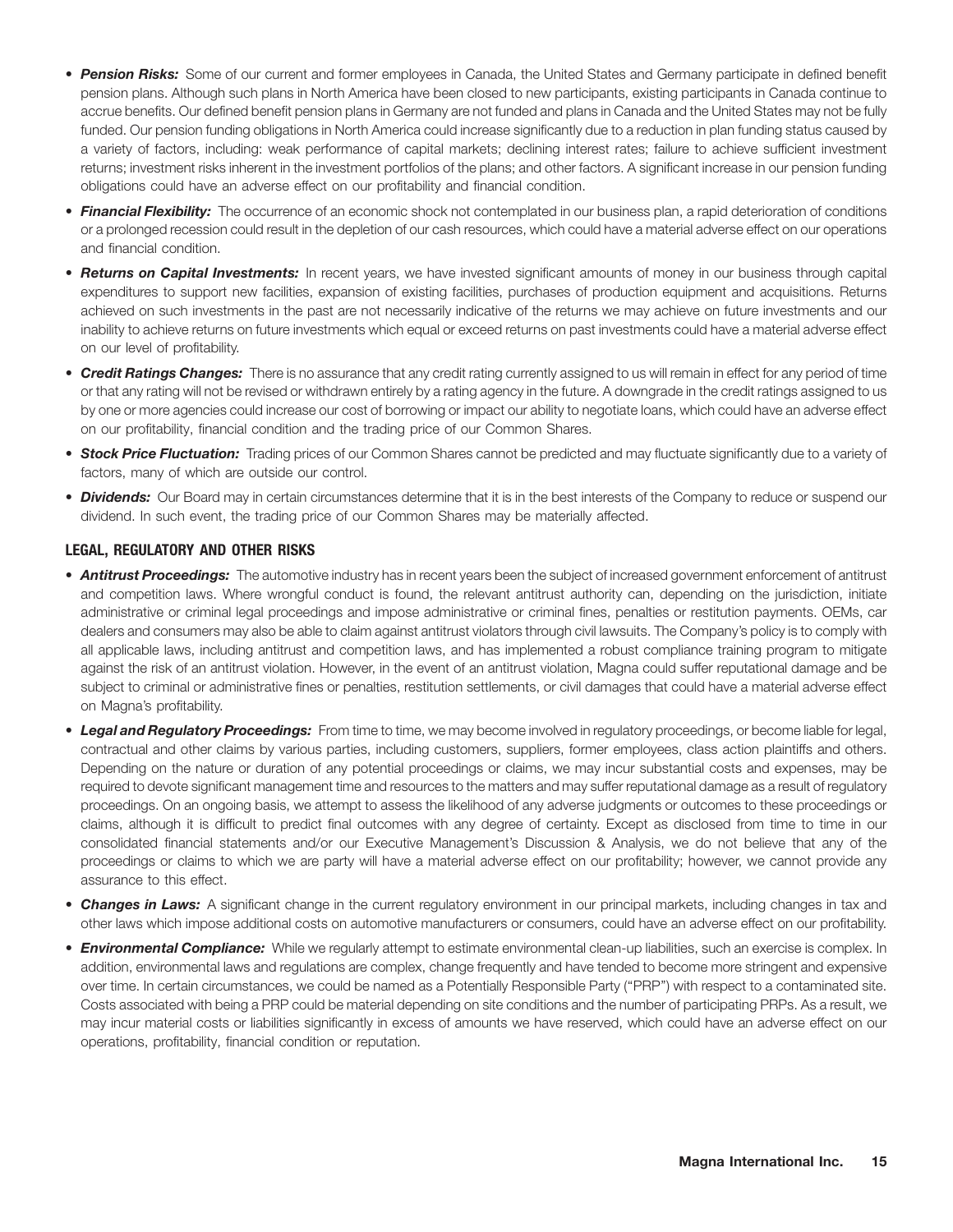- ***Pension Risks:*** Some of our current and former employees in Canada, the United States and Germany participate in defined benefit pension plans. Although such plans in North America have been closed to new participants, existing participants in Canada continue to accrue benefits. Our defined benefit pension plans in Germany are not funded and plans in Canada and the United States may not be fully funded. Our pension funding obligations in North America could increase significantly due to a reduction in plan funding status caused by a variety of factors, including: weak performance of capital markets; declining interest rates; failure to achieve sufficient investment returns; investment risks inherent in the investment portfolios of the plans; and other factors. A significant increase in our pension funding obligations could have an adverse effect on our profitability and financial condition.
- ***Financial Flexibility:*** The occurrence of an economic shock not contemplated in our business plan, a rapid deterioration of conditions or a prolonged recession could result in the depletion of our cash resources, which could have a material adverse effect on our operations and financial condition.
- ***Returns on Capital Investments:*** In recent years, we have invested significant amounts of money in our business through capital expenditures to support new facilities, expansion of existing facilities, purchases of production equipment and acquisitions. Returns achieved on such investments in the past are not necessarily indicative of the returns we may achieve on future investments and our inability to achieve returns on future investments which equal or exceed returns on past investments could have a material adverse effect on our level of profitability.
- ***Credit Ratings Changes:*** There is no assurance that any credit rating currently assigned to us will remain in effect for any period of time or that any rating will not be revised or withdrawn entirely by a rating agency in the future. A downgrade in the credit ratings assigned to us by one or more agencies could increase our cost of borrowing or impact our ability to negotiate loans, which could have an adverse effect on our profitability, financial condition and the trading price of our Common Shares.
- ***Stock Price Fluctuation:*** Trading prices of our Common Shares cannot be predicted and may fluctuate significantly due to a variety of factors, many of which are outside our control.
- ***Dividends:*** Our Board may in certain circumstances determine that it is in the best interests of the Company to reduce or suspend our dividend. In such event, the trading price of our Common Shares may be materially affected.

## LEGAL, REGULATORY AND OTHER RISKS

- ***Antitrust Proceedings:*** The automotive industry has in recent years been the subject of increased government enforcement of antitrust and competition laws. Where wrongful conduct is found, the relevant antitrust authority can, depending on the jurisdiction, initiate administrative or criminal legal proceedings and impose administrative or criminal fines, penalties or restitution payments. OEMs, car dealers and consumers may also be able to claim against antitrust violators through civil lawsuits. The Company's policy is to comply with all applicable laws, including antitrust and competition laws, and has implemented a robust compliance training program to mitigate against the risk of an antitrust violation. However, in the event of an antitrust violation, Magna could suffer reputational damage and be subject to criminal or administrative fines or penalties, restitution settlements, or civil damages that could have a material adverse effect on Magna's profitability.
- ***Legal and Regulatory Proceedings:*** From time to time, we may become involved in regulatory proceedings, or become liable for legal, contractual and other claims by various parties, including customers, suppliers, former employees, class action plaintiffs and others. Depending on the nature or duration of any potential proceedings or claims, we may incur substantial costs and expenses, may be required to devote significant management time and resources to the matters and may suffer reputational damage as a result of regulatory proceedings. On an ongoing basis, we attempt to assess the likelihood of any adverse judgments or outcomes to these proceedings or claims, although it is difficult to predict final outcomes with any degree of certainty. Except as disclosed from time to time in our consolidated financial statements and/or our Executive Management's Discussion & Analysis, we do not believe that any of the proceedings or claims to which we are party will have a material adverse effect on our profitability; however, we cannot provide any assurance to this effect.
- ***Changes in Laws:*** A significant change in the current regulatory environment in our principal markets, including changes in tax and other laws which impose additional costs on automotive manufacturers or consumers, could have an adverse effect on our profitability.
- ***Environmental Compliance:*** While we regularly attempt to estimate environmental clean-up liabilities, such an exercise is complex. In addition, environmental laws and regulations are complex, change frequently and have tended to become more stringent and expensive over time. In certain circumstances, we could be named as a Potentially Responsible Party ("PRP") with respect to a contaminated site. Costs associated with being a PRP could be material depending on site conditions and the number of participating PRPs. As a result, we may incur material costs or liabilities significantly in excess of amounts we have reserved, which could have an adverse effect on our operations, profitability, financial condition or reputation.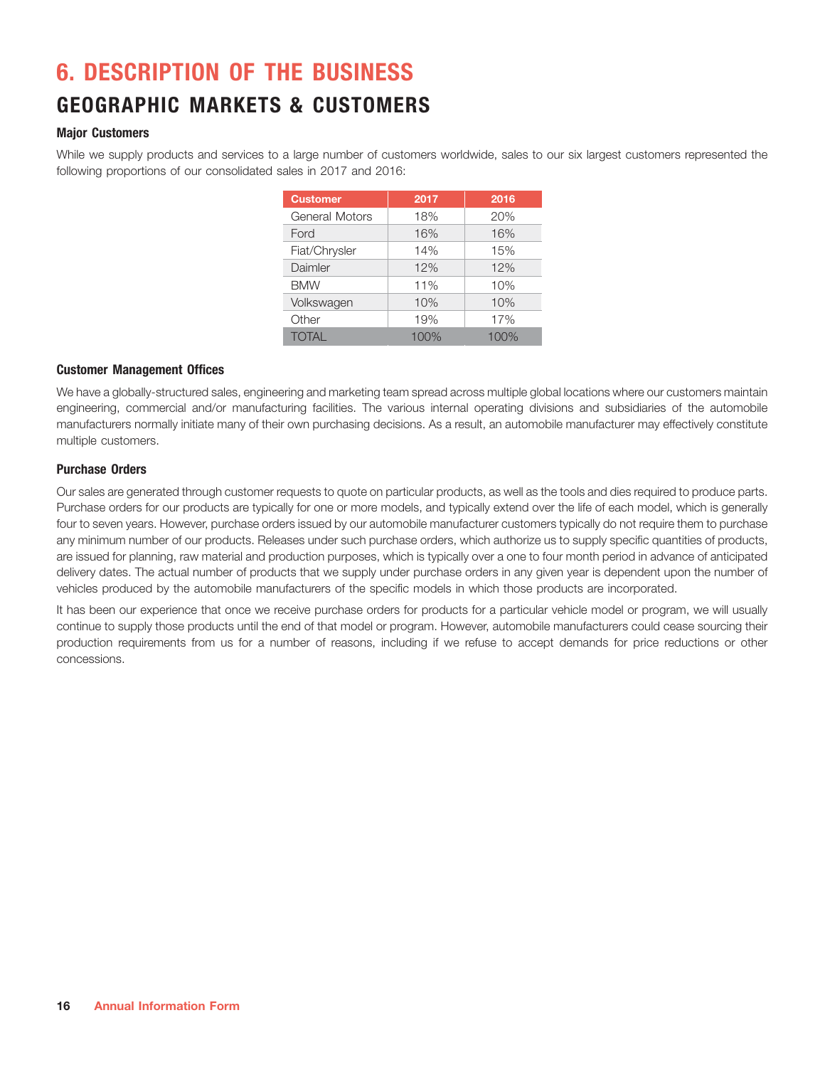# 6. DESCRIPTION OF THE BUSINESS

## GEOGRAPHIC MARKETS & CUSTOMERS

### Major Customers

While we supply products and services to a large number of customers worldwide, sales to our six largest customers represented the following proportions of our consolidated sales in 2017 and 2016:

| Customer | 2017 | 2016 |
|---|---|---|
| General Motors | 18% | 20% |
| Ford | 16% | 16% |
| Fiat/Chrysler | 14% | 15% |
| Daimler | 12% | 12% |
| BMW | 11% | 10% |
| Volkswagen | 10% | 10% |
| Other | 19% | 17% |
| TOTAL | 100% | 100% |

### Customer Management Offices

We have a globally-structured sales, engineering and marketing team spread across multiple global locations where our customers maintain engineering, commercial and/or manufacturing facilities. The various internal operating divisions and subsidiaries of the automobile manufacturers normally initiate many of their own purchasing decisions. As a result, an automobile manufacturer may effectively constitute multiple customers.

### Purchase Orders

Our sales are generated through customer requests to quote on particular products, as well as the tools and dies required to produce parts. Purchase orders for our products are typically for one or more models, and typically extend over the life of each model, which is generally four to seven years. However, purchase orders issued by our automobile manufacturer customers typically do not require them to purchase any minimum number of our products. Releases under such purchase orders, which authorize us to supply specific quantities of products, are issued for planning, raw material and production purposes, which is typically over a one to four month period in advance of anticipated delivery dates. The actual number of products that we supply under purchase orders in any given year is dependent upon the number of vehicles produced by the automobile manufacturers of the specific models in which those products are incorporated.

It has been our experience that once we receive purchase orders for products for a particular vehicle model or program, we will usually continue to supply those products until the end of that model or program. However, automobile manufacturers could cease sourcing their production requirements from us for a number of reasons, including if we refuse to accept demands for price reductions or other concessions.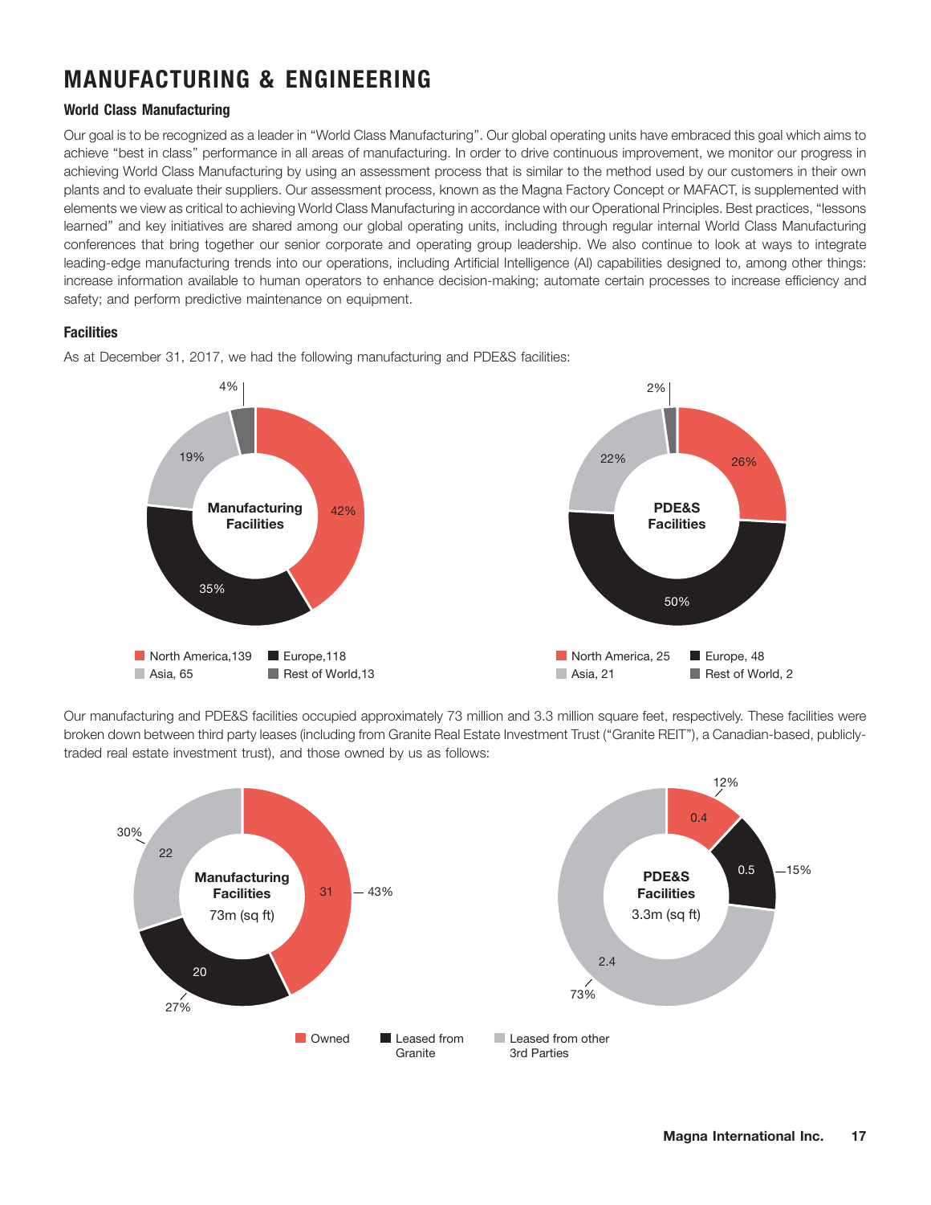# MANUFACTURING & ENGINEERING

### World Class Manufacturing

Our goal is to be recognized as a leader in "World Class Manufacturing". Our global operating units have embraced this goal which aims to achieve "best in class" performance in all areas of manufacturing. In order to drive continuous improvement, we monitor our progress in achieving World Class Manufacturing by using an assessment process that is similar to the method used by our customers in their own plants and to evaluate their suppliers. Our assessment process, known as the Magna Factory Concept or MAFACT, is supplemented with elements we view as critical to achieving World Class Manufacturing in accordance with our Operational Principles. Best practices, "lessons learned" and key initiatives are shared among our global operating units, including through regular internal World Class Manufacturing conferences that bring together our senior corporate and operating group leadership. We also continue to look at ways to integrate leading-edge manufacturing trends into our operations, including Artificial Intelligence (AI) capabilities designed to, among other things: increase information available to human operators to enhance decision-making; automate certain processes to increase efficiency and safety; and perform predictive maintenance on equipment.

### Facilities

As at December 31, 2017, we had the following manufacturing and PDE&S facilities:

**Manufacturing Facilities**

| Region | Number | % |
|---|---|---|
| North America | 139 | 42% |
| Europe | 118 | 35% |
| Asia | 65 | 19% |
| Rest of World | 13 | 4% |

**PDE&S Facilities**

| Region | Number | % |
|---|---|---|
| North America | 25 | 26% |
| Europe | 48 | 50% |
| Asia | 21 | 22% |
| Rest of World | 2 | 2% |

Our manufacturing and PDE&S facilities occupied approximately 73 million and 3.3 million square feet, respectively. These facilities were broken down between third party leases (including from Granite Real Estate Investment Trust ("Granite REIT"), a Canadian-based, publicly-traded real estate investment trust), and those owned by us as follows:

**Manufacturing Facilities 73m (sq ft)**

| Category | sq ft (m) | % |
|---|---|---|
| Owned | 31 | 43% |
| Leased from Granite | 20 | 27% |
| Leased from other 3rd Parties | 22 | 30% |

**PDE&S Facilities 3.3m (sq ft)**

| Category | sq ft (m) | % |
|---|---|---|
| Owned | 0.4 | 12% |
| Leased from Granite | 0.5 | 15% |
| Leased from other 3rd Parties | 2.4 | 73% |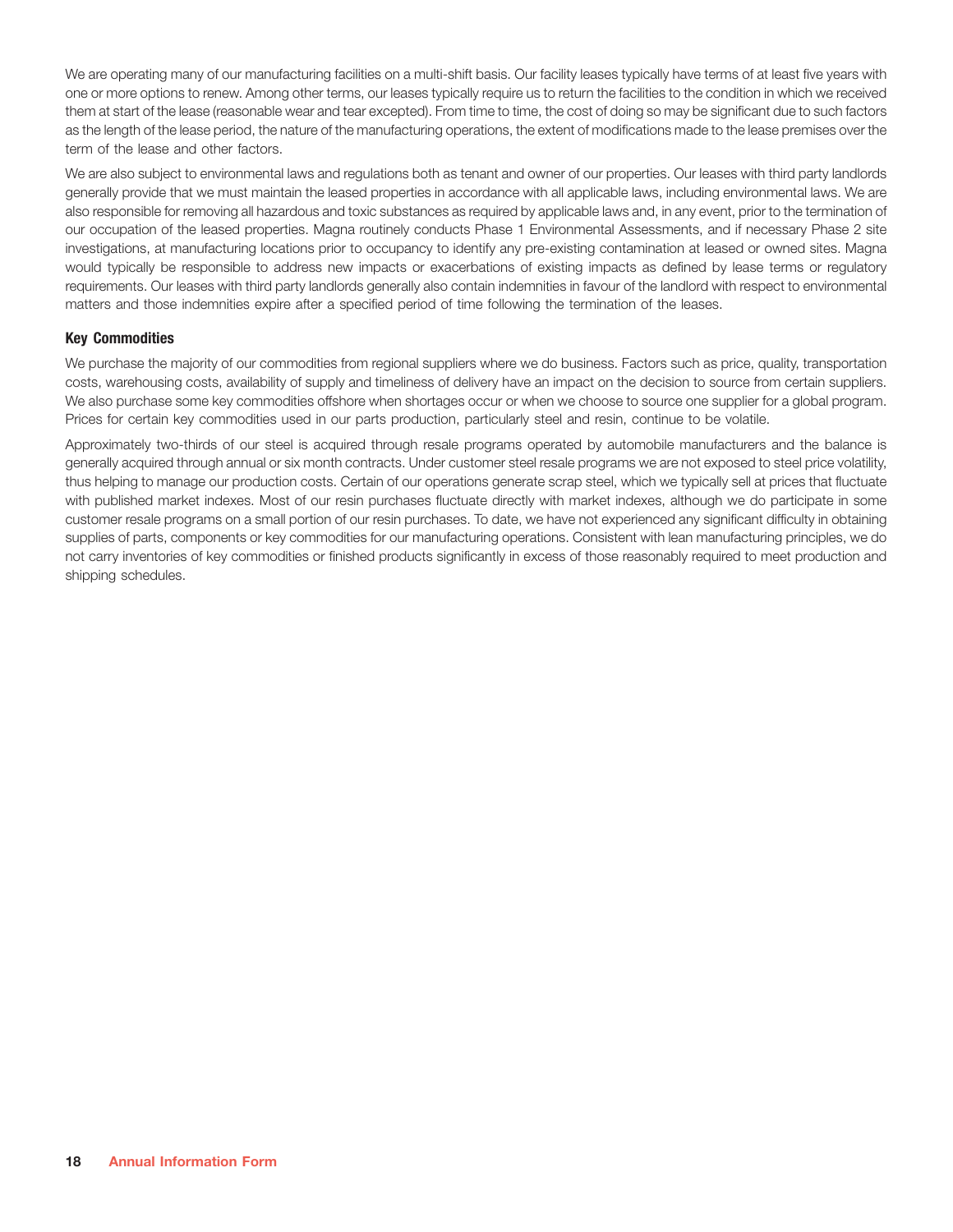We are operating many of our manufacturing facilities on a multi-shift basis. Our facility leases typically have terms of at least five years with one or more options to renew. Among other terms, our leases typically require us to return the facilities to the condition in which we received them at start of the lease (reasonable wear and tear excepted). From time to time, the cost of doing so may be significant due to such factors as the length of the lease period, the nature of the manufacturing operations, the extent of modifications made to the lease premises over the term of the lease and other factors.

We are also subject to environmental laws and regulations both as tenant and owner of our properties. Our leases with third party landlords generally provide that we must maintain the leased properties in accordance with all applicable laws, including environmental laws. We are also responsible for removing all hazardous and toxic substances as required by applicable laws and, in any event, prior to the termination of our occupation of the leased properties. Magna routinely conducts Phase 1 Environmental Assessments, and if necessary Phase 2 site investigations, at manufacturing locations prior to occupancy to identify any pre-existing contamination at leased or owned sites. Magna would typically be responsible to address new impacts or exacerbations of existing impacts as defined by lease terms or regulatory requirements. Our leases with third party landlords generally also contain indemnities in favour of the landlord with respect to environmental matters and those indemnities expire after a specified period of time following the termination of the leases.

### Key Commodities

We purchase the majority of our commodities from regional suppliers where we do business. Factors such as price, quality, transportation costs, warehousing costs, availability of supply and timeliness of delivery have an impact on the decision to source from certain suppliers. We also purchase some key commodities offshore when shortages occur or when we choose to source one supplier for a global program. Prices for certain key commodities used in our parts production, particularly steel and resin, continue to be volatile.

Approximately two-thirds of our steel is acquired through resale programs operated by automobile manufacturers and the balance is generally acquired through annual or six month contracts. Under customer steel resale programs we are not exposed to steel price volatility, thus helping to manage our production costs. Certain of our operations generate scrap steel, which we typically sell at prices that fluctuate with published market indexes. Most of our resin purchases fluctuate directly with market indexes, although we do participate in some customer resale programs on a small portion of our resin purchases. To date, we have not experienced any significant difficulty in obtaining supplies of parts, components or key commodities for our manufacturing operations. Consistent with lean manufacturing principles, we do not carry inventories of key commodities or finished products significantly in excess of those reasonably required to meet production and shipping schedules.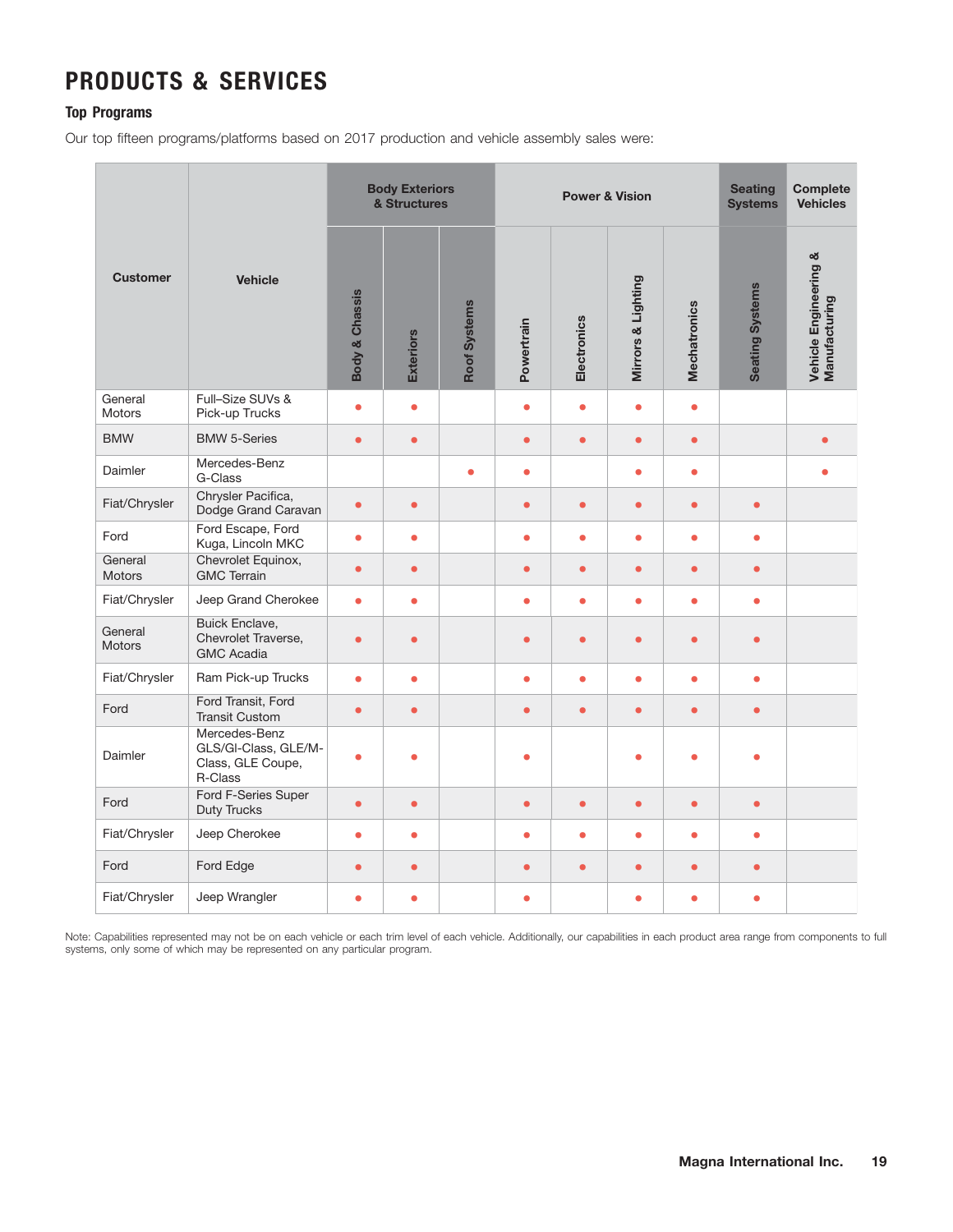# PRODUCTS & SERVICES

### Top Programs

Our top fifteen programs/platforms based on 2017 production and vehicle assembly sales were:

| Customer | Vehicle | Body Exteriors & Structures | | | Power & Vision | | | | Seating Systems | Complete Vehicles |
|---|---|---|---|---|---|---|---|---|---|---|
| | | Body & Chassis | Exteriors | Roof Systems | Powertrain | Electronics | Mirrors & Lighting | Mechatronics | Seating Systems | Vehicle Engineering & Manufacturing |
| General Motors | Full–Size SUVs & Pick-up Trucks | • | • | | • | • | • | • | | |
| BMW | BMW 5-Series | • | • | | • | • | • | • | | • |
| Daimler | Mercedes-Benz G-Class | | | • | • | | • | • | | • |
| Fiat/Chrysler | Chrysler Pacifica, Dodge Grand Caravan | • | • | | • | • | • | • | • | |
| Ford | Ford Escape, Ford Kuga, Lincoln MKC | • | • | | • | • | • | • | • | |
| General Motors | Chevrolet Equinox, GMC Terrain | • | • | | • | • | • | • | • | |
| Fiat/Chrysler | Jeep Grand Cherokee | • | • | | • | • | • | • | • | |
| General Motors | Buick Enclave, Chevrolet Traverse, GMC Acadia | • | • | | • | • | • | • | • | |
| Fiat/Chrysler | Ram Pick-up Trucks | • | • | | • | • | • | • | • | |
| Ford | Ford Transit, Ford Transit Custom | • | • | | • | • | • | • | • | |
| Daimler | Mercedes-Benz GLS/Gl-Class, GLE/M-Class, GLE Coupe, R-Class | • | • | | • | | • | • | • | |
| Ford | Ford F-Series Super Duty Trucks | • | • | | • | • | • | • | • | |
| Fiat/Chrysler | Jeep Cherokee | • | • | | • | • | • | • | • | |
| Ford | Ford Edge | • | • | | • | • | • | • | • | |
| Fiat/Chrysler | Jeep Wrangler | • | • | | • | | • | • | • | |

Note: Capabilities represented may not be on each vehicle or each trim level of each vehicle. Additionally, our capabilities in each product area range from components to full systems, only some of which may be represented on any particular program.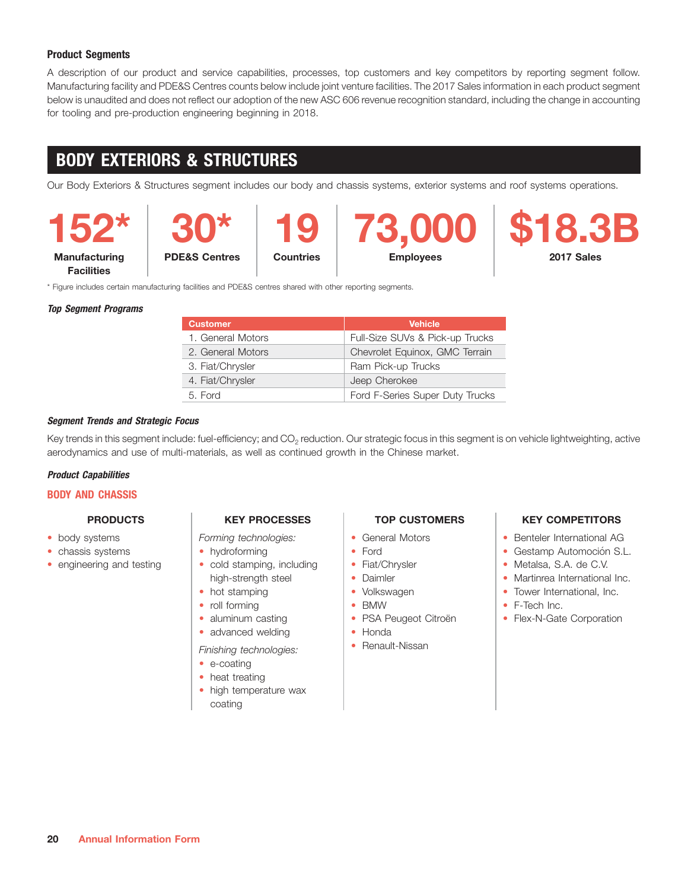### Product Segments

A description of our product and service capabilities, processes, top customers and key competitors by reporting segment follow. Manufacturing facility and PDE&S Centres counts below include joint venture facilities. The 2017 Sales information in each product segment below is unaudited and does not reflect our adoption of the new ASC 606 revenue recognition standard, including the change in accounting for tooling and pre-production engineering beginning in 2018.

## BODY EXTERIORS & STRUCTURES

Our Body Exteriors & Structures segment includes our body and chassis systems, exterior systems and roof systems operations.

| 152* | 30* | 19 | 73,000 | $18.3B |
|---|---|---|---|---|
| Manufacturing Facilities | PDE&S Centres | Countries | Employees | 2017 Sales |

* Figure includes certain manufacturing facilities and PDE&S centres shared with other reporting segments.

***Top Segment Programs***

| Customer | Vehicle |
|---|---|
| 1. General Motors | Full-Size SUVs & Pick-up Trucks |
| 2. General Motors | Chevrolet Equinox, GMC Terrain |
| 3. Fiat/Chrysler | Ram Pick-up Trucks |
| 4. Fiat/Chrysler | Jeep Cherokee |
| 5. Ford | Ford F-Series Super Duty Trucks |

***Segment Trends and Strategic Focus***

Key trends in this segment include: fuel-efficiency; and $CO_2$ reduction. Our strategic focus in this segment is on vehicle lightweighting, active aerodynamics and use of multi-materials, as well as continued growth in the Chinese market.

***Product Capabilities***

### BODY AND CHASSIS

**PRODUCTS**

- body systems
- chassis systems
- engineering and testing

**KEY PROCESSES**

*Forming technologies:*

- hydroforming
- cold stamping, including high-strength steel
- hot stamping
- roll forming
- aluminum casting
- advanced welding

*Finishing technologies:*

- e-coating
- heat treating
- high temperature wax coating

**TOP CUSTOMERS**

- General Motors
- Ford
- Fiat/Chrysler
- Daimler
- Volkswagen
- BMW
- PSA Peugeot Citroën
- Honda
- Renault-Nissan

**KEY COMPETITORS**

- Benteler International AG
- Gestamp Automoción S.L.
- Metalsa, S.A. de C.V.
- Martinrea International Inc.
- Tower International, Inc.
- F-Tech Inc.
- Flex-N-Gate Corporation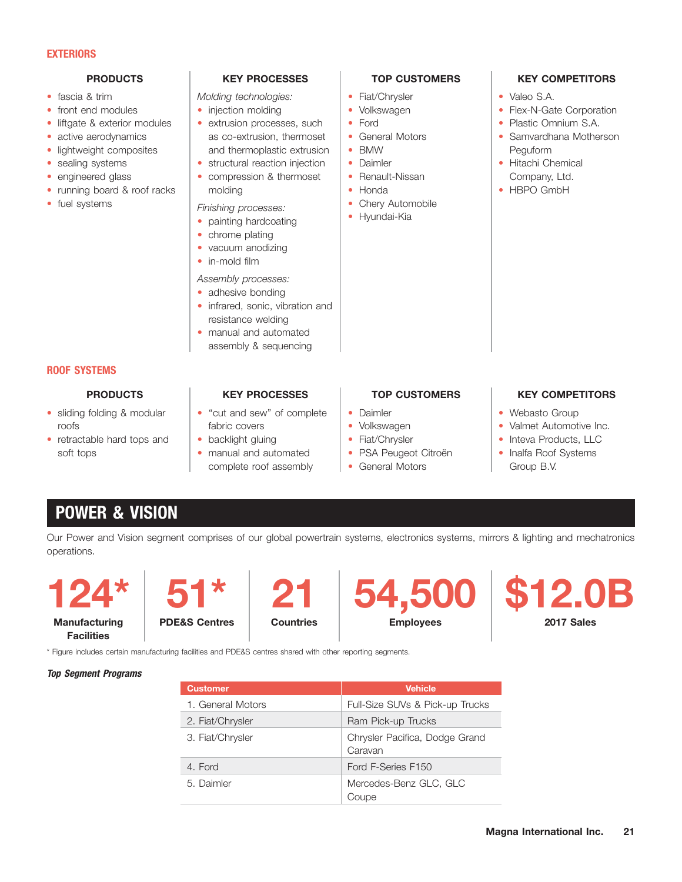## EXTERIORS

### PRODUCTS

- fascia & trim
- front end modules
- liftgate & exterior modules
- active aerodynamics
- lightweight composites
- sealing systems
- engineered glass
- running board & roof racks
- fuel systems

### KEY PROCESSES

*Molding technologies:*

- injection molding
- extrusion processes, such as co-extrusion, thermoset and thermoplastic extrusion
- structural reaction injection
- compression & thermoset molding

*Finishing processes:*

- painting hardcoating
- chrome plating
- vacuum anodizing
- in-mold film

*Assembly processes:*

- adhesive bonding
- infrared, sonic, vibration and resistance welding
- manual and automated assembly & sequencing

### TOP CUSTOMERS

- Fiat/Chrysler
- Volkswagen
- Ford
- General Motors
- BMW
- Daimler
- Renault-Nissan
- Honda
- Chery Automobile
- Hyundai-Kia

### KEY COMPETITORS

- Valeo S.A.
- Flex-N-Gate Corporation
- Plastic Omnium S.A.
- Samvardhana Motherson Peguform
- Hitachi Chemical Company, Ltd.
- HBPO GmbH

## ROOF SYSTEMS

### PRODUCTS

- sliding folding & modular roofs
- retractable hard tops and soft tops

### KEY PROCESSES

- "cut and sew" of complete fabric covers
- backlight gluing
- manual and automated complete roof assembly

### TOP CUSTOMERS

- Daimler
- Volkswagen
- Fiat/Chrysler
- PSA Peugeot Citroën
- General Motors

### KEY COMPETITORS

- Webasto Group
- Valmet Automotive Inc.
- Inteva Products, LLC
- Inalfa Roof Systems Group B.V.

# POWER & VISION

Our Power and Vision segment comprises of our global powertrain systems, electronics systems, mirrors & lighting and mechatronics operations.

**124*** Manufacturing Facilities

**51*** PDE&S Centres

**21** Countries

**54,500** Employees

**$12.0B** 2017 Sales

\* Figure includes certain manufacturing facilities and PDE&S centres shared with other reporting segments.

***Top Segment Programs***

| Customer | Vehicle |
|---|---|
| 1. General Motors | Full-Size SUVs & Pick-up Trucks |
| 2. Fiat/Chrysler | Ram Pick-up Trucks |
| 3. Fiat/Chrysler | Chrysler Pacifica, Dodge Grand Caravan |
| 4. Ford | Ford F-Series F150 |
| 5. Daimler | Mercedes-Benz GLC, GLC Coupe |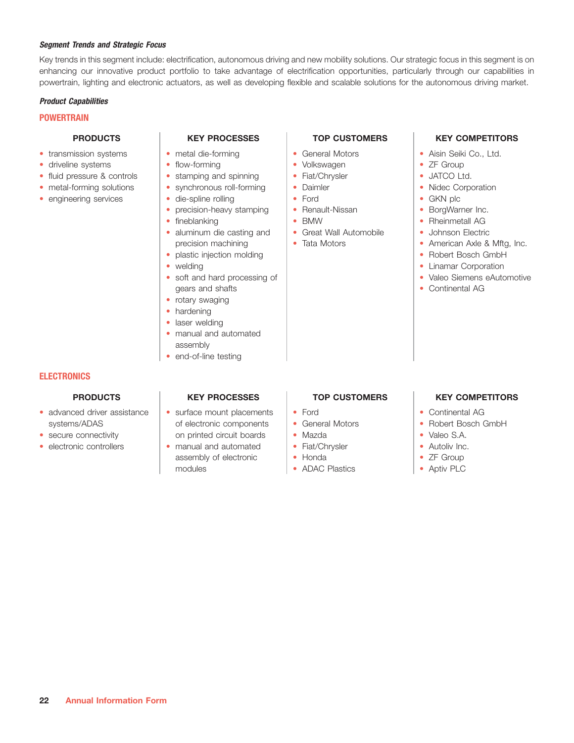***Segment Trends and Strategic Focus***

Key trends in this segment include: electrification, autonomous driving and new mobility solutions. Our strategic focus in this segment is on enhancing our innovative product portfolio to take advantage of electrification opportunities, particularly through our capabilities in powertrain, lighting and electronic actuators, as well as developing flexible and scalable solutions for the autonomous driving market.

***Product Capabilities***

**POWERTRAIN**

| PRODUCTS | KEY PROCESSES | TOP CUSTOMERS | KEY COMPETITORS |
|---|---|---|---|
| • transmission systems<br>• driveline systems<br>• fluid pressure & controls<br>• metal-forming solutions<br>• engineering services | • metal die-forming<br>• flow-forming<br>• stamping and spinning<br>• synchronous roll-forming<br>• die-spline rolling<br>• precision-heavy stamping<br>• fineblanking<br>• aluminum die casting and precision machining<br>• plastic injection molding<br>• welding<br>• soft and hard processing of gears and shafts<br>• rotary swaging<br>• hardening<br>• laser welding<br>• manual and automated assembly<br>• end-of-line testing | • General Motors<br>• Volkswagen<br>• Fiat/Chrysler<br>• Daimler<br>• Ford<br>• Renault-Nissan<br>• BMW<br>• Great Wall Automobile<br>• Tata Motors | • Aisin Seiki Co., Ltd.<br>• ZF Group<br>• JATCO Ltd.<br>• Nidec Corporation<br>• GKN plc<br>• BorgWarner Inc.<br>• Rheinmetall AG<br>• Johnson Electric<br>• American Axle & Mftg, Inc.<br>• Robert Bosch GmbH<br>• Linamar Corporation<br>• Valeo Siemens eAutomotive<br>• Continental AG |

**ELECTRONICS**

| PRODUCTS | KEY PROCESSES | TOP CUSTOMERS | KEY COMPETITORS |
|---|---|---|---|
| • advanced driver assistance systems/ADAS<br>• secure connectivity<br>• electronic controllers | • surface mount placements of electronic components on printed circuit boards<br>• manual and automated assembly of electronic modules | • Ford<br>• General Motors<br>• Mazda<br>• Fiat/Chrysler<br>• Honda<br>• ADAC Plastics | • Continental AG<br>• Robert Bosch GmbH<br>• Valeo S.A.<br>• Autoliv Inc.<br>• ZF Group<br>• Aptiv PLC |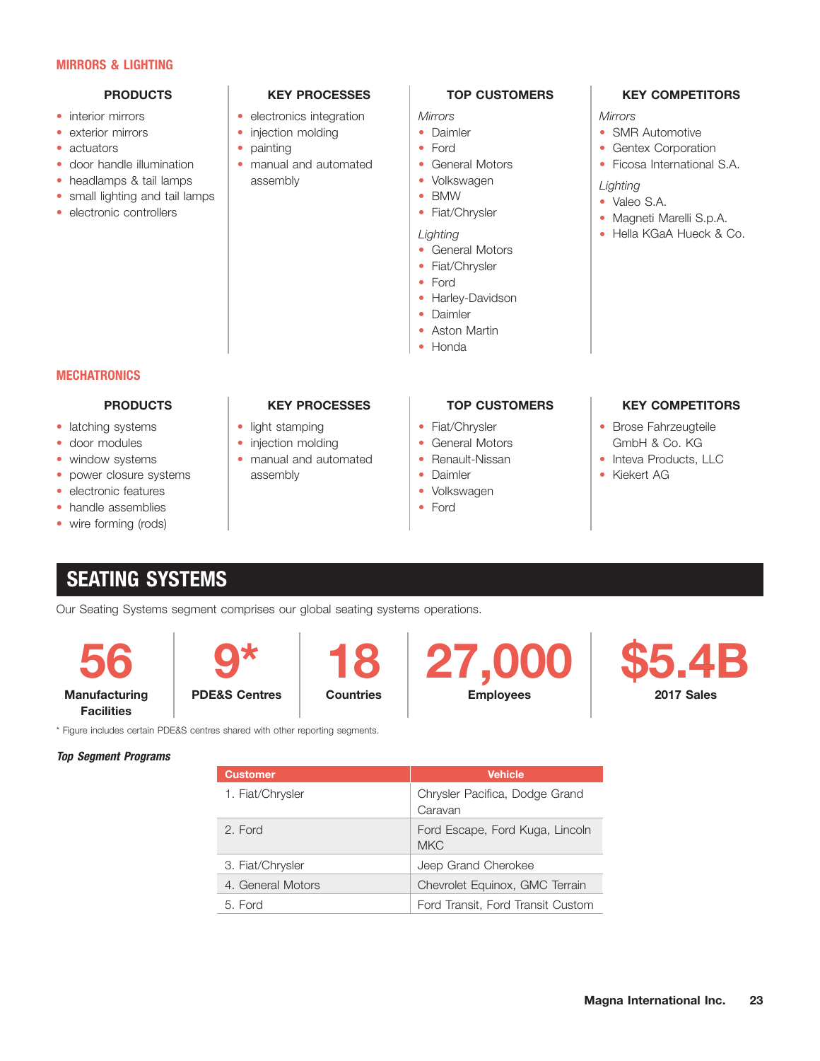## MIRRORS & LIGHTING

### PRODUCTS

- interior mirrors
- exterior mirrors
- actuators
- door handle illumination
- headlamps & tail lamps
- small lighting and tail lamps
- electronic controllers

### KEY PROCESSES

- electronics integration
- injection molding
- painting
- manual and automated assembly

### TOP CUSTOMERS

*Mirrors*

- Daimler
- Ford
- General Motors
- Volkswagen
- BMW
- Fiat/Chrysler

*Lighting*

- General Motors
- Fiat/Chrysler
- Ford
- Harley-Davidson
- Daimler
- Aston Martin
- Honda

### KEY COMPETITORS

*Mirrors*

- SMR Automotive
- Gentex Corporation
- Ficosa International S.A.

*Lighting*

- Valeo S.A.
- Magneti Marelli S.p.A.
- Hella KGaA Hueck & Co.

## MECHATRONICS

### PRODUCTS

- latching systems
- door modules
- window systems
- power closure systems
- electronic features
- handle assemblies
- wire forming (rods)

### KEY PROCESSES

- light stamping
- injection molding
- manual and automated assembly

### TOP CUSTOMERS

- Fiat/Chrysler
- General Motors
- Renault-Nissan
- Daimler
- Volkswagen
- Ford

### KEY COMPETITORS

- Brose Fahrzeugteile GmbH & Co. KG
- Inteva Products, LLC
- Kiekert AG

# SEATING SYSTEMS

Our Seating Systems segment comprises our global seating systems operations.

| 56 | 9* | 18 | 27,000 | $5.4B |
|---|---|---|---|---|
| Manufacturing Facilities | PDE&S Centres | Countries | Employees | 2017 Sales |

\* Figure includes certain PDE&S centres shared with other reporting segments.

***Top Segment Programs***

| Customer | Vehicle |
|---|---|
| 1. Fiat/Chrysler | Chrysler Pacifica, Dodge Grand Caravan |
| 2. Ford | Ford Escape, Ford Kuga, Lincoln MKC |
| 3. Fiat/Chrysler | Jeep Grand Cherokee |
| 4. General Motors | Chevrolet Equinox, GMC Terrain |
| 5. Ford | Ford Transit, Ford Transit Custom |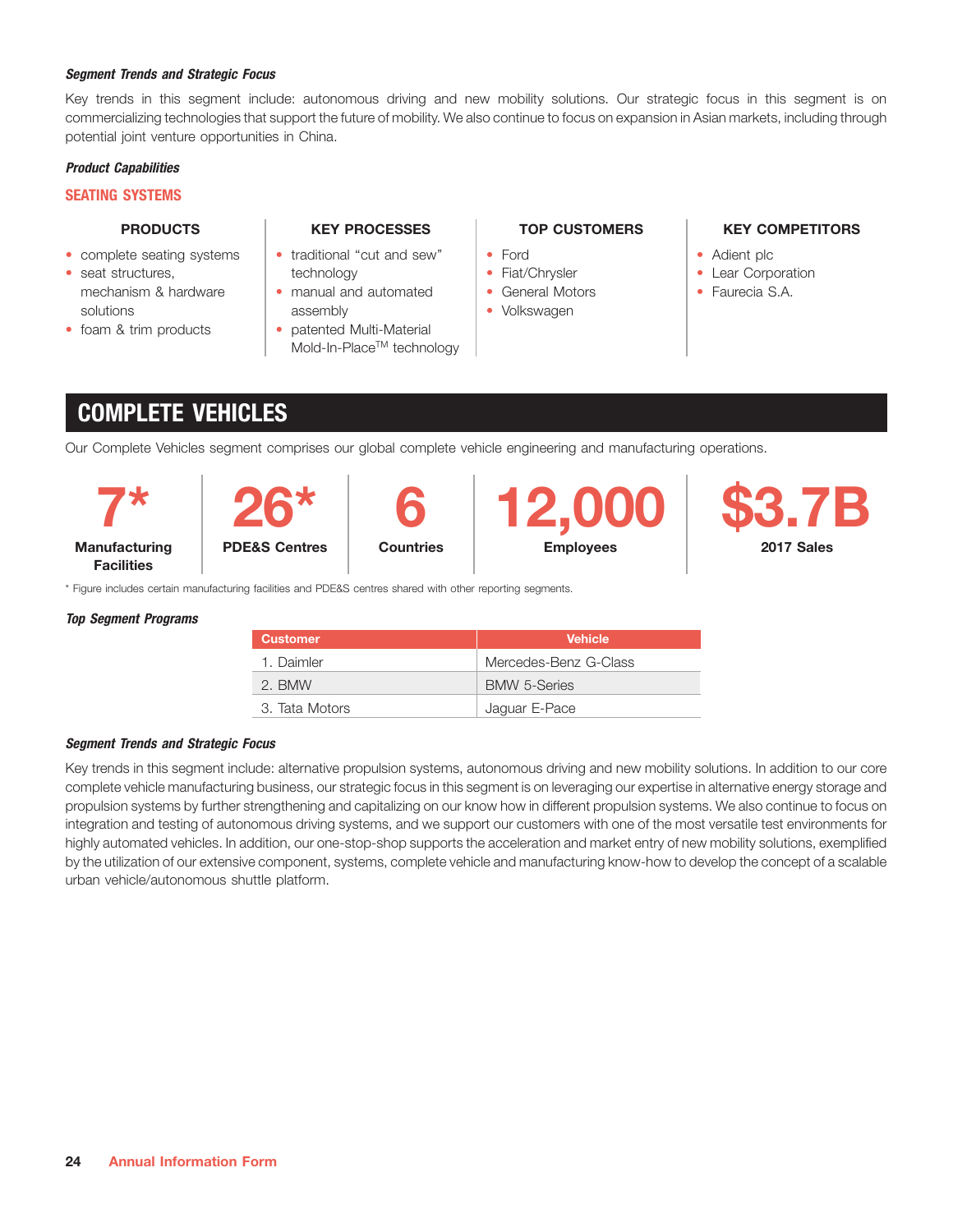***Segment Trends and Strategic Focus***

Key trends in this segment include: autonomous driving and new mobility solutions. Our strategic focus in this segment is on commercializing technologies that support the future of mobility. We also continue to focus on expansion in Asian markets, including through potential joint venture opportunities in China.

***Product Capabilities***

**SEATING SYSTEMS**

| PRODUCTS | KEY PROCESSES | TOP CUSTOMERS | KEY COMPETITORS |
|---|---|---|---|
| • complete seating systems<br>• seat structures, mechanism & hardware solutions<br>• foam & trim products | • traditional "cut and sew" technology<br>• manual and automated assembly<br>• patented Multi-Material Mold-In-Place™ technology | • Ford<br>• Fiat/Chrysler<br>• General Motors<br>• Volkswagen | • Adient plc<br>• Lear Corporation<br>• Faurecia S.A. |

## COMPLETE VEHICLES

Our Complete Vehicles segment comprises our global complete vehicle engineering and manufacturing operations.

| 7* | 26* | 6 | 12,000 | $3.7B |
|---|---|---|---|---|
| Manufacturing Facilities | PDE&S Centres | Countries | Employees | 2017 Sales |

* Figure includes certain manufacturing facilities and PDE&S centres shared with other reporting segments.

***Top Segment Programs***

| Customer | Vehicle |
|---|---|
| 1. Daimler | Mercedes-Benz G-Class |
| 2. BMW | BMW 5-Series |
| 3. Tata Motors | Jaguar E-Pace |

***Segment Trends and Strategic Focus***

Key trends in this segment include: alternative propulsion systems, autonomous driving and new mobility solutions. In addition to our core complete vehicle manufacturing business, our strategic focus in this segment is on leveraging our expertise in alternative energy storage and propulsion systems by further strengthening and capitalizing on our know how in different propulsion systems. We also continue to focus on integration and testing of autonomous driving systems, and we support our customers with one of the most versatile test environments for highly automated vehicles. In addition, our one-stop-shop supports the acceleration and market entry of new mobility solutions, exemplified by the utilization of our extensive component, systems, complete vehicle and manufacturing know-how to develop the concept of a scalable urban vehicle/autonomous shuttle platform.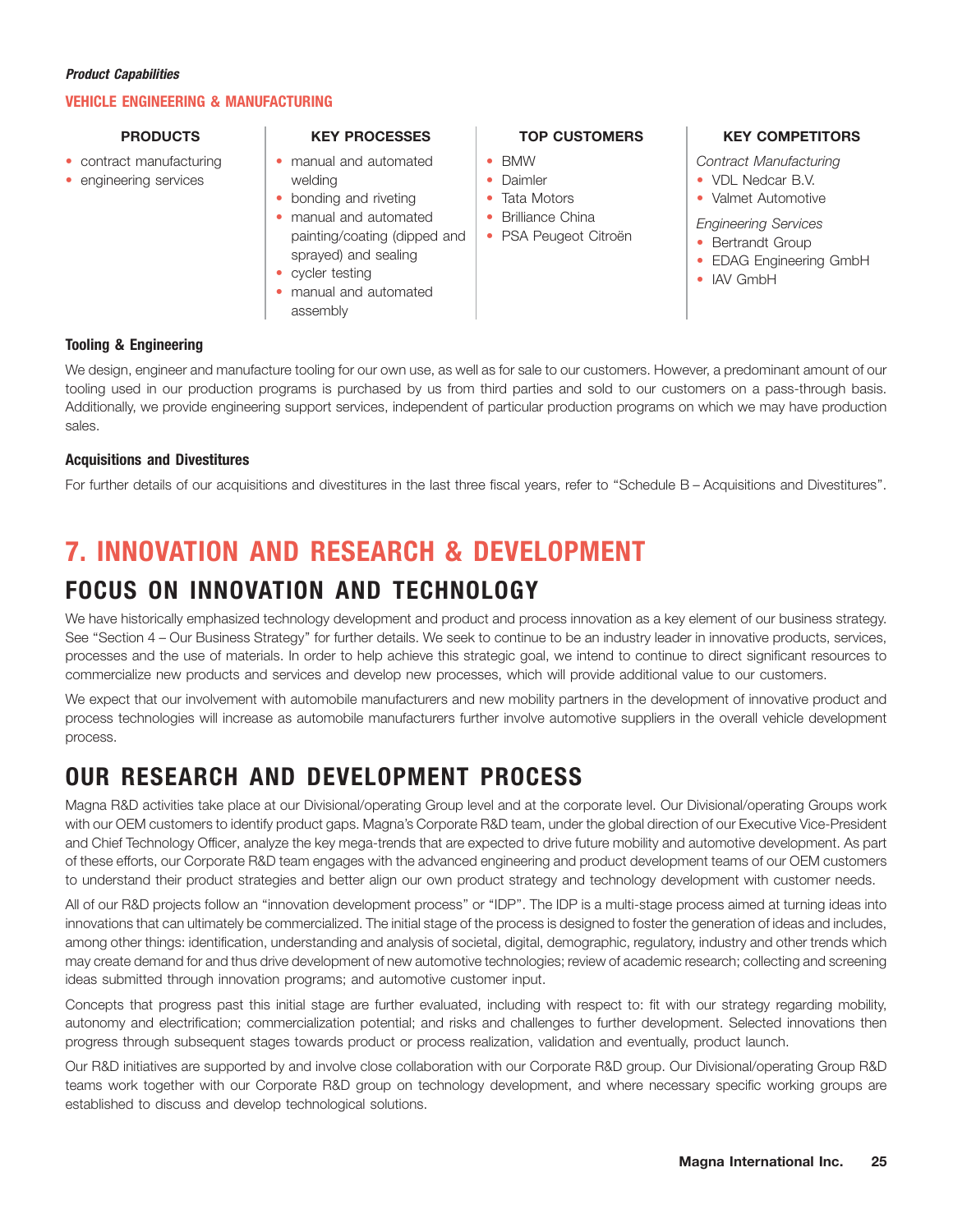***Product Capabilities***

**VEHICLE ENGINEERING & MANUFACTURING**

| PRODUCTS | KEY PROCESSES | TOP CUSTOMERS | KEY COMPETITORS |
|---|---|---|---|
| • contract manufacturing<br>• engineering services | • manual and automated welding<br>• bonding and riveting<br>• manual and automated painting/coating (dipped and sprayed) and sealing<br>• cycler testing<br>• manual and automated assembly | • BMW<br>• Daimler<br>• Tata Motors<br>• Brilliance China<br>• PSA Peugeot Citroën | *Contract Manufacturing*<br>• VDL Nedcar B.V.<br>• Valmet Automotive<br>*Engineering Services*<br>• Bertrandt Group<br>• EDAG Engineering GmbH<br>• IAV GmbH |

**Tooling & Engineering**

We design, engineer and manufacture tooling for our own use, as well as for sale to our customers. However, a predominant amount of our tooling used in our production programs is purchased by us from third parties and sold to our customers on a pass-through basis. Additionally, we provide engineering support services, independent of particular production programs on which we may have production sales.

**Acquisitions and Divestitures**

For further details of our acquisitions and divestitures in the last three fiscal years, refer to "Schedule B – Acquisitions and Divestitures".

# 7. INNOVATION AND RESEARCH & DEVELOPMENT

## FOCUS ON INNOVATION AND TECHNOLOGY

We have historically emphasized technology development and product and process innovation as a key element of our business strategy. See "Section 4 – Our Business Strategy" for further details. We seek to continue to be an industry leader in innovative products, services, processes and the use of materials. In order to help achieve this strategic goal, we intend to continue to direct significant resources to commercialize new products and services and develop new processes, which will provide additional value to our customers.

We expect that our involvement with automobile manufacturers and new mobility partners in the development of innovative product and process technologies will increase as automobile manufacturers further involve automotive suppliers in the overall vehicle development process.

## OUR RESEARCH AND DEVELOPMENT PROCESS

Magna R&D activities take place at our Divisional/operating Group level and at the corporate level. Our Divisional/operating Groups work with our OEM customers to identify product gaps. Magna's Corporate R&D team, under the global direction of our Executive Vice-President and Chief Technology Officer, analyze the key mega-trends that are expected to drive future mobility and automotive development. As part of these efforts, our Corporate R&D team engages with the advanced engineering and product development teams of our OEM customers to understand their product strategies and better align our own product strategy and technology development with customer needs.

All of our R&D projects follow an "innovation development process" or "IDP". The IDP is a multi-stage process aimed at turning ideas into innovations that can ultimately be commercialized. The initial stage of the process is designed to foster the generation of ideas and includes, among other things: identification, understanding and analysis of societal, digital, demographic, regulatory, industry and other trends which may create demand for and thus drive development of new automotive technologies; review of academic research; collecting and screening ideas submitted through innovation programs; and automotive customer input.

Concepts that progress past this initial stage are further evaluated, including with respect to: fit with our strategy regarding mobility, autonomy and electrification; commercialization potential; and risks and challenges to further development. Selected innovations then progress through subsequent stages towards product or process realization, validation and eventually, product launch.

Our R&D initiatives are supported by and involve close collaboration with our Corporate R&D group. Our Divisional/operating Group R&D teams work together with our Corporate R&D group on technology development, and where necessary specific working groups are established to discuss and develop technological solutions.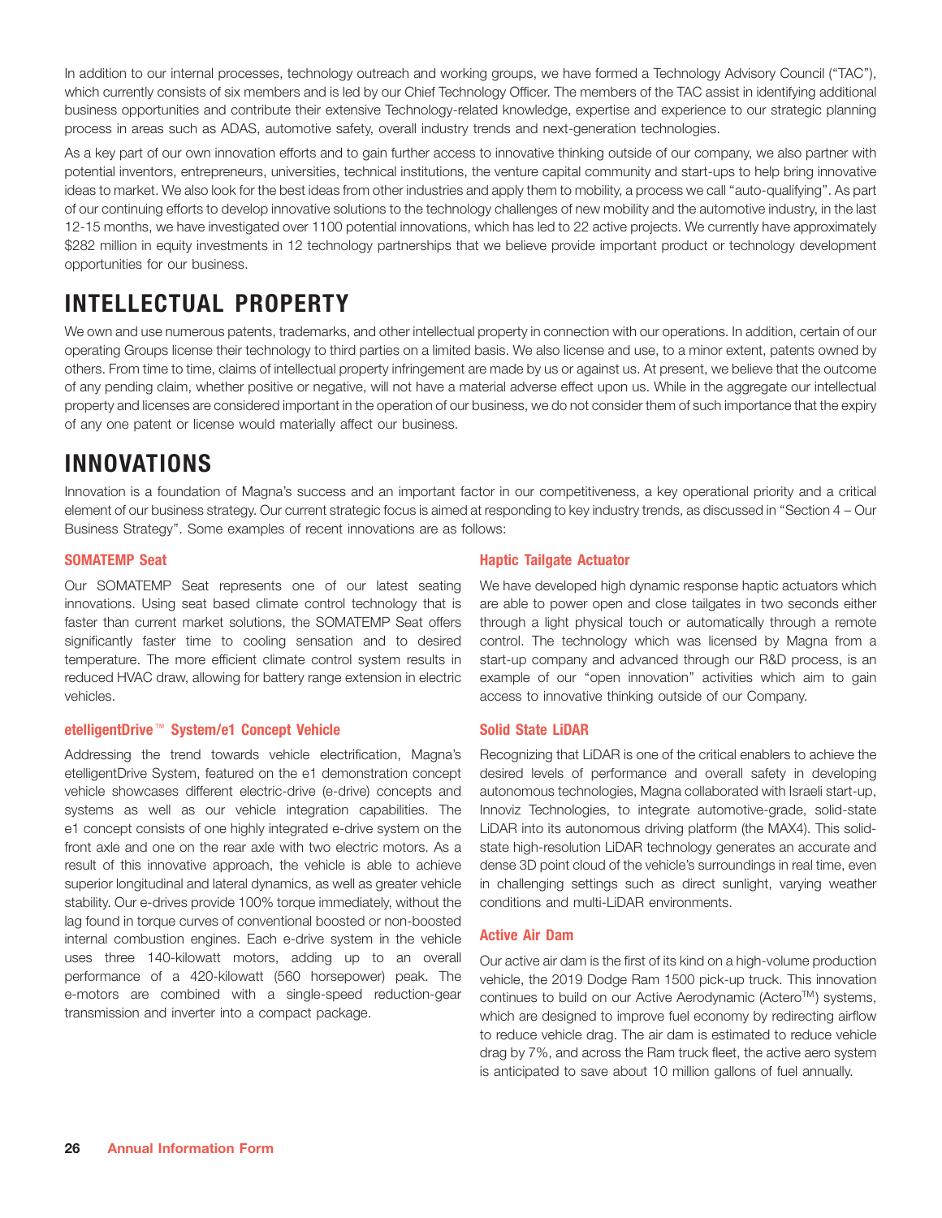In addition to our internal processes, technology outreach and working groups, we have formed a Technology Advisory Council ("TAC"), which currently consists of six members and is led by our Chief Technology Officer. The members of the TAC assist in identifying additional business opportunities and contribute their extensive Technology-related knowledge, expertise and experience to our strategic planning process in areas such as ADAS, automotive safety, overall industry trends and next-generation technologies.

As a key part of our own innovation efforts and to gain further access to innovative thinking outside of our company, we also partner with potential inventors, entrepreneurs, universities, technical institutions, the venture capital community and start-ups to help bring innovative ideas to market. We also look for the best ideas from other industries and apply them to mobility, a process we call "auto-qualifying". As part of our continuing efforts to develop innovative solutions to the technology challenges of new mobility and the automotive industry, in the last 12-15 months, we have investigated over 1100 potential innovations, which has led to 22 active projects. We currently have approximately $282 million in equity investments in 12 technology partnerships that we believe provide important product or technology development opportunities for our business.

# INTELLECTUAL PROPERTY

We own and use numerous patents, trademarks, and other intellectual property in connection with our operations. In addition, certain of our operating Groups license their technology to third parties on a limited basis. We also license and use, to a minor extent, patents owned by others. From time to time, claims of intellectual property infringement are made by us or against us. At present, we believe that the outcome of any pending claim, whether positive or negative, will not have a material adverse effect upon us. While in the aggregate our intellectual property and licenses are considered important in the operation of our business, we do not consider them of such importance that the expiry of any one patent or license would materially affect our business.

# INNOVATIONS

Innovation is a foundation of Magna's success and an important factor in our competitiveness, a key operational priority and a critical element of our business strategy. Our current strategic focus is aimed at responding to key industry trends, as discussed in "Section 4 – Our Business Strategy". Some examples of recent innovations are as follows:

### SOMATEMP Seat

Our SOMATEMP Seat represents one of our latest seating innovations. Using seat based climate control technology that is faster than current market solutions, the SOMATEMP Seat offers significantly faster time to cooling sensation and to desired temperature. The more efficient climate control system results in reduced HVAC draw, allowing for battery range extension in electric vehicles.

### etelligentDrive™ System/e1 Concept Vehicle

Addressing the trend towards vehicle electrification, Magna's etelligentDrive System, featured on the e1 demonstration concept vehicle showcases different electric-drive (e-drive) concepts and systems as well as our vehicle integration capabilities. The e1 concept consists of one highly integrated e-drive system on the front axle and one on the rear axle with two electric motors. As a result of this innovative approach, the vehicle is able to achieve superior longitudinal and lateral dynamics, as well as greater vehicle stability. Our e-drives provide 100% torque immediately, without the lag found in torque curves of conventional boosted or non-boosted internal combustion engines. Each e-drive system in the vehicle uses three 140-kilowatt motors, adding up to an overall performance of a 420-kilowatt (560 horsepower) peak. The e-motors are combined with a single-speed reduction-gear transmission and inverter into a compact package.

### Haptic Tailgate Actuator

We have developed high dynamic response haptic actuators which are able to power open and close tailgates in two seconds either through a light physical touch or automatically through a remote control. The technology which was licensed by Magna from a start-up company and advanced through our R&D process, is an example of our "open innovation" activities which aim to gain access to innovative thinking outside of our Company.

### Solid State LiDAR

Recognizing that LiDAR is one of the critical enablers to achieve the desired levels of performance and overall safety in developing autonomous technologies, Magna collaborated with Israeli start-up, Innoviz Technologies, to integrate automotive-grade, solid-state LiDAR into its autonomous driving platform (the MAX4). This solid-state high-resolution LiDAR technology generates an accurate and dense 3D point cloud of the vehicle's surroundings in real time, even in challenging settings such as direct sunlight, varying weather conditions and multi-LiDAR environments.

### Active Air Dam

Our active air dam is the first of its kind on a high-volume production vehicle, the 2019 Dodge Ram 1500 pick-up truck. This innovation continues to build on our Active Aerodynamic (Actero™) systems, which are designed to improve fuel economy by redirecting airflow to reduce vehicle drag. The air dam is estimated to reduce vehicle drag by 7%, and across the Ram truck fleet, the active aero system is anticipated to save about 10 million gallons of fuel annually.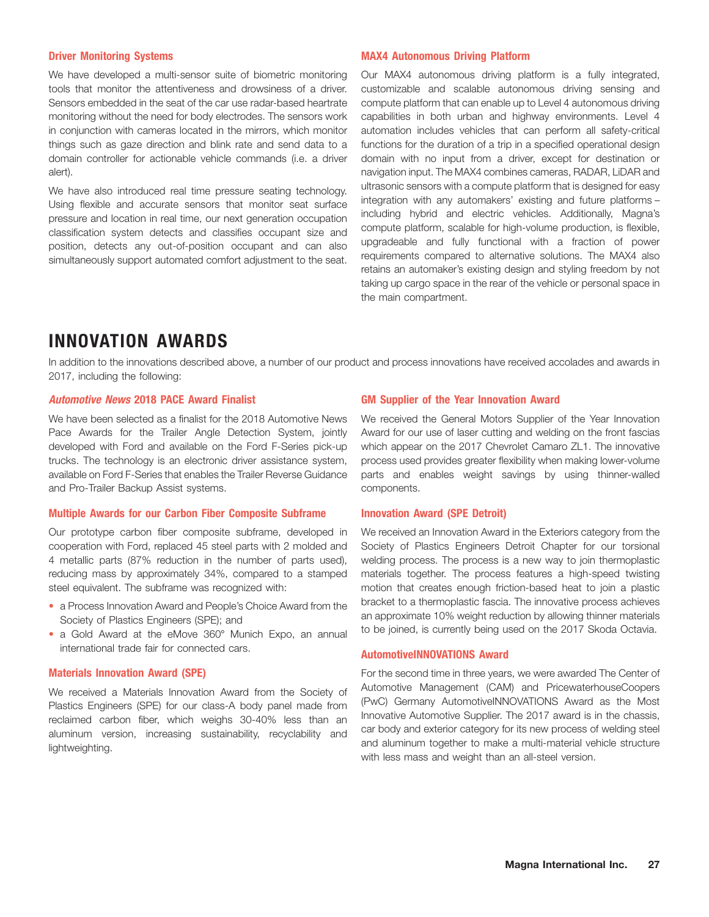### Driver Monitoring Systems

We have developed a multi-sensor suite of biometric monitoring tools that monitor the attentiveness and drowsiness of a driver. Sensors embedded in the seat of the car use radar-based heartrate monitoring without the need for body electrodes. The sensors work in conjunction with cameras located in the mirrors, which monitor things such as gaze direction and blink rate and send data to a domain controller for actionable vehicle commands (i.e. a driver alert).

We have also introduced real time pressure seating technology. Using flexible and accurate sensors that monitor seat surface pressure and location in real time, our next generation occupation classification system detects and classifies occupant size and position, detects any out-of-position occupant and can also simultaneously support automated comfort adjustment to the seat.

### MAX4 Autonomous Driving Platform

Our MAX4 autonomous driving platform is a fully integrated, customizable and scalable autonomous driving sensing and compute platform that can enable up to Level 4 autonomous driving capabilities in both urban and highway environments. Level 4 automation includes vehicles that can perform all safety-critical functions for the duration of a trip in a specified operational design domain with no input from a driver, except for destination or navigation input. The MAX4 combines cameras, RADAR, LiDAR and ultrasonic sensors with a compute platform that is designed for easy integration with any automakers' existing and future platforms – including hybrid and electric vehicles. Additionally, Magna's compute platform, scalable for high-volume production, is flexible, upgradeable and fully functional with a fraction of power requirements compared to alternative solutions. The MAX4 also retains an automaker's existing design and styling freedom by not taking up cargo space in the rear of the vehicle or personal space in the main compartment.

## INNOVATION AWARDS

In addition to the innovations described above, a number of our product and process innovations have received accolades and awards in 2017, including the following:

### *Automotive News* 2018 PACE Award Finalist

We have been selected as a finalist for the 2018 Automotive News Pace Awards for the Trailer Angle Detection System, jointly developed with Ford and available on the Ford F-Series pick-up trucks. The technology is an electronic driver assistance system, available on Ford F-Series that enables the Trailer Reverse Guidance and Pro-Trailer Backup Assist systems.

### Multiple Awards for our Carbon Fiber Composite Subframe

Our prototype carbon fiber composite subframe, developed in cooperation with Ford, replaced 45 steel parts with 2 molded and 4 metallic parts (87% reduction in the number of parts used), reducing mass by approximately 34%, compared to a stamped steel equivalent. The subframe was recognized with:

- a Process Innovation Award and People's Choice Award from the Society of Plastics Engineers (SPE); and
- a Gold Award at the eMove 360° Munich Expo, an annual international trade fair for connected cars.

### Materials Innovation Award (SPE)

We received a Materials Innovation Award from the Society of Plastics Engineers (SPE) for our class-A body panel made from reclaimed carbon fiber, which weighs 30-40% less than an aluminum version, increasing sustainability, recyclability and lightweighting.

### GM Supplier of the Year Innovation Award

We received the General Motors Supplier of the Year Innovation Award for our use of laser cutting and welding on the front fascias which appear on the 2017 Chevrolet Camaro ZL1. The innovative process used provides greater flexibility when making lower-volume parts and enables weight savings by using thinner-walled components.

### Innovation Award (SPE Detroit)

We received an Innovation Award in the Exteriors category from the Society of Plastics Engineers Detroit Chapter for our torsional welding process. The process is a new way to join thermoplastic materials together. The process features a high-speed twisting motion that creates enough friction-based heat to join a plastic bracket to a thermoplastic fascia. The innovative process achieves an approximate 10% weight reduction by allowing thinner materials to be joined, is currently being used on the 2017 Skoda Octavia.

### AutomotiveINNOVATIONS Award

For the second time in three years, we were awarded The Center of Automotive Management (CAM) and PricewaterhouseCoopers (PwC) Germany AutomotiveINNOVATIONS Award as the Most Innovative Automotive Supplier. The 2017 award is in the chassis, car body and exterior category for its new process of welding steel and aluminum together to make a multi-material vehicle structure with less mass and weight than an all-steel version.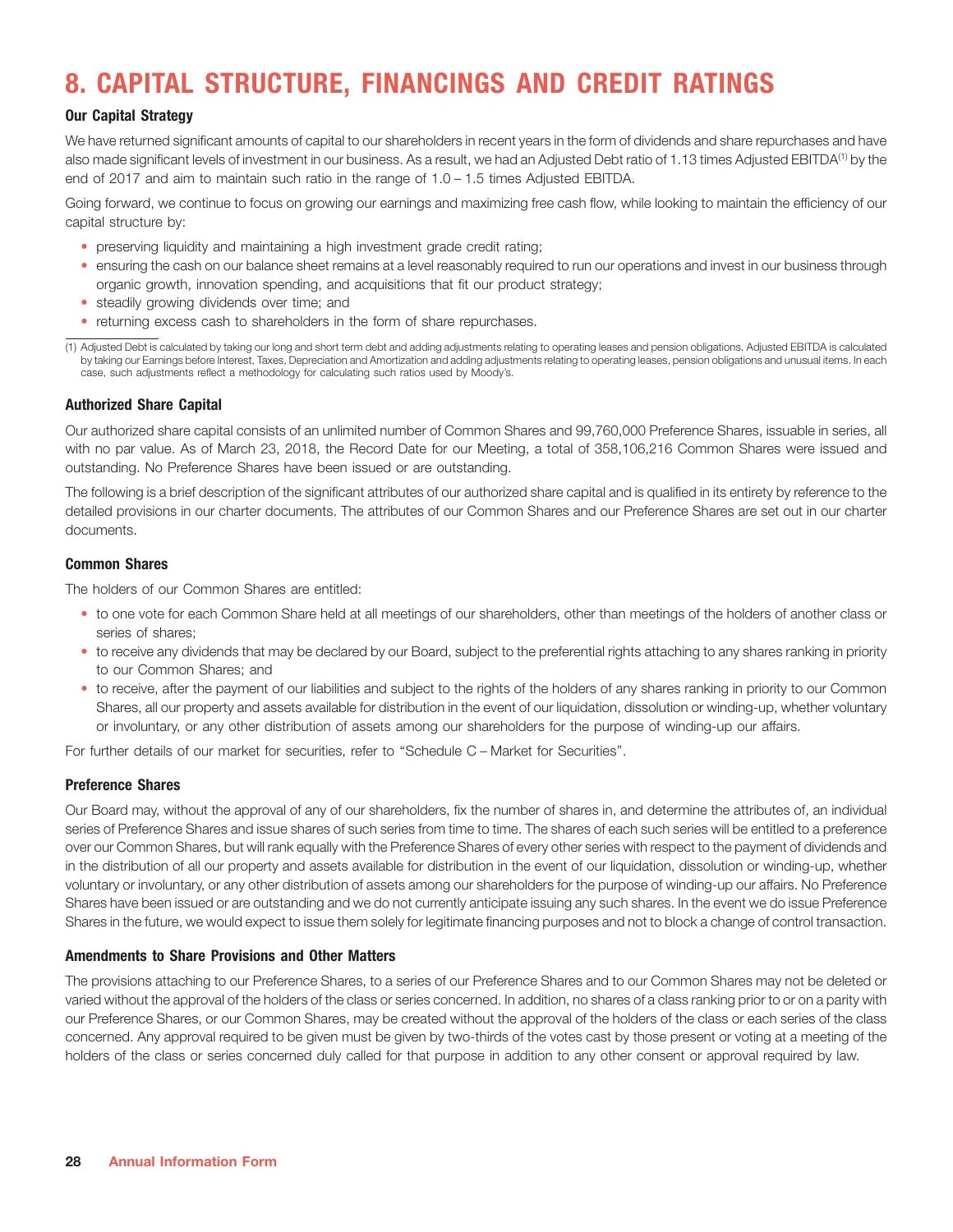# 8. CAPITAL STRUCTURE, FINANCINGS AND CREDIT RATINGS

### Our Capital Strategy

We have returned significant amounts of capital to our shareholders in recent years in the form of dividends and share repurchases and have also made significant levels of investment in our business. As a result, we had an Adjusted Debt ratio of 1.13 times Adjusted EBITDA[1] by the end of 2017 and aim to maintain such ratio in the range of 1.0 – 1.5 times Adjusted EBITDA.

Going forward, we continue to focus on growing our earnings and maximizing free cash flow, while looking to maintain the efficiency of our capital structure by:

- preserving liquidity and maintaining a high investment grade credit rating;
- ensuring the cash on our balance sheet remains at a level reasonably required to run our operations and invest in our business through organic growth, innovation spending, and acquisitions that fit our product strategy;
- steadily growing dividends over time; and
- returning excess cash to shareholders in the form of share repurchases.

(1) Adjusted Debt is calculated by taking our long and short term debt and adding adjustments relating to operating leases and pension obligations. Adjusted EBITDA is calculated by taking our Earnings before Interest, Taxes, Depreciation and Amortization and adding adjustments relating to operating leases, pension obligations and unusual items. In each case, such adjustments reflect a methodology for calculating such ratios used by Moody's.

### Authorized Share Capital

Our authorized share capital consists of an unlimited number of Common Shares and 99,760,000 Preference Shares, issuable in series, all with no par value. As of March 23, 2018, the Record Date for our Meeting, a total of 358,106,216 Common Shares were issued and outstanding. No Preference Shares have been issued or are outstanding.

The following is a brief description of the significant attributes of our authorized share capital and is qualified in its entirety by reference to the detailed provisions in our charter documents. The attributes of our Common Shares and our Preference Shares are set out in our charter documents.

### Common Shares

The holders of our Common Shares are entitled:

- to one vote for each Common Share held at all meetings of our shareholders, other than meetings of the holders of another class or series of shares;
- to receive any dividends that may be declared by our Board, subject to the preferential rights attaching to any shares ranking in priority to our Common Shares; and
- to receive, after the payment of our liabilities and subject to the rights of the holders of any shares ranking in priority to our Common Shares, all our property and assets available for distribution in the event of our liquidation, dissolution or winding-up, whether voluntary or involuntary, or any other distribution of assets among our shareholders for the purpose of winding-up our affairs.

For further details of our market for securities, refer to "Schedule C – Market for Securities".

### Preference Shares

Our Board may, without the approval of any of our shareholders, fix the number of shares in, and determine the attributes of, an individual series of Preference Shares and issue shares of such series from time to time. The shares of each such series will be entitled to a preference over our Common Shares, but will rank equally with the Preference Shares of every other series with respect to the payment of dividends and in the distribution of all our property and assets available for distribution in the event of our liquidation, dissolution or winding-up, whether voluntary or involuntary, or any other distribution of assets among our shareholders for the purpose of winding-up our affairs. No Preference Shares have been issued or are outstanding and we do not currently anticipate issuing any such shares. In the event we do issue Preference Shares in the future, we would expect to issue them solely for legitimate financing purposes and not to block a change of control transaction.

### Amendments to Share Provisions and Other Matters

The provisions attaching to our Preference Shares, to a series of our Preference Shares and to our Common Shares may not be deleted or varied without the approval of the holders of the class or series concerned. In addition, no shares of a class ranking prior to or on a parity with our Preference Shares, or our Common Shares, may be created without the approval of the holders of the class or each series of the class concerned. Any approval required to be given must be given by two-thirds of the votes cast by those present or voting at a meeting of the holders of the class or series concerned duly called for that purpose in addition to any other consent or approval required by law.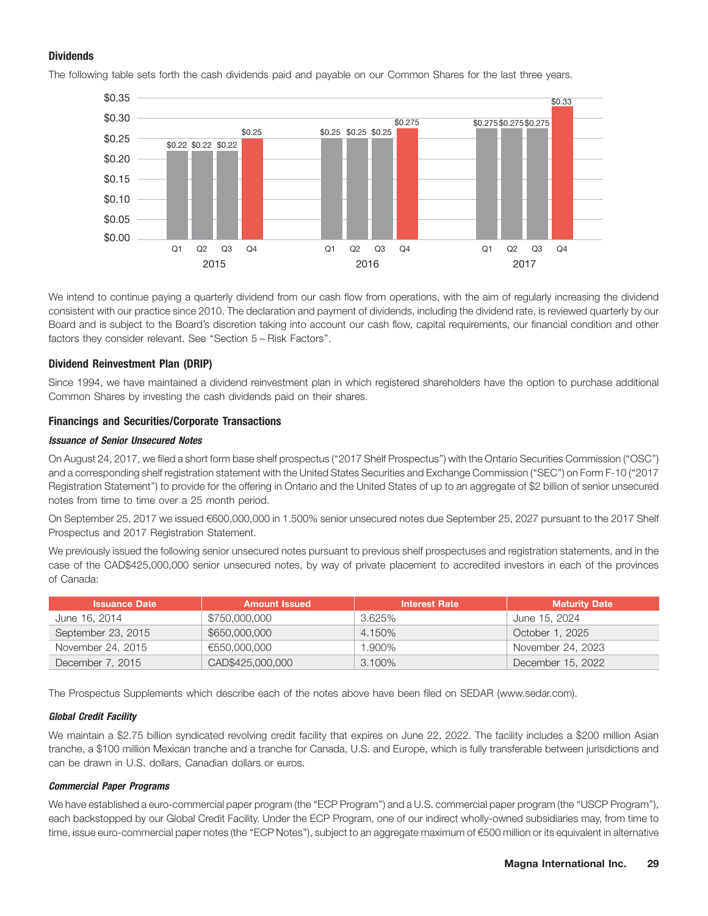### Dividends

The following table sets forth the cash dividends paid and payable on our Common Shares for the last three years.

| Year | Q1 | Q2 | Q3 | Q4 |
|---|---|---|---|---|
| 2015 | $0.22 | $0.22 | $0.22 | $0.25 |
| 2016 | $0.25 | $0.25 | $0.25 | $0.275 |
| 2017 | $0.275 | $0.275 | $0.275 | $0.33 |

We intend to continue paying a quarterly dividend from our cash flow from operations, with the aim of regularly increasing the dividend consistent with our practice since 2010. The declaration and payment of dividends, including the dividend rate, is reviewed quarterly by our Board and is subject to the Board's discretion taking into account our cash flow, capital requirements, our financial condition and other factors they consider relevant. See "Section 5 – Risk Factors".

### Dividend Reinvestment Plan (DRIP)

Since 1994, we have maintained a dividend reinvestment plan in which registered shareholders have the option to purchase additional Common Shares by investing the cash dividends paid on their shares.

### Financings and Securities/Corporate Transactions

#### *Issuance of Senior Unsecured Notes*

On August 24, 2017, we filed a short form base shelf prospectus ("2017 Shelf Prospectus") with the Ontario Securities Commission ("OSC") and a corresponding shelf registration statement with the United States Securities and Exchange Commission ("SEC") on Form F-10 ("2017 Registration Statement") to provide for the offering in Ontario and the United States of up to an aggregate of $2 billion of senior unsecured notes from time to time over a 25 month period.

On September 25, 2017 we issued €600,000,000 in 1.500% senior unsecured notes due September 25, 2027 pursuant to the 2017 Shelf Prospectus and 2017 Registration Statement.

We previously issued the following senior unsecured notes pursuant to previous shelf prospectuses and registration statements, and in the case of the CAD$425,000,000 senior unsecured notes, by way of private placement to accredited investors in each of the provinces of Canada:

| Issuance Date | Amount Issued | Interest Rate | Maturity Date |
|---|---|---|---|
| June 16, 2014 | $750,000,000 | 3.625% | June 15, 2024 |
| September 23, 2015 | $650,000,000 | 4.150% | October 1, 2025 |
| November 24, 2015 | €550,000,000 | 1.900% | November 24, 2023 |
| December 7, 2015 | CAD$425,000,000 | 3.100% | December 15, 2022 |

The Prospectus Supplements which describe each of the notes above have been filed on SEDAR (www.sedar.com).

#### *Global Credit Facility*

We maintain a $2.75 billion syndicated revolving credit facility that expires on June 22, 2022. The facility includes a $200 million Asian tranche, a $100 million Mexican tranche and a tranche for Canada, U.S. and Europe, which is fully transferable between jurisdictions and can be drawn in U.S. dollars, Canadian dollars or euros.

#### *Commercial Paper Programs*

We have established a euro-commercial paper program (the "ECP Program") and a U.S. commercial paper program (the "USCP Program"), each backstopped by our Global Credit Facility. Under the ECP Program, one of our indirect wholly-owned subsidiaries may, from time to time, issue euro-commercial paper notes (the "ECP Notes"), subject to an aggregate maximum of €500 million or its equivalent in alternative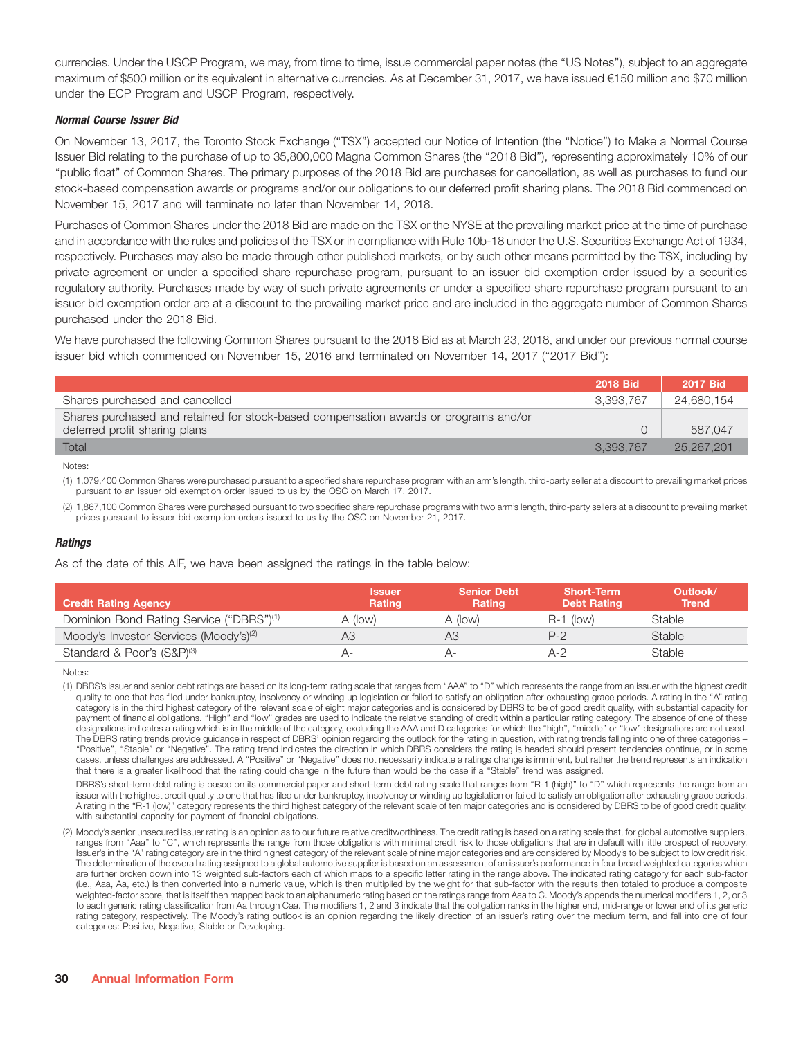currencies. Under the USCP Program, we may, from time to time, issue commercial paper notes (the "US Notes"), subject to an aggregate maximum of $500 million or its equivalent in alternative currencies. As at December 31, 2017, we have issued €150 million and $70 million under the ECP Program and USCP Program, respectively.

***Normal Course Issuer Bid***

On November 13, 2017, the Toronto Stock Exchange ("TSX") accepted our Notice of Intention (the "Notice") to Make a Normal Course Issuer Bid relating to the purchase of up to 35,800,000 Magna Common Shares (the "2018 Bid"), representing approximately 10% of our "public float" of Common Shares. The primary purposes of the 2018 Bid are purchases for cancellation, as well as purchases to fund our stock-based compensation awards or programs and/or our obligations to our deferred profit sharing plans. The 2018 Bid commenced on November 15, 2017 and will terminate no later than November 14, 2018.

Purchases of Common Shares under the 2018 Bid are made on the TSX or the NYSE at the prevailing market price at the time of purchase and in accordance with the rules and policies of the TSX or in compliance with Rule 10b-18 under the U.S. Securities Exchange Act of 1934, respectively. Purchases may also be made through other published markets, or by such other means permitted by the TSX, including by private agreement or under a specified share repurchase program, pursuant to an issuer bid exemption order issued by a securities regulatory authority. Purchases made by way of such private agreements or under a specified share repurchase program pursuant to an issuer bid exemption order are at a discount to the prevailing market price and are included in the aggregate number of Common Shares purchased under the 2018 Bid.

We have purchased the following Common Shares pursuant to the 2018 Bid as at March 23, 2018, and under our previous normal course issuer bid which commenced on November 15, 2016 and terminated on November 14, 2017 ("2017 Bid"):

| | 2018 Bid | 2017 Bid |
|---|---|---|
| Shares purchased and cancelled | 3,393,767 | 24,680,154 |
| Shares purchased and retained for stock-based compensation awards or programs and/or deferred profit sharing plans | 0 | 587,047 |
| Total | 3,393,767 | 25,267,201 |

Notes:

(1) 1,079,400 Common Shares were purchased pursuant to a specified share repurchase program with an arm's length, third-party seller at a discount to prevailing market prices pursuant to an issuer bid exemption order issued to us by the OSC on March 17, 2017.

(2) 1,867,100 Common Shares were purchased pursuant to two specified share repurchase programs with two arm's length, third-party sellers at a discount to prevailing market prices pursuant to issuer bid exemption orders issued to us by the OSC on November 21, 2017.

***Ratings***

As of the date of this AIF, we have been assigned the ratings in the table below:

| Credit Rating Agency | Issuer Rating | Senior Debt Rating | Short-Term Debt Rating | Outlook/ Trend |
|---|---|---|---|---|
| Dominion Bond Rating Service ("DBRS")[(1)] | A (low) | A (low) | R-1 (low) | Stable |
| Moody's Investor Services (Moody's)[(2)] | A3 | A3 | P-2 | Stable |
| Standard & Poor's (S&P)[(3)] | A- | A- | A-2 | Stable |

Notes:

(1) DBRS's issuer and senior debt ratings are based on its long-term rating scale that ranges from "AAA" to "D" which represents the range from an issuer with the highest credit quality to one that has filed under bankruptcy, insolvency or winding up legislation or failed to satisfy an obligation after exhausting grace periods. A rating in the "A" rating category is in the third highest category of the relevant scale of eight major categories and is considered by DBRS to be of good credit quality, with substantial capacity for payment of financial obligations. "High" and "low" grades are used to indicate the relative standing of credit within a particular rating category. The absence of one of these designations indicates a rating which is in the middle of the category, excluding the AAA and D categories for which the "high", "middle" or "low" designations are not used. The DBRS rating trends provide guidance in respect of DBRS' opinion regarding the outlook for the rating in question, with rating trends falling into one of three categories – "Positive", "Stable" or "Negative". The rating trend indicates the direction in which DBRS considers the rating is headed should present tendencies continue, or in some cases, unless challenges are addressed. A "Positive" or "Negative" does not necessarily indicate a ratings change is imminent, but rather the trend represents an indication that there is a greater likelihood that the rating could change in the future than would be the case if a "Stable" trend was assigned.

DBRS's short-term debt rating is based on its commercial paper and short-term debt rating scale that ranges from "R-1 (high)" to "D" which represents the range from an issuer with the highest credit quality to one that has filed under bankruptcy, insolvency or winding up legislation or failed to satisfy an obligation after exhausting grace periods. A rating in the "R-1 (low)" category represents the third highest category of the relevant scale of ten major categories and is considered by DBRS to be of good credit quality, with substantial capacity for payment of financial obligations.

(2) Moody's senior unsecured issuer rating is an opinion as to our future relative creditworthiness. The credit rating is based on a rating scale that, for global automotive suppliers, ranges from "Aaa" to "C", which represents the range from those obligations with minimal credit risk to those obligations that are in default with little prospect of recovery. Issuer's in the "A" rating category are in the third highest category of the relevant scale of nine major categories and are considered by Moody's to be subject to low credit risk. The determination of the overall rating assigned to a global automotive supplier is based on an assessment of an issuer's performance in four broad weighted categories which are further broken down into 13 weighted sub-factors each of which maps to a specific letter rating in the range above. The indicated rating category for each sub-factor (i.e., Aaa, Aa, etc.) is then converted into a numeric value, which is then multiplied by the weight for that sub-factor with the results then totaled to produce a composite weighted-factor score, that is itself then mapped back to an alphanumeric rating based on the ratings range from Aaa to C. Moody's appends the numerical modifiers 1, 2, or 3 to each generic rating classification from Aa through Caa. The modifiers 1, 2 and 3 indicate that the obligation ranks in the higher end, mid-range or lower end of its generic rating category, respectively. The Moody's rating outlook is an opinion regarding the likely direction of an issuer's rating over the medium term, and fall into one of four categories: Positive, Negative, Stable or Developing.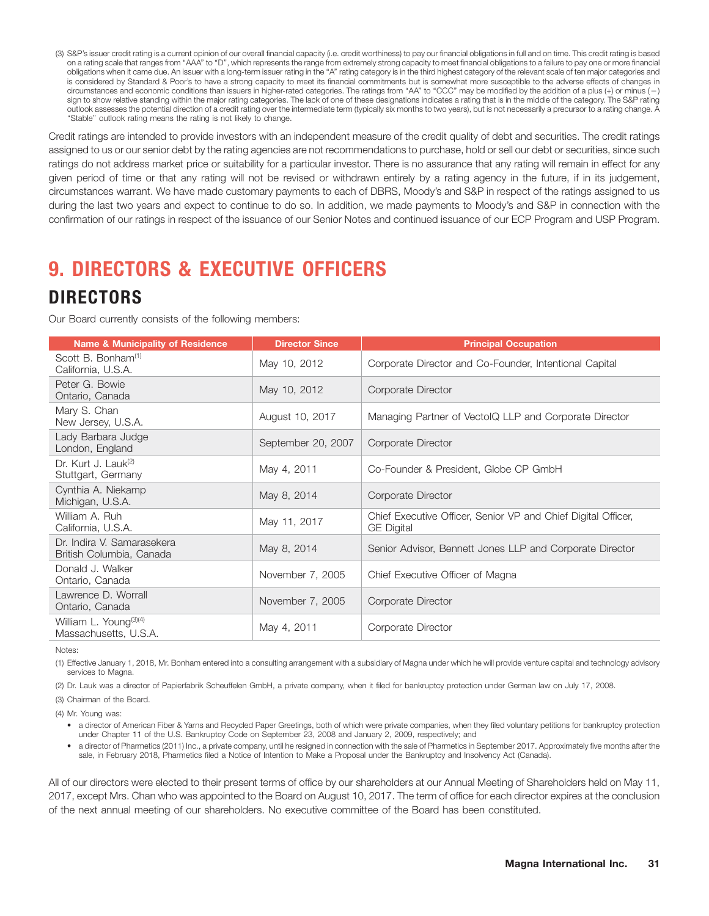(3) S&P's issuer credit rating is a current opinion of our overall financial capacity (i.e. credit worthiness) to pay our financial obligations in full and on time. This credit rating is based on a rating scale that ranges from "AAA" to "D", which represents the range from extremely strong capacity to meet financial obligations to a failure to pay one or more financial obligations when it came due. An issuer with a long-term issuer rating in the "A" rating category is in the third highest category of the relevant scale of ten major categories and is considered by Standard & Poor's to have a strong capacity to meet its financial commitments but is somewhat more susceptible to the adverse effects of changes in circumstances and economic conditions than issuers in higher-rated categories. The ratings from "AA" to "CCC" may be modified by the addition of a plus (+) or minus (−) sign to show relative standing within the major rating categories. The lack of one of these designations indicates a rating that is in the middle of the category. The S&P rating outlook assesses the potential direction of a credit rating over the intermediate term (typically six months to two years), but is not necessarily a precursor to a rating change. A "Stable" outlook rating means the rating is not likely to change.

Credit ratings are intended to provide investors with an independent measure of the credit quality of debt and securities. The credit ratings assigned to us or our senior debt by the rating agencies are not recommendations to purchase, hold or sell our debt or securities, since such ratings do not address market price or suitability for a particular investor. There is no assurance that any rating will remain in effect for any given period of time or that any rating will not be revised or withdrawn entirely by a rating agency in the future, if in its judgement, circumstances warrant. We have made customary payments to each of DBRS, Moody's and S&P in respect of the ratings assigned to us during the last two years and expect to continue to do so. In addition, we made payments to Moody's and S&P in connection with the confirmation of our ratings in respect of the issuance of our Senior Notes and continued issuance of our ECP Program and USP Program.

# 9. DIRECTORS & EXECUTIVE OFFICERS

## DIRECTORS

Our Board currently consists of the following members:

| Name & Municipality of Residence | Director Since | Principal Occupation |
|---|---|---|
| Scott B. Bonham[1]<br>California, U.S.A. | May 10, 2012 | Corporate Director and Co-Founder, Intentional Capital |
| Peter G. Bowie<br>Ontario, Canada | May 10, 2012 | Corporate Director |
| Mary S. Chan<br>New Jersey, U.S.A. | August 10, 2017 | Managing Partner of VectoIQ LLP and Corporate Director |
| Lady Barbara Judge<br>London, England | September 20, 2007 | Corporate Director |
| Dr. Kurt J. Lauk[2]<br>Stuttgart, Germany | May 4, 2011 | Co-Founder & President, Globe CP GmbH |
| Cynthia A. Niekamp<br>Michigan, U.S.A. | May 8, 2014 | Corporate Director |
| William A. Ruh<br>California, U.S.A. | May 11, 2017 | Chief Executive Officer, Senior VP and Chief Digital Officer, GE Digital |
| Dr. Indira V. Samarasekera<br>British Columbia, Canada | May 8, 2014 | Senior Advisor, Bennett Jones LLP and Corporate Director |
| Donald J. Walker<br>Ontario, Canada | November 7, 2005 | Chief Executive Officer of Magna |
| Lawrence D. Worrall<br>Ontario, Canada | November 7, 2005 | Corporate Director |
| William L. Young[3][4]<br>Massachusetts, U.S.A. | May 4, 2011 | Corporate Director |

Notes:

(1) Effective January 1, 2018, Mr. Bonham entered into a consulting arrangement with a subsidiary of Magna under which he will provide venture capital and technology advisory services to Magna.

(2) Dr. Lauk was a director of Papierfabrik Scheuffelen GmbH, a private company, when it filed for bankruptcy protection under German law on July 17, 2008.

(3) Chairman of the Board.

(4) Mr. Young was:

- a director of American Fiber & Yarns and Recycled Paper Greetings, both of which were private companies, when they filed voluntary petitions for bankruptcy protection under Chapter 11 of the U.S. Bankruptcy Code on September 23, 2008 and January 2, 2009, respectively; and
- a director of Pharmetics (2011) Inc., a private company, until he resigned in connection with the sale of Pharmetics in September 2017. Approximately five months after the sale, in February 2018, Pharmetics filed a Notice of Intention to Make a Proposal under the Bankruptcy and Insolvency Act (Canada).

All of our directors were elected to their present terms of office by our shareholders at our Annual Meeting of Shareholders held on May 11, 2017, except Mrs. Chan who was appointed to the Board on August 10, 2017. The term of office for each director expires at the conclusion of the next annual meeting of our shareholders. No executive committee of the Board has been constituted.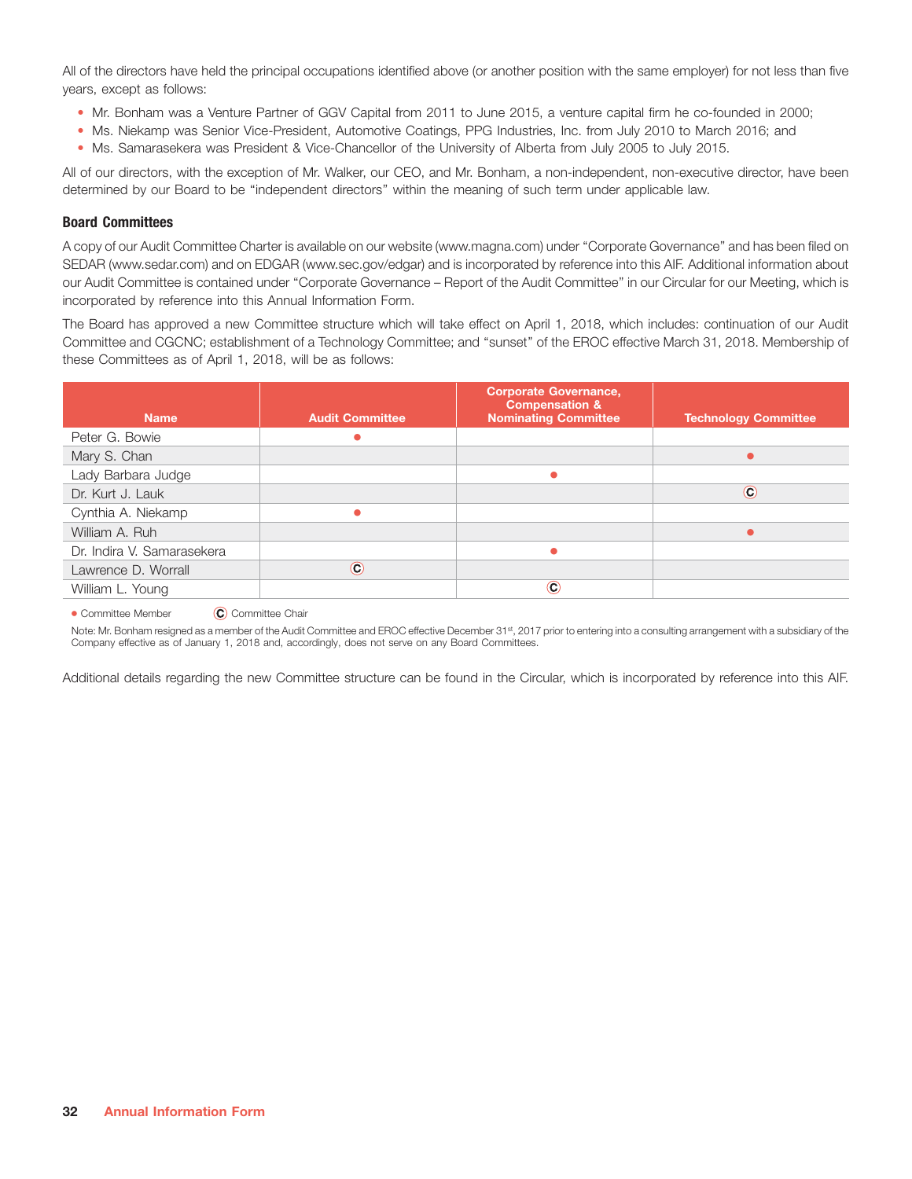All of the directors have held the principal occupations identified above (or another position with the same employer) for not less than five years, except as follows:

- Mr. Bonham was a Venture Partner of GGV Capital from 2011 to June 2015, a venture capital firm he co-founded in 2000;
- Ms. Niekamp was Senior Vice-President, Automotive Coatings, PPG Industries, Inc. from July 2010 to March 2016; and
- Ms. Samarasekera was President & Vice-Chancellor of the University of Alberta from July 2005 to July 2015.

All of our directors, with the exception of Mr. Walker, our CEO, and Mr. Bonham, a non-independent, non-executive director, have been determined by our Board to be "independent directors" within the meaning of such term under applicable law.

### Board Committees

A copy of our Audit Committee Charter is available on our website (www.magna.com) under "Corporate Governance" and has been filed on SEDAR (www.sedar.com) and on EDGAR (www.sec.gov/edgar) and is incorporated by reference into this AIF. Additional information about our Audit Committee is contained under "Corporate Governance – Report of the Audit Committee" in our Circular for our Meeting, which is incorporated by reference into this Annual Information Form.

The Board has approved a new Committee structure which will take effect on April 1, 2018, which includes: continuation of our Audit Committee and CGCNC; establishment of a Technology Committee; and "sunset" of the EROC effective March 31, 2018. Membership of these Committees as of April 1, 2018, will be as follows:

| Name | Audit Committee | Corporate Governance, Compensation & Nominating Committee | Technology Committee |
|---|---|---|---|
| Peter G. Bowie | ● | | |
| Mary S. Chan | | | ● |
| Lady Barbara Judge | | ● | |
| Dr. Kurt J. Lauk | | | Ⓒ |
| Cynthia A. Niekamp | ● | | |
| William A. Ruh | | | ● |
| Dr. Indira V. Samarasekera | | ● | |
| Lawrence D. Worrall | Ⓒ | | |
| William L. Young | | Ⓒ | |

● Committee Member Ⓒ Committee Chair

Note: Mr. Bonham resigned as a member of the Audit Committee and EROC effective December 31st, 2017 prior to entering into a consulting arrangement with a subsidiary of the Company effective as of January 1, 2018 and, accordingly, does not serve on any Board Committees.

Additional details regarding the new Committee structure can be found in the Circular, which is incorporated by reference into this AIF.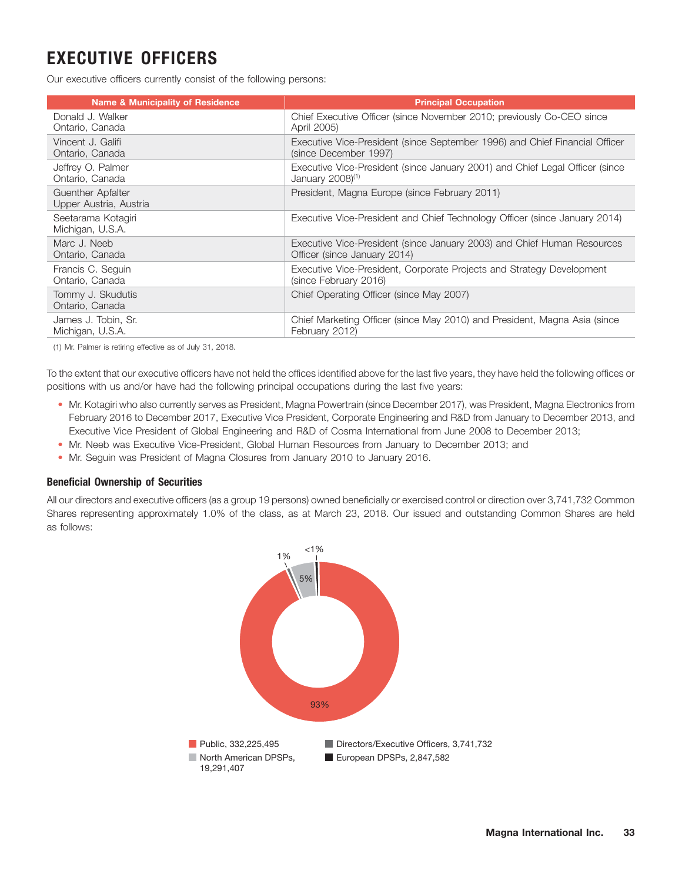# EXECUTIVE OFFICERS

Our executive officers currently consist of the following persons:

| Name & Municipality of Residence | Principal Occupation |
| --- | --- |
| Donald J. Walker<br>Ontario, Canada | Chief Executive Officer (since November 2010; previously Co-CEO since April 2005) |
| Vincent J. Galifi<br>Ontario, Canada | Executive Vice-President (since September 1996) and Chief Financial Officer (since December 1997) |
| Jeffrey O. Palmer<br>Ontario, Canada | Executive Vice-President (since January 2001) and Chief Legal Officer (since January 2008)(1) |
| Guenther Apfalter<br>Upper Austria, Austria | President, Magna Europe (since February 2011) |
| Seetarama Kotagiri<br>Michigan, U.S.A. | Executive Vice-President and Chief Technology Officer (since January 2014) |
| Marc J. Neeb<br>Ontario, Canada | Executive Vice-President (since January 2003) and Chief Human Resources Officer (since January 2014) |
| Francis C. Seguin<br>Ontario, Canada | Executive Vice-President, Corporate Projects and Strategy Development (since February 2016) |
| Tommy J. Skudutis<br>Ontario, Canada | Chief Operating Officer (since May 2007) |
| James J. Tobin, Sr.<br>Michigan, U.S.A. | Chief Marketing Officer (since May 2010) and President, Magna Asia (since February 2012) |

(1) Mr. Palmer is retiring effective as of July 31, 2018.

To the extent that our executive officers have not held the offices identified above for the last five years, they have held the following offices or positions with us and/or have had the following principal occupations during the last five years:

- Mr. Kotagiri who also currently serves as President, Magna Powertrain (since December 2017), was President, Magna Electronics from February 2016 to December 2017, Executive Vice President, Corporate Engineering and R&D from January to December 2013, and Executive Vice President of Global Engineering and R&D of Cosma International from June 2008 to December 2013;
- Mr. Neeb was Executive Vice-President, Global Human Resources from January to December 2013; and
- Mr. Seguin was President of Magna Closures from January 2010 to January 2016.

### Beneficial Ownership of Securities

All our directors and executive officers (as a group 19 persons) owned beneficially or exercised control or direction over 3,741,732 Common Shares representing approximately 1.0% of the class, as at March 23, 2018. Our issued and outstanding Common Shares are held as follows:

93%
5%
1%
<1%

Public, 332,225,495
North American DPSPs, 19,291,407
Directors/Executive Officers, 3,741,732
European DPSPs, 2,847,582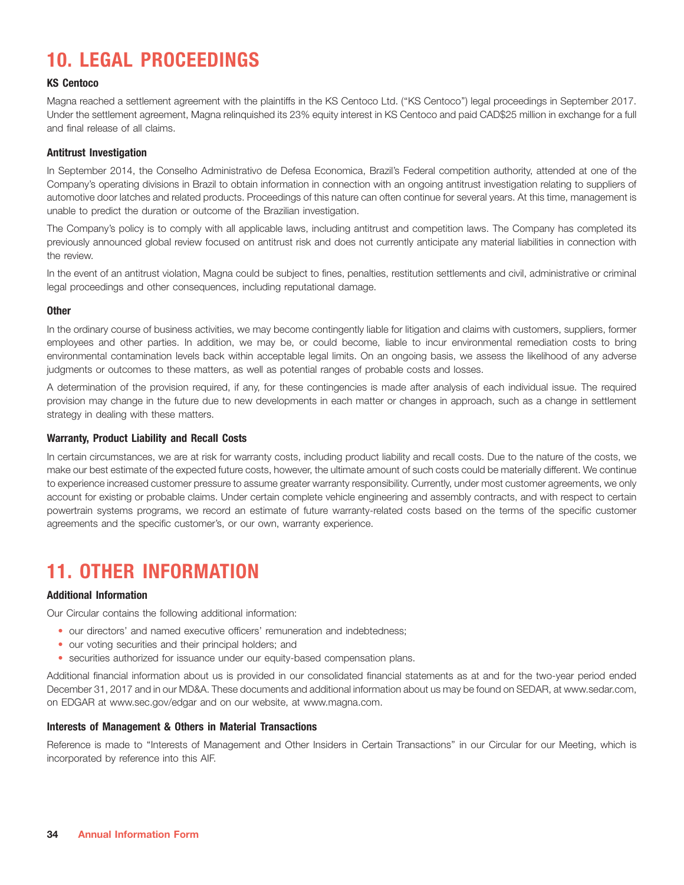# 10. LEGAL PROCEEDINGS

### KS Centoco

Magna reached a settlement agreement with the plaintiffs in the KS Centoco Ltd. ("KS Centoco") legal proceedings in September 2017. Under the settlement agreement, Magna relinquished its 23% equity interest in KS Centoco and paid CAD$25 million in exchange for a full and final release of all claims.

### Antitrust Investigation

In September 2014, the Conselho Administrativo de Defesa Economica, Brazil's Federal competition authority, attended at one of the Company's operating divisions in Brazil to obtain information in connection with an ongoing antitrust investigation relating to suppliers of automotive door latches and related products. Proceedings of this nature can often continue for several years. At this time, management is unable to predict the duration or outcome of the Brazilian investigation.

The Company's policy is to comply with all applicable laws, including antitrust and competition laws. The Company has completed its previously announced global review focused on antitrust risk and does not currently anticipate any material liabilities in connection with the review.

In the event of an antitrust violation, Magna could be subject to fines, penalties, restitution settlements and civil, administrative or criminal legal proceedings and other consequences, including reputational damage.

### Other

In the ordinary course of business activities, we may become contingently liable for litigation and claims with customers, suppliers, former employees and other parties. In addition, we may be, or could become, liable to incur environmental remediation costs to bring environmental contamination levels back within acceptable legal limits. On an ongoing basis, we assess the likelihood of any adverse judgments or outcomes to these matters, as well as potential ranges of probable costs and losses.

A determination of the provision required, if any, for these contingencies is made after analysis of each individual issue. The required provision may change in the future due to new developments in each matter or changes in approach, such as a change in settlement strategy in dealing with these matters.

### Warranty, Product Liability and Recall Costs

In certain circumstances, we are at risk for warranty costs, including product liability and recall costs. Due to the nature of the costs, we make our best estimate of the expected future costs, however, the ultimate amount of such costs could be materially different. We continue to experience increased customer pressure to assume greater warranty responsibility. Currently, under most customer agreements, we only account for existing or probable claims. Under certain complete vehicle engineering and assembly contracts, and with respect to certain powertrain systems programs, we record an estimate of future warranty-related costs based on the terms of the specific customer agreements and the specific customer's, or our own, warranty experience.

# 11. OTHER INFORMATION

### Additional Information

Our Circular contains the following additional information:

- our directors' and named executive officers' remuneration and indebtedness;
- our voting securities and their principal holders; and
- securities authorized for issuance under our equity-based compensation plans.

Additional financial information about us is provided in our consolidated financial statements as at and for the two-year period ended December 31, 2017 and in our MD&A. These documents and additional information about us may be found on SEDAR, at www.sedar.com, on EDGAR at www.sec.gov/edgar and on our website, at www.magna.com.

### Interests of Management & Others in Material Transactions

Reference is made to "Interests of Management and Other Insiders in Certain Transactions" in our Circular for our Meeting, which is incorporated by reference into this AIF.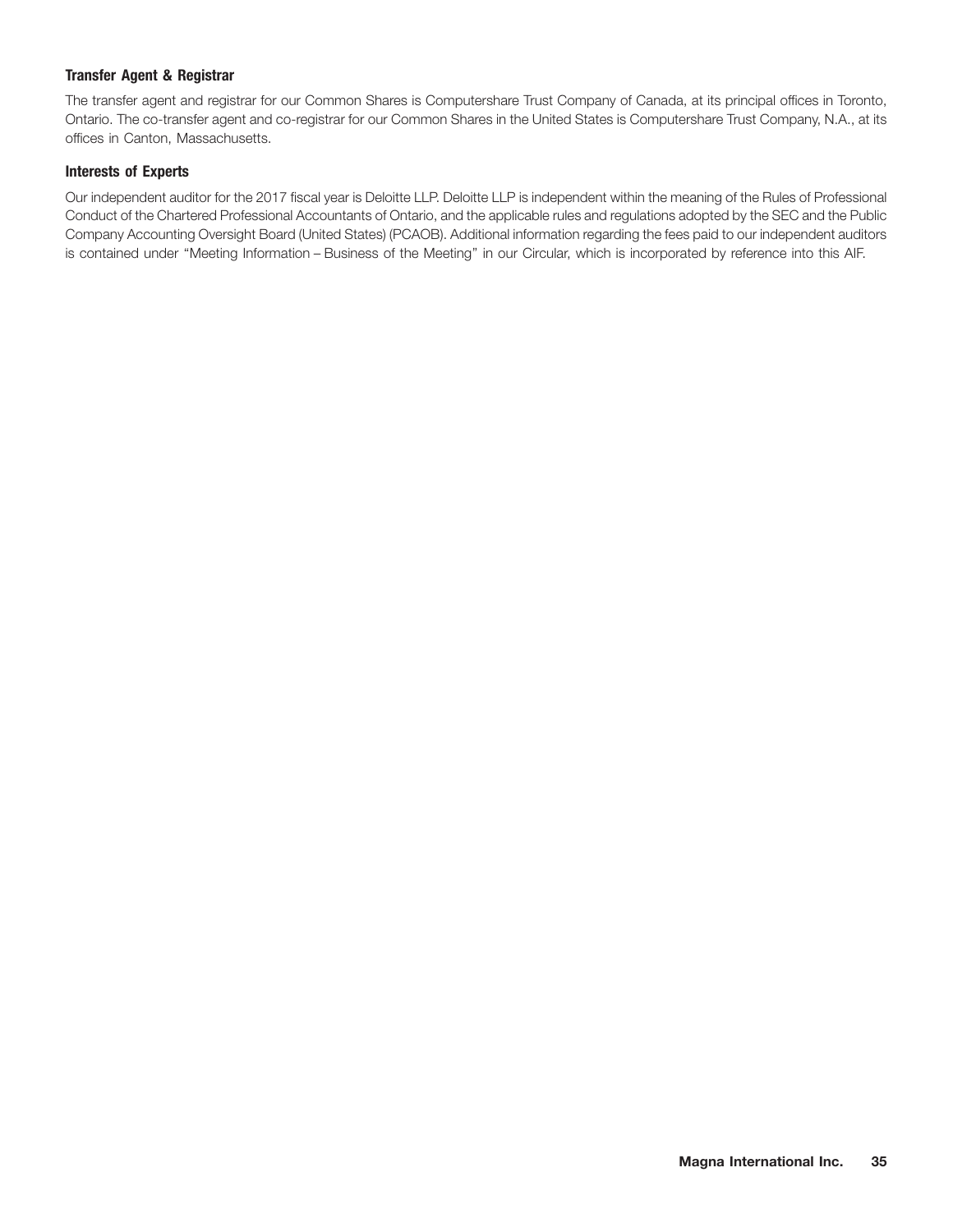### Transfer Agent & Registrar

The transfer agent and registrar for our Common Shares is Computershare Trust Company of Canada, at its principal offices in Toronto, Ontario. The co-transfer agent and co-registrar for our Common Shares in the United States is Computershare Trust Company, N.A., at its offices in Canton, Massachusetts.

### Interests of Experts

Our independent auditor for the 2017 fiscal year is Deloitte LLP. Deloitte LLP is independent within the meaning of the Rules of Professional Conduct of the Chartered Professional Accountants of Ontario, and the applicable rules and regulations adopted by the SEC and the Public Company Accounting Oversight Board (United States) (PCAOB). Additional information regarding the fees paid to our independent auditors is contained under "Meeting Information – Business of the Meeting" in our Circular, which is incorporated by reference into this AIF.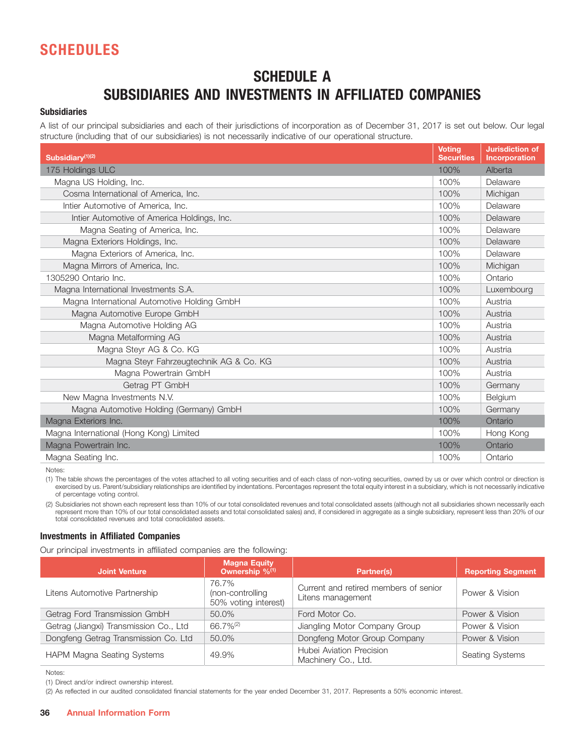# SCHEDULES

## SCHEDULE A
## SUBSIDIARIES AND INVESTMENTS IN AFFILIATED COMPANIES

### Subsidiaries

A list of our principal subsidiaries and each of their jurisdictions of incorporation as of December 31, 2017 is set out below. Our legal structure (including that of our subsidiaries) is not necessarily indicative of our operational structure.

| Subsidiary[(1)(2)] | Voting Securities | Jurisdiction of Incorporation |
|---|---|---|
| 175 Holdings ULC | 100% | Alberta |
| Magna US Holding, Inc. | 100% | Delaware |
| Cosma International of America, Inc. | 100% | Michigan |
| Intier Automotive of America, Inc. | 100% | Delaware |
| Intier Automotive of America Holdings, Inc. | 100% | Delaware |
| Magna Seating of America, Inc. | 100% | Delaware |
| Magna Exteriors Holdings, Inc. | 100% | Delaware |
| Magna Exteriors of America, Inc. | 100% | Delaware |
| Magna Mirrors of America, Inc. | 100% | Michigan |
| 1305290 Ontario Inc. | 100% | Ontario |
| Magna International Investments S.A. | 100% | Luxembourg |
| Magna International Automotive Holding GmbH | 100% | Austria |
| Magna Automotive Europe GmbH | 100% | Austria |
| Magna Automotive Holding AG | 100% | Austria |
| Magna Metalforming AG | 100% | Austria |
| Magna Steyr AG & Co. KG | 100% | Austria |
| Magna Steyr Fahrzeugtechnik AG & Co. KG | 100% | Austria |
| Magna Powertrain GmbH | 100% | Austria |
| Getrag PT GmbH | 100% | Germany |
| New Magna Investments N.V. | 100% | Belgium |
| Magna Automotive Holding (Germany) GmbH | 100% | Germany |
| Magna Exteriors Inc. | 100% | Ontario |
| Magna International (Hong Kong) Limited | 100% | Hong Kong |
| Magna Powertrain Inc. | 100% | Ontario |
| Magna Seating Inc. | 100% | Ontario |

Notes:

(1) The table shows the percentages of the votes attached to all voting securities and of each class of non-voting securities, owned by us or over which control or direction is exercised by us. Parent/subsidiary relationships are identified by indentations. Percentages represent the total equity interest in a subsidiary, which is not necessarily indicative of percentage voting control.

(2) Subsidiaries not shown each represent less than 10% of our total consolidated revenues and total consolidated assets (although not all subsidiaries shown necessarily each represent more than 10% of our total consolidated assets and total consolidated sales) and, if considered in aggregate as a single subsidiary, represent less than 20% of our total consolidated revenues and total consolidated assets.

### Investments in Affiliated Companies

Our principal investments in affiliated companies are the following:

| Joint Venture | Magna Equity Ownership %[(1)] | Partner(s) | Reporting Segment |
|---|---|---|---|
| Litens Automotive Partnership | 76.7% (non-controlling 50% voting interest) | Current and retired members of senior Litens management | Power & Vision |
| Getrag Ford Transmission GmbH | 50.0% | Ford Motor Co. | Power & Vision |
| Getrag (Jiangxi) Transmission Co., Ltd | 66.7%[(2)] | Jiangling Motor Company Group | Power & Vision |
| Dongfeng Getrag Transmission Co. Ltd | 50.0% | Dongfeng Motor Group Company | Power & Vision |
| HAPM Magna Seating Systems | 49.9% | Hubei Aviation Precision Machinery Co., Ltd. | Seating Systems |

Notes:

(1) Direct and/or indirect ownership interest.

(2) As reflected in our audited consolidated financial statements for the year ended December 31, 2017. Represents a 50% economic interest.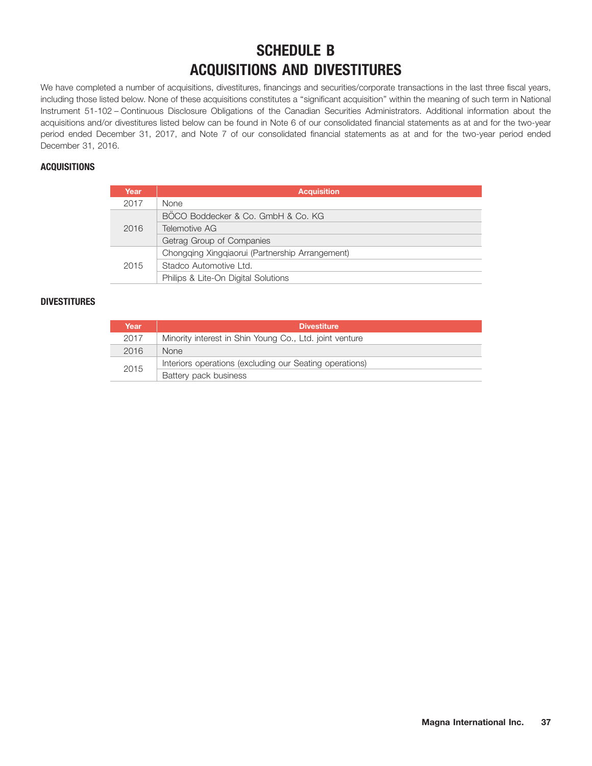# SCHEDULE B
# ACQUISITIONS AND DIVESTITURES

We have completed a number of acquisitions, divestitures, financings and securities/corporate transactions in the last three fiscal years, including those listed below. None of these acquisitions constitutes a "significant acquisition" within the meaning of such term in National Instrument 51-102 – Continuous Disclosure Obligations of the Canadian Securities Administrators. Additional information about the acquisitions and/or divestitures listed below can be found in Note 6 of our consolidated financial statements as at and for the two-year period ended December 31, 2017, and Note 7 of our consolidated financial statements as at and for the two-year period ended December 31, 2016.

### ACQUISITIONS

| Year | Acquisition |
|---|---|
| 2017 | None |
| 2016 | BÖCO Boddecker & Co. GmbH & Co. KG |
| | Telemotive AG |
| | Getrag Group of Companies |
| 2015 | Chongqing Xingqiaorui (Partnership Arrangement) |
| | Stadco Automotive Ltd. |
| | Philips & Lite-On Digital Solutions |

### DIVESTITURES

| Year | Divestiture |
|---|---|
| 2017 | Minority interest in Shin Young Co., Ltd. joint venture |
| 2016 | None |
| 2015 | Interiors operations (excluding our Seating operations) |
| | Battery pack business |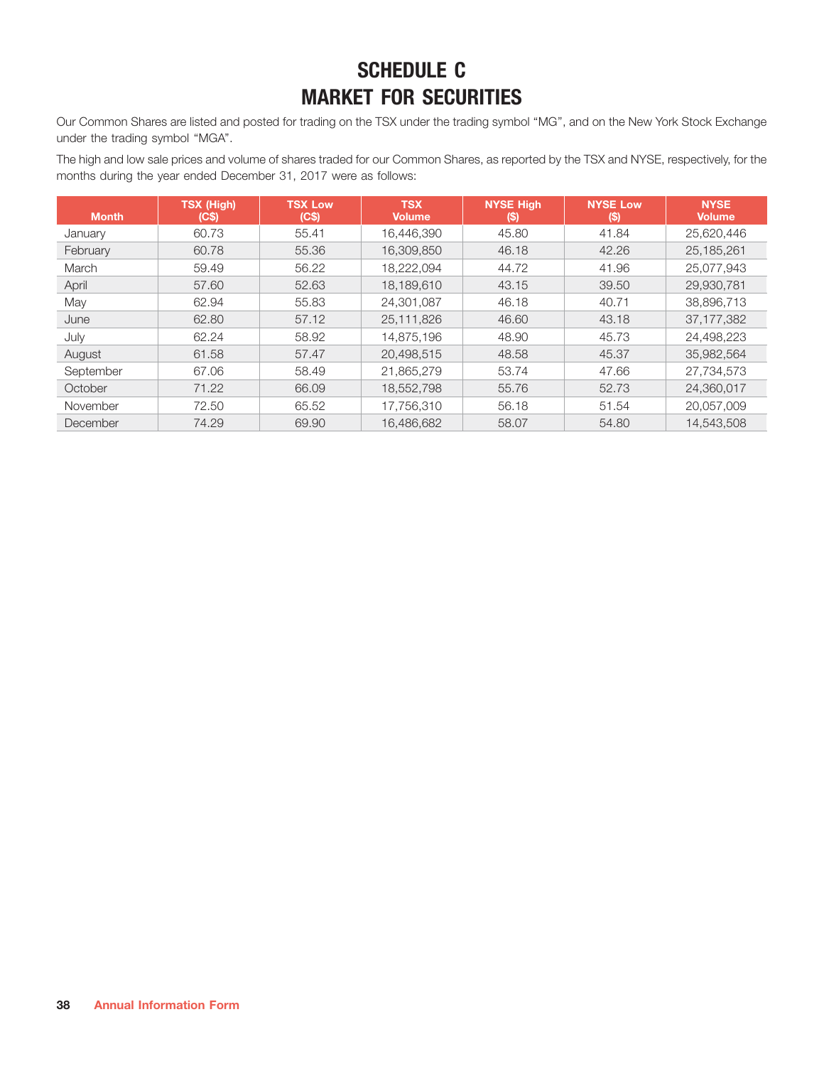# SCHEDULE C
# MARKET FOR SECURITIES

Our Common Shares are listed and posted for trading on the TSX under the trading symbol "MG", and on the New York Stock Exchange under the trading symbol "MGA".

The high and low sale prices and volume of shares traded for our Common Shares, as reported by the TSX and NYSE, respectively, for the months during the year ended December 31, 2017 were as follows:

| Month | TSX (High) (C$) | TSX Low (C$) | TSX Volume | NYSE High ($) | NYSE Low ($) | NYSE Volume |
|---|---|---|---|---|---|---|
| January | 60.73 | 55.41 | 16,446,390 | 45.80 | 41.84 | 25,620,446 |
| February | 60.78 | 55.36 | 16,309,850 | 46.18 | 42.26 | 25,185,261 |
| March | 59.49 | 56.22 | 18,222,094 | 44.72 | 41.96 | 25,077,943 |
| April | 57.60 | 52.63 | 18,189,610 | 43.15 | 39.50 | 29,930,781 |
| May | 62.94 | 55.83 | 24,301,087 | 46.18 | 40.71 | 38,896,713 |
| June | 62.80 | 57.12 | 25,111,826 | 46.60 | 43.18 | 37,177,382 |
| July | 62.24 | 58.92 | 14,875,196 | 48.90 | 45.73 | 24,498,223 |
| August | 61.58 | 57.47 | 20,498,515 | 48.58 | 45.37 | 35,982,564 |
| September | 67.06 | 58.49 | 21,865,279 | 53.74 | 47.66 | 27,734,573 |
| October | 71.22 | 66.09 | 18,552,798 | 55.76 | 52.73 | 24,360,017 |
| November | 72.50 | 65.52 | 17,756,310 | 56.18 | 51.54 | 20,057,009 |
| December | 74.29 | 69.90 | 16,486,682 | 58.07 | 54.80 | 14,543,508 |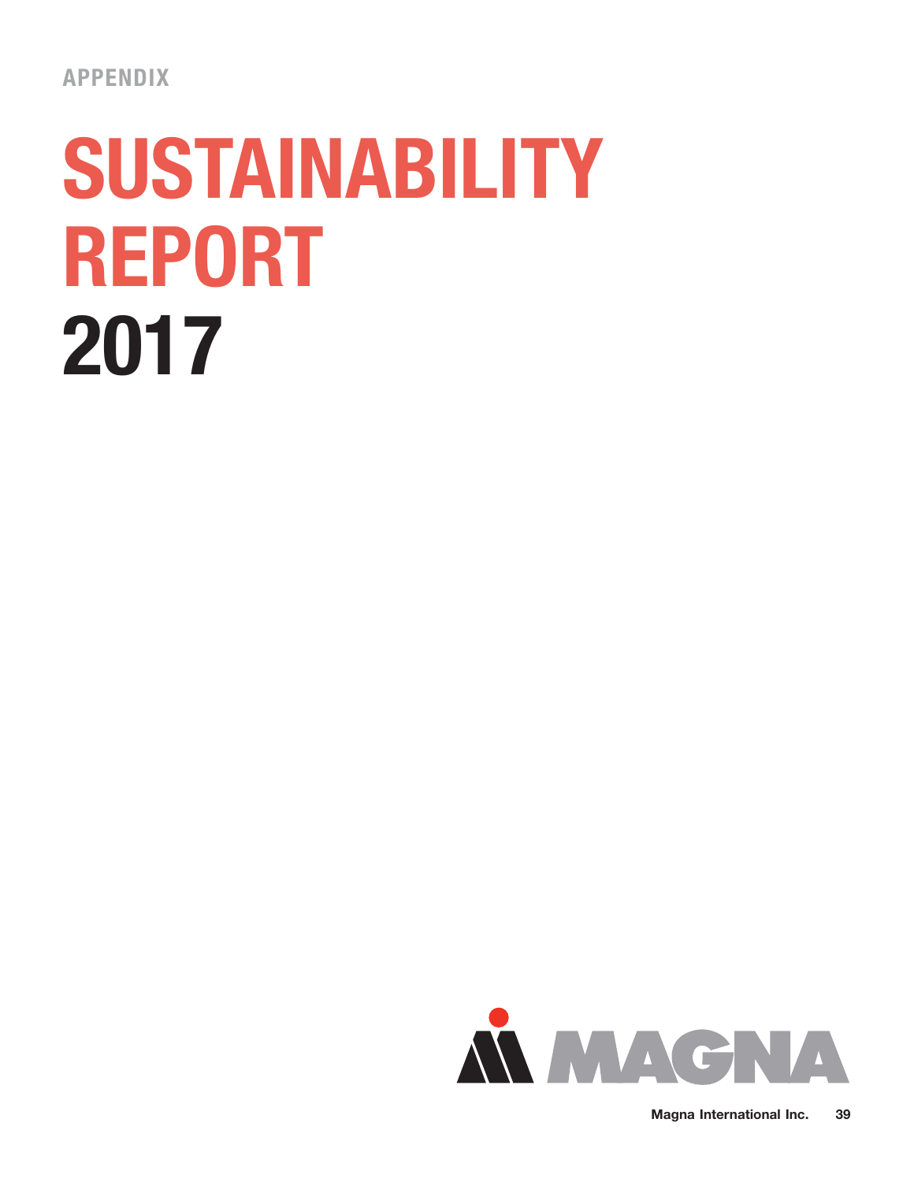APPENDIX

# SUSTAINABILITY REPORT 2017

MAGNA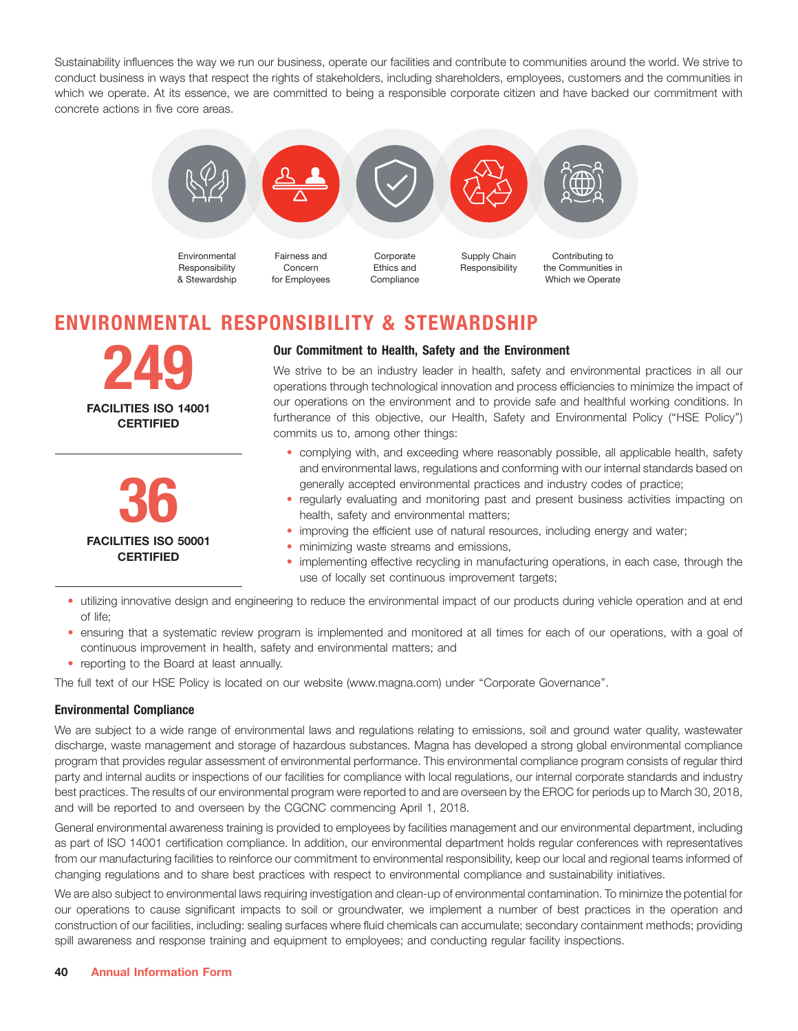Sustainability influences the way we run our business, operate our facilities and contribute to communities around the world. We strive to conduct business in ways that respect the rights of stakeholders, including shareholders, employees, customers and the communities in which we operate. At its essence, we are committed to being a responsible corporate citizen and have backed our commitment with concrete actions in five core areas.

Environmental Responsibility & Stewardship

Fairness and Concern for Employees

Corporate Ethics and Compliance

Supply Chain Responsibility

Contributing to the Communities in Which we Operate

## ENVIRONMENTAL RESPONSIBILITY & STEWARDSHIP

**249**

**FACILITIES ISO 14001 CERTIFIED**

**36**

**FACILITIES ISO 50001 CERTIFIED**

### Our Commitment to Health, Safety and the Environment

We strive to be an industry leader in health, safety and environmental practices in all our operations through technological innovation and process efficiencies to minimize the impact of our operations on the environment and to provide safe and healthful working conditions. In furtherance of this objective, our Health, Safety and Environmental Policy ("HSE Policy") commits us to, among other things:

- complying with, and exceeding where reasonably possible, all applicable health, safety and environmental laws, regulations and conforming with our internal standards based on generally accepted environmental practices and industry codes of practice;
- regularly evaluating and monitoring past and present business activities impacting on health, safety and environmental matters;
- improving the efficient use of natural resources, including energy and water;
- minimizing waste streams and emissions,
- implementing effective recycling in manufacturing operations, in each case, through the use of locally set continuous improvement targets;
- utilizing innovative design and engineering to reduce the environmental impact of our products during vehicle operation and at end of life;
- ensuring that a systematic review program is implemented and monitored at all times for each of our operations, with a goal of continuous improvement in health, safety and environmental matters; and
- reporting to the Board at least annually.

The full text of our HSE Policy is located on our website (www.magna.com) under "Corporate Governance".

### Environmental Compliance

We are subject to a wide range of environmental laws and regulations relating to emissions, soil and ground water quality, wastewater discharge, waste management and storage of hazardous substances. Magna has developed a strong global environmental compliance program that provides regular assessment of environmental performance. This environmental compliance program consists of regular third party and internal audits or inspections of our facilities for compliance with local regulations, our internal corporate standards and industry best practices. The results of our environmental program were reported to and are overseen by the EROC for periods up to March 30, 2018, and will be reported to and overseen by the CGCNC commencing April 1, 2018.

General environmental awareness training is provided to employees by facilities management and our environmental department, including as part of ISO 14001 certification compliance. In addition, our environmental department holds regular conferences with representatives from our manufacturing facilities to reinforce our commitment to environmental responsibility, keep our local and regional teams informed of changing regulations and to share best practices with respect to environmental compliance and sustainability initiatives.

We are also subject to environmental laws requiring investigation and clean-up of environmental contamination. To minimize the potential for our operations to cause significant impacts to soil or groundwater, we implement a number of best practices in the operation and construction of our facilities, including: sealing surfaces where fluid chemicals can accumulate; secondary containment methods; providing spill awareness and response training and equipment to employees; and conducting regular facility inspections.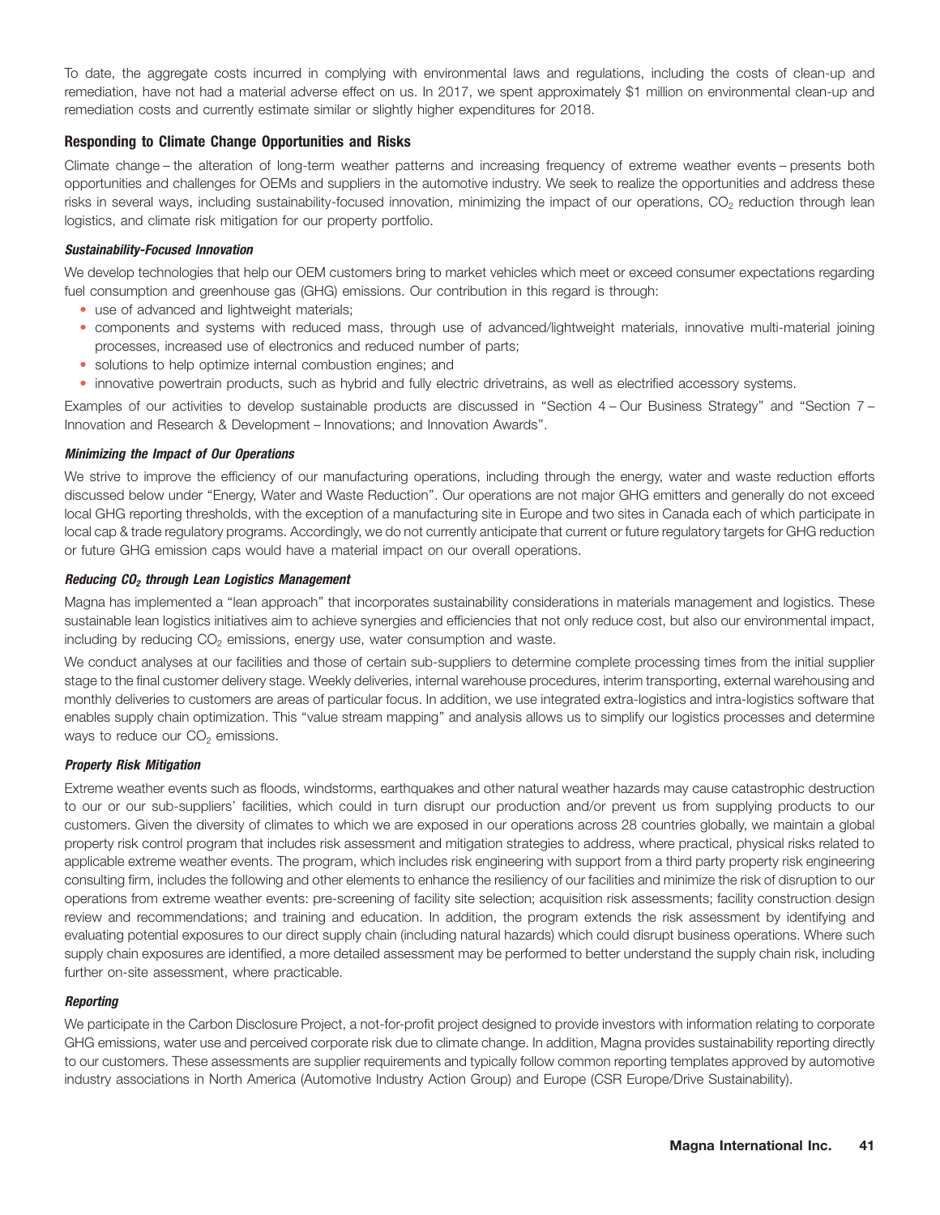To date, the aggregate costs incurred in complying with environmental laws and regulations, including the costs of clean-up and remediation, have not had a material adverse effect on us. In 2017, we spent approximately $1 million on environmental clean-up and remediation costs and currently estimate similar or slightly higher expenditures for 2018.

## Responding to Climate Change Opportunities and Risks

Climate change – the alteration of long-term weather patterns and increasing frequency of extreme weather events – presents both opportunities and challenges for OEMs and suppliers in the automotive industry. We seek to realize the opportunities and address these risks in several ways, including sustainability-focused innovation, minimizing the impact of our operations, $CO_2$ reduction through lean logistics, and climate risk mitigation for our property portfolio.

### *Sustainability-Focused Innovation*

We develop technologies that help our OEM customers bring to market vehicles which meet or exceed consumer expectations regarding fuel consumption and greenhouse gas (GHG) emissions. Our contribution in this regard is through:

- use of advanced and lightweight materials;
- components and systems with reduced mass, through use of advanced/lightweight materials, innovative multi-material joining processes, increased use of electronics and reduced number of parts;
- solutions to help optimize internal combustion engines; and
- innovative powertrain products, such as hybrid and fully electric drivetrains, as well as electrified accessory systems.

Examples of our activities to develop sustainable products are discussed in "Section 4 – Our Business Strategy" and "Section 7 – Innovation and Research & Development – Innovations; and Innovation Awards".

### *Minimizing the Impact of Our Operations*

We strive to improve the efficiency of our manufacturing operations, including through the energy, water and waste reduction efforts discussed below under "Energy, Water and Waste Reduction". Our operations are not major GHG emitters and generally do not exceed local GHG reporting thresholds, with the exception of a manufacturing site in Europe and two sites in Canada each of which participate in local cap & trade regulatory programs. Accordingly, we do not currently anticipate that current or future regulatory targets for GHG reduction or future GHG emission caps would have a material impact on our overall operations.

### *Reducing $CO_2$ through Lean Logistics Management*

Magna has implemented a "lean approach" that incorporates sustainability considerations in materials management and logistics. These sustainable lean logistics initiatives aim to achieve synergies and efficiencies that not only reduce cost, but also our environmental impact, including by reducing $CO_2$ emissions, energy use, water consumption and waste.

We conduct analyses at our facilities and those of certain sub-suppliers to determine complete processing times from the initial supplier stage to the final customer delivery stage. Weekly deliveries, internal warehouse procedures, interim transporting, external warehousing and monthly deliveries to customers are areas of particular focus. In addition, we use integrated extra-logistics and intra-logistics software that enables supply chain optimization. This "value stream mapping" and analysis allows us to simplify our logistics processes and determine ways to reduce our $CO_2$ emissions.

### *Property Risk Mitigation*

Extreme weather events such as floods, windstorms, earthquakes and other natural weather hazards may cause catastrophic destruction to our or our sub-suppliers' facilities, which could in turn disrupt our production and/or prevent us from supplying products to our customers. Given the diversity of climates to which we are exposed in our operations across 28 countries globally, we maintain a global property risk control program that includes risk assessment and mitigation strategies to address, where practical, physical risks related to applicable extreme weather events. The program, which includes risk engineering with support from a third party property risk engineering consulting firm, includes the following and other elements to enhance the resiliency of our facilities and minimize the risk of disruption to our operations from extreme weather events: pre-screening of facility site selection; acquisition risk assessments; facility construction design review and recommendations; and training and education. In addition, the program extends the risk assessment by identifying and evaluating potential exposures to our direct supply chain (including natural hazards) which could disrupt business operations. Where such supply chain exposures are identified, a more detailed assessment may be performed to better understand the supply chain risk, including further on-site assessment, where practicable.

### *Reporting*

We participate in the Carbon Disclosure Project, a not-for-profit project designed to provide investors with information relating to corporate GHG emissions, water use and perceived corporate risk due to climate change. In addition, Magna provides sustainability reporting directly to our customers. These assessments are supplier requirements and typically follow common reporting templates approved by automotive industry associations in North America (Automotive Industry Action Group) and Europe (CSR Europe/Drive Sustainability).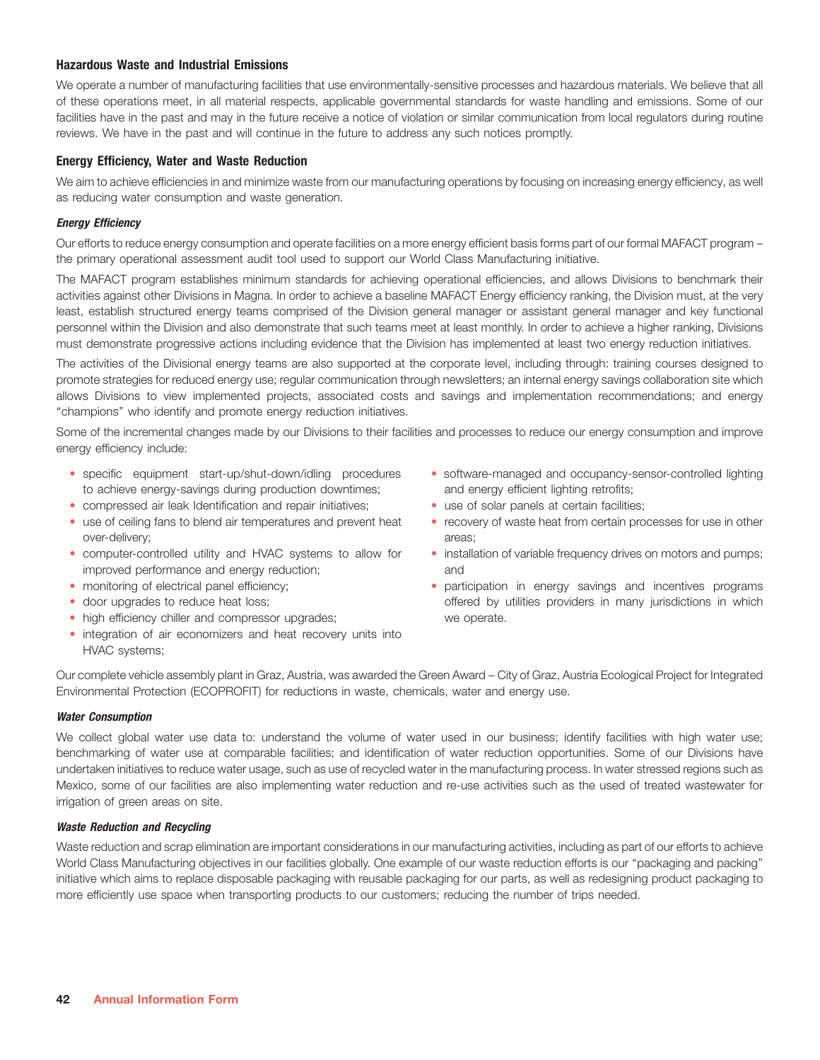### Hazardous Waste and Industrial Emissions

We operate a number of manufacturing facilities that use environmentally-sensitive processes and hazardous materials. We believe that all of these operations meet, in all material respects, applicable governmental standards for waste handling and emissions. Some of our facilities have in the past and may in the future receive a notice of violation or similar communication from local regulators during routine reviews. We have in the past and will continue in the future to address any such notices promptly.

### Energy Efficiency, Water and Waste Reduction

We aim to achieve efficiencies in and minimize waste from our manufacturing operations by focusing on increasing energy efficiency, as well as reducing water consumption and waste generation.

#### *Energy Efficiency*

Our efforts to reduce energy consumption and operate facilities on a more energy efficient basis forms part of our formal MAFACT program – the primary operational assessment audit tool used to support our World Class Manufacturing initiative.

The MAFACT program establishes minimum standards for achieving operational efficiencies, and allows Divisions to benchmark their activities against other Divisions in Magna. In order to achieve a baseline MAFACT Energy efficiency ranking, the Division must, at the very least, establish structured energy teams comprised of the Division general manager or assistant general manager and key functional personnel within the Division and also demonstrate that such teams meet at least monthly. In order to achieve a higher ranking, Divisions must demonstrate progressive actions including evidence that the Division has implemented at least two energy reduction initiatives.

The activities of the Divisional energy teams are also supported at the corporate level, including through: training courses designed to promote strategies for reduced energy use; regular communication through newsletters; an internal energy savings collaboration site which allows Divisions to view implemented projects, associated costs and savings and implementation recommendations; and energy "champions" who identify and promote energy reduction initiatives.

Some of the incremental changes made by our Divisions to their facilities and processes to reduce our energy consumption and improve energy efficiency include:

- specific equipment start-up/shut-down/idling procedures to achieve energy-savings during production downtimes;
- compressed air leak Identification and repair initiatives;
- use of ceiling fans to blend air temperatures and prevent heat over-delivery;
- computer-controlled utility and HVAC systems to allow for improved performance and energy reduction;
- monitoring of electrical panel efficiency;
- door upgrades to reduce heat loss;
- high efficiency chiller and compressor upgrades;
- integration of air economizers and heat recovery units into HVAC systems;
- software-managed and occupancy-sensor-controlled lighting and energy efficient lighting retrofits;
- use of solar panels at certain facilities;
- recovery of waste heat from certain processes for use in other areas;
- installation of variable frequency drives on motors and pumps; and
- participation in energy savings and incentives programs offered by utilities providers in many jurisdictions in which we operate.

Our complete vehicle assembly plant in Graz, Austria, was awarded the Green Award – City of Graz, Austria Ecological Project for Integrated Environmental Protection (ECOPROFIT) for reductions in waste, chemicals, water and energy use.

#### *Water Consumption*

We collect global water use data to: understand the volume of water used in our business; identify facilities with high water use; benchmarking of water use at comparable facilities; and identification of water reduction opportunities. Some of our Divisions have undertaken initiatives to reduce water usage, such as use of recycled water in the manufacturing process. In water stressed regions such as Mexico, some of our facilities are also implementing water reduction and re-use activities such as the used of treated wastewater for irrigation of green areas on site.

#### *Waste Reduction and Recycling*

Waste reduction and scrap elimination are important considerations in our manufacturing activities, including as part of our efforts to achieve World Class Manufacturing objectives in our facilities globally. One example of our waste reduction efforts is our "packaging and packing" initiative which aims to replace disposable packaging with reusable packaging for our parts, as well as redesigning product packaging to more efficiently use space when transporting products to our customers; reducing the number of trips needed.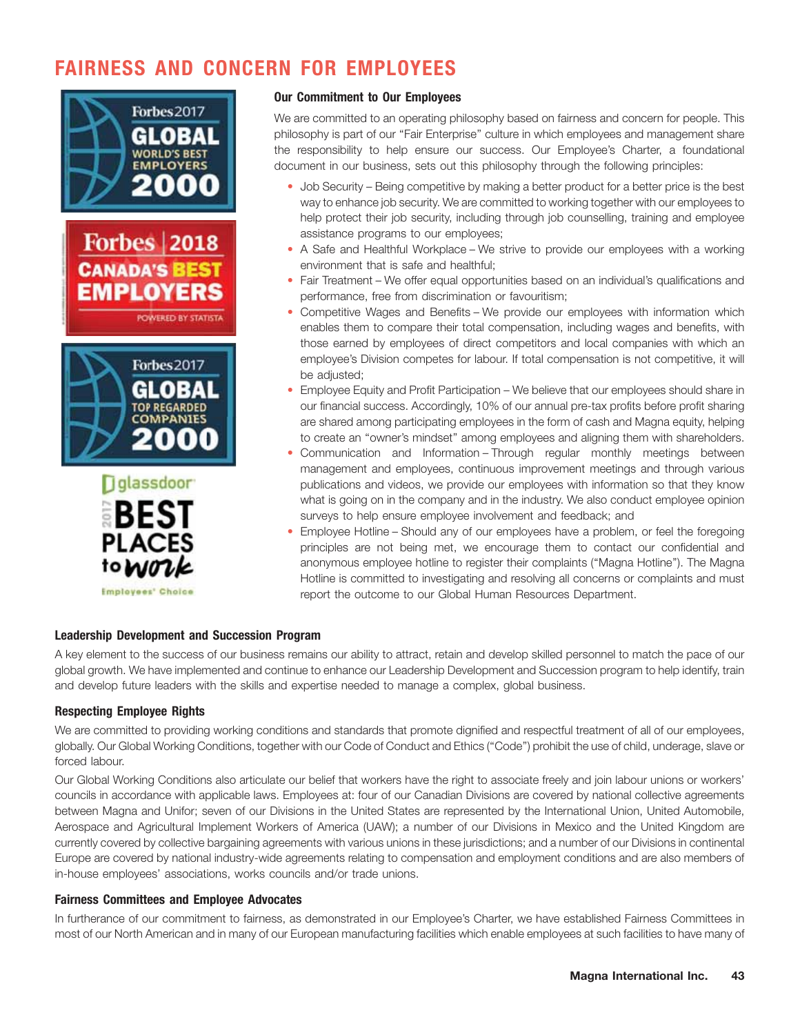# FAIRNESS AND CONCERN FOR EMPLOYEES

### Our Commitment to Our Employees

We are committed to an operating philosophy based on fairness and concern for people. This philosophy is part of our "Fair Enterprise" culture in which employees and management share the responsibility to help ensure our success. Our Employee's Charter, a foundational document in our business, sets out this philosophy through the following principles:

- Job Security – Being competitive by making a better product for a better price is the best way to enhance job security. We are committed to working together with our employees to help protect their job security, including through job counselling, training and employee assistance programs to our employees;
- A Safe and Healthful Workplace – We strive to provide our employees with a working environment that is safe and healthful;
- Fair Treatment – We offer equal opportunities based on an individual's qualifications and performance, free from discrimination or favouritism;
- Competitive Wages and Benefits – We provide our employees with information which enables them to compare their total compensation, including wages and benefits, with those earned by employees of direct competitors and local companies with which an employee's Division competes for labour. If total compensation is not competitive, it will be adjusted;
- Employee Equity and Profit Participation – We believe that our employees should share in our financial success. Accordingly, 10% of our annual pre-tax profits before profit sharing are shared among participating employees in the form of cash and Magna equity, helping to create an "owner's mindset" among employees and aligning them with shareholders.
- Communication and Information – Through regular monthly meetings between management and employees, continuous improvement meetings and through various publications and videos, we provide our employees with information so that they know what is going on in the company and in the industry. We also conduct employee opinion surveys to help ensure employee involvement and feedback; and
- Employee Hotline – Should any of our employees have a problem, or feel the foregoing principles are not being met, we encourage them to contact our confidential and anonymous employee hotline to register their complaints ("Magna Hotline"). The Magna Hotline is committed to investigating and resolving all concerns or complaints and must report the outcome to our Global Human Resources Department.

### Leadership Development and Succession Program

A key element to the success of our business remains our ability to attract, retain and develop skilled personnel to match the pace of our global growth. We have implemented and continue to enhance our Leadership Development and Succession program to help identify, train and develop future leaders with the skills and expertise needed to manage a complex, global business.

### Respecting Employee Rights

We are committed to providing working conditions and standards that promote dignified and respectful treatment of all of our employees, globally. Our Global Working Conditions, together with our Code of Conduct and Ethics ("Code") prohibit the use of child, underage, slave or forced labour.

Our Global Working Conditions also articulate our belief that workers have the right to associate freely and join labour unions or workers' councils in accordance with applicable laws. Employees at: four of our Canadian Divisions are covered by national collective agreements between Magna and Unifor; seven of our Divisions in the United States are represented by the International Union, United Automobile, Aerospace and Agricultural Implement Workers of America (UAW); a number of our Divisions in Mexico and the United Kingdom are currently covered by collective bargaining agreements with various unions in these jurisdictions; and a number of our Divisions in continental Europe are covered by national industry-wide agreements relating to compensation and employment conditions and are also members of in-house employees' associations, works councils and/or trade unions.

### Fairness Committees and Employee Advocates

In furtherance of our commitment to fairness, as demonstrated in our Employee's Charter, we have established Fairness Committees in most of our North American and in many of our European manufacturing facilities which enable employees at such facilities to have many of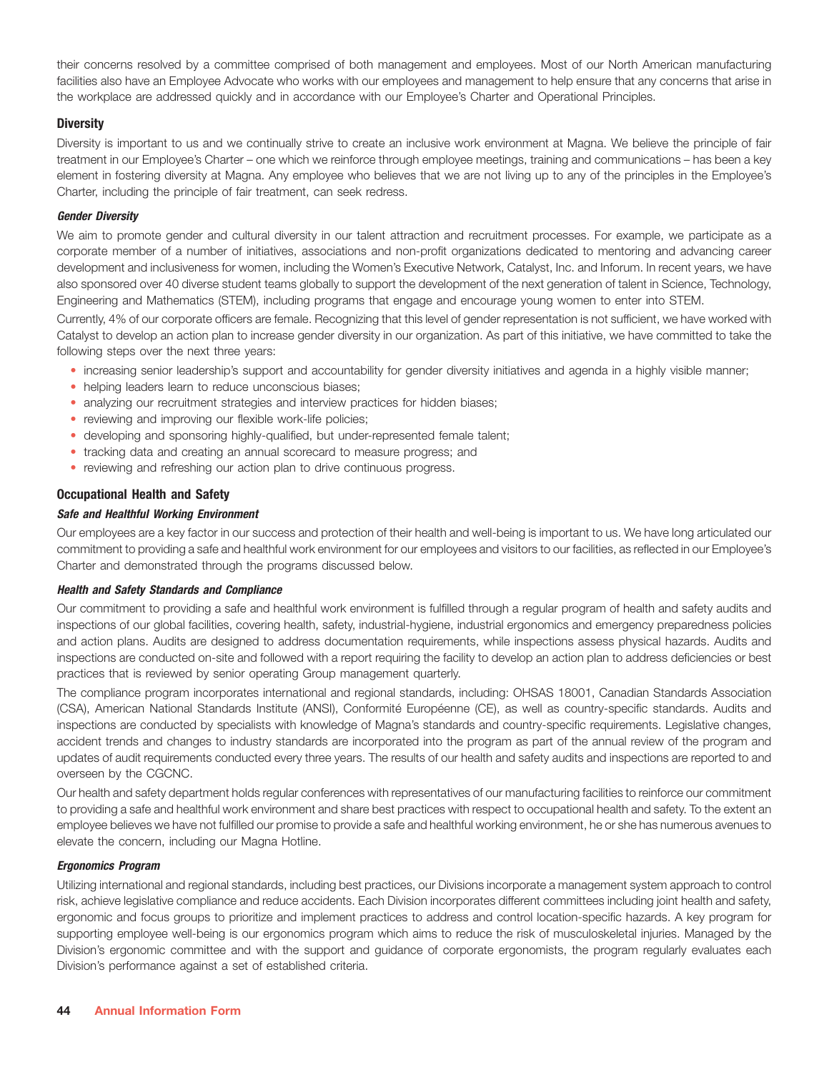their concerns resolved by a committee comprised of both management and employees. Most of our North American manufacturing facilities also have an Employee Advocate who works with our employees and management to help ensure that any concerns that arise in the workplace are addressed quickly and in accordance with our Employee's Charter and Operational Principles.

### Diversity

Diversity is important to us and we continually strive to create an inclusive work environment at Magna. We believe the principle of fair treatment in our Employee's Charter – one which we reinforce through employee meetings, training and communications – has been a key element in fostering diversity at Magna. Any employee who believes that we are not living up to any of the principles in the Employee's Charter, including the principle of fair treatment, can seek redress.

#### *Gender Diversity*

We aim to promote gender and cultural diversity in our talent attraction and recruitment processes. For example, we participate as a corporate member of a number of initiatives, associations and non-profit organizations dedicated to mentoring and advancing career development and inclusiveness for women, including the Women's Executive Network, Catalyst, Inc. and Inforum. In recent years, we have also sponsored over 40 diverse student teams globally to support the development of the next generation of talent in Science, Technology, Engineering and Mathematics (STEM), including programs that engage and encourage young women to enter into STEM.

Currently, 4% of our corporate officers are female. Recognizing that this level of gender representation is not sufficient, we have worked with Catalyst to develop an action plan to increase gender diversity in our organization. As part of this initiative, we have committed to take the following steps over the next three years:

- increasing senior leadership's support and accountability for gender diversity initiatives and agenda in a highly visible manner;
- helping leaders learn to reduce unconscious biases;
- analyzing our recruitment strategies and interview practices for hidden biases;
- reviewing and improving our flexible work-life policies;
- developing and sponsoring highly-qualified, but under-represented female talent;
- tracking data and creating an annual scorecard to measure progress; and
- reviewing and refreshing our action plan to drive continuous progress.

### Occupational Health and Safety

#### *Safe and Healthful Working Environment*

Our employees are a key factor in our success and protection of their health and well-being is important to us. We have long articulated our commitment to providing a safe and healthful work environment for our employees and visitors to our facilities, as reflected in our Employee's Charter and demonstrated through the programs discussed below.

#### *Health and Safety Standards and Compliance*

Our commitment to providing a safe and healthful work environment is fulfilled through a regular program of health and safety audits and inspections of our global facilities, covering health, safety, industrial-hygiene, industrial ergonomics and emergency preparedness policies and action plans. Audits are designed to address documentation requirements, while inspections assess physical hazards. Audits and inspections are conducted on-site and followed with a report requiring the facility to develop an action plan to address deficiencies or best practices that is reviewed by senior operating Group management quarterly.

The compliance program incorporates international and regional standards, including: OHSAS 18001, Canadian Standards Association (CSA), American National Standards Institute (ANSI), Conformité Européenne (CE), as well as country-specific standards. Audits and inspections are conducted by specialists with knowledge of Magna's standards and country-specific requirements. Legislative changes, accident trends and changes to industry standards are incorporated into the program as part of the annual review of the program and updates of audit requirements conducted every three years. The results of our health and safety audits and inspections are reported to and overseen by the CGCNC.

Our health and safety department holds regular conferences with representatives of our manufacturing facilities to reinforce our commitment to providing a safe and healthful work environment and share best practices with respect to occupational health and safety. To the extent an employee believes we have not fulfilled our promise to provide a safe and healthful working environment, he or she has numerous avenues to elevate the concern, including our Magna Hotline.

#### *Ergonomics Program*

Utilizing international and regional standards, including best practices, our Divisions incorporate a management system approach to control risk, achieve legislative compliance and reduce accidents. Each Division incorporates different committees including joint health and safety, ergonomic and focus groups to prioritize and implement practices to address and control location-specific hazards. A key program for supporting employee well-being is our ergonomics program which aims to reduce the risk of musculoskeletal injuries. Managed by the Division's ergonomic committee and with the support and guidance of corporate ergonomists, the program regularly evaluates each Division's performance against a set of established criteria.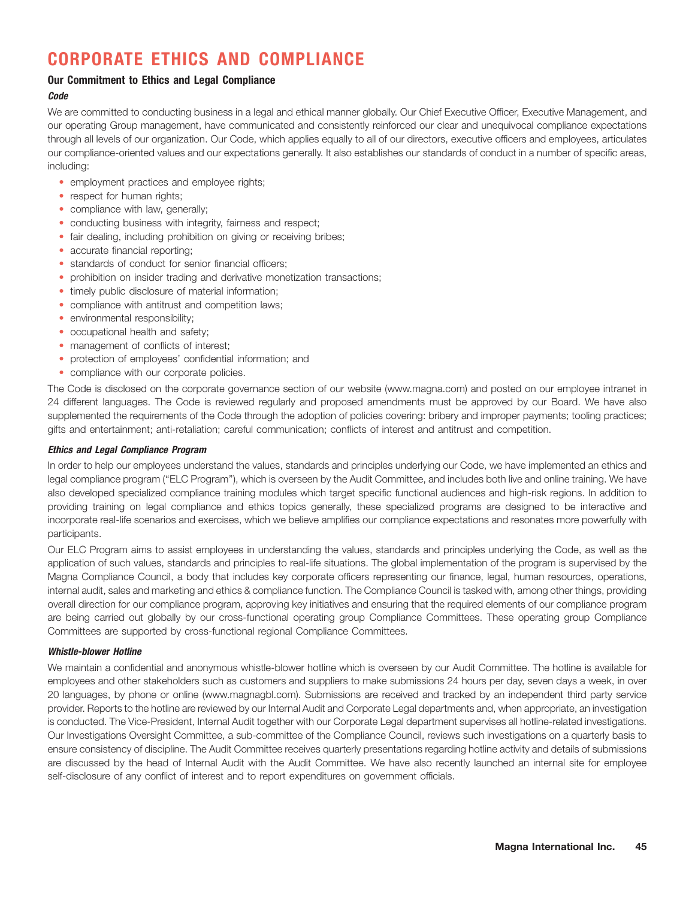# CORPORATE ETHICS AND COMPLIANCE

## Our Commitment to Ethics and Legal Compliance

### *Code*

We are committed to conducting business in a legal and ethical manner globally. Our Chief Executive Officer, Executive Management, and our operating Group management, have communicated and consistently reinforced our clear and unequivocal compliance expectations through all levels of our organization. Our Code, which applies equally to all of our directors, executive officers and employees, articulates our compliance-oriented values and our expectations generally. It also establishes our standards of conduct in a number of specific areas, including:

- employment practices and employee rights;
- respect for human rights;
- compliance with law, generally;
- conducting business with integrity, fairness and respect;
- fair dealing, including prohibition on giving or receiving bribes;
- accurate financial reporting;
- standards of conduct for senior financial officers;
- prohibition on insider trading and derivative monetization transactions;
- timely public disclosure of material information;
- compliance with antitrust and competition laws;
- environmental responsibility;
- occupational health and safety;
- management of conflicts of interest;
- protection of employees' confidential information; and
- compliance with our corporate policies.

The Code is disclosed on the corporate governance section of our website (www.magna.com) and posted on our employee intranet in 24 different languages. The Code is reviewed regularly and proposed amendments must be approved by our Board. We have also supplemented the requirements of the Code through the adoption of policies covering: bribery and improper payments; tooling practices; gifts and entertainment; anti-retaliation; careful communication; conflicts of interest and antitrust and competition.

### *Ethics and Legal Compliance Program*

In order to help our employees understand the values, standards and principles underlying our Code, we have implemented an ethics and legal compliance program ("ELC Program"), which is overseen by the Audit Committee, and includes both live and online training. We have also developed specialized compliance training modules which target specific functional audiences and high-risk regions. In addition to providing training on legal compliance and ethics topics generally, these specialized programs are designed to be interactive and incorporate real-life scenarios and exercises, which we believe amplifies our compliance expectations and resonates more powerfully with participants.

Our ELC Program aims to assist employees in understanding the values, standards and principles underlying the Code, as well as the application of such values, standards and principles to real-life situations. The global implementation of the program is supervised by the Magna Compliance Council, a body that includes key corporate officers representing our finance, legal, human resources, operations, internal audit, sales and marketing and ethics & compliance function. The Compliance Council is tasked with, among other things, providing overall direction for our compliance program, approving key initiatives and ensuring that the required elements of our compliance program are being carried out globally by our cross-functional operating group Compliance Committees. These operating group Compliance Committees are supported by cross-functional regional Compliance Committees.

### *Whistle-blower Hotline*

We maintain a confidential and anonymous whistle-blower hotline which is overseen by our Audit Committee. The hotline is available for employees and other stakeholders such as customers and suppliers to make submissions 24 hours per day, seven days a week, in over 20 languages, by phone or online (www.magnagbl.com). Submissions are received and tracked by an independent third party service provider. Reports to the hotline are reviewed by our Internal Audit and Corporate Legal departments and, when appropriate, an investigation is conducted. The Vice-President, Internal Audit together with our Corporate Legal department supervises all hotline-related investigations. Our Investigations Oversight Committee, a sub-committee of the Compliance Council, reviews such investigations on a quarterly basis to ensure consistency of discipline. The Audit Committee receives quarterly presentations regarding hotline activity and details of submissions are discussed by the head of Internal Audit with the Audit Committee. We have also recently launched an internal site for employee self-disclosure of any conflict of interest and to report expenditures on government officials.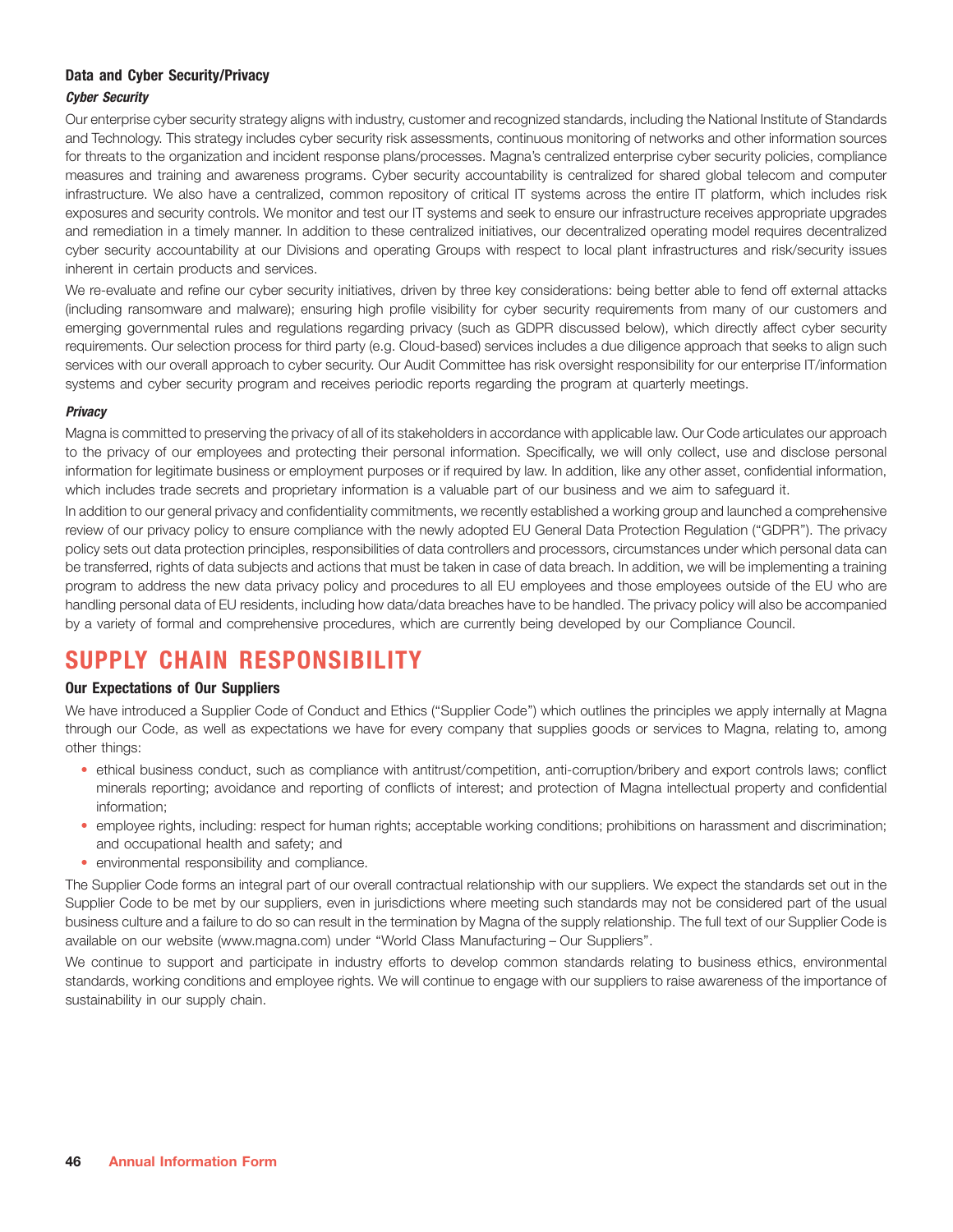### Data and Cyber Security/Privacy

#### *Cyber Security*

Our enterprise cyber security strategy aligns with industry, customer and recognized standards, including the National Institute of Standards and Technology. This strategy includes cyber security risk assessments, continuous monitoring of networks and other information sources for threats to the organization and incident response plans/processes. Magna's centralized enterprise cyber security policies, compliance measures and training and awareness programs. Cyber security accountability is centralized for shared global telecom and computer infrastructure. We also have a centralized, common repository of critical IT systems across the entire IT platform, which includes risk exposures and security controls. We monitor and test our IT systems and seek to ensure our infrastructure receives appropriate upgrades and remediation in a timely manner. In addition to these centralized initiatives, our decentralized operating model requires decentralized cyber security accountability at our Divisions and operating Groups with respect to local plant infrastructures and risk/security issues inherent in certain products and services.

We re-evaluate and refine our cyber security initiatives, driven by three key considerations: being better able to fend off external attacks (including ransomware and malware); ensuring high profile visibility for cyber security requirements from many of our customers and emerging governmental rules and regulations regarding privacy (such as GDPR discussed below), which directly affect cyber security requirements. Our selection process for third party (e.g. Cloud-based) services includes a due diligence approach that seeks to align such services with our overall approach to cyber security. Our Audit Committee has risk oversight responsibility for our enterprise IT/information systems and cyber security program and receives periodic reports regarding the program at quarterly meetings.

#### *Privacy*

Magna is committed to preserving the privacy of all of its stakeholders in accordance with applicable law. Our Code articulates our approach to the privacy of our employees and protecting their personal information. Specifically, we will only collect, use and disclose personal information for legitimate business or employment purposes or if required by law. In addition, like any other asset, confidential information, which includes trade secrets and proprietary information is a valuable part of our business and we aim to safeguard it.

In addition to our general privacy and confidentiality commitments, we recently established a working group and launched a comprehensive review of our privacy policy to ensure compliance with the newly adopted EU General Data Protection Regulation ("GDPR"). The privacy policy sets out data protection principles, responsibilities of data controllers and processors, circumstances under which personal data can be transferred, rights of data subjects and actions that must be taken in case of data breach. In addition, we will be implementing a training program to address the new data privacy policy and procedures to all EU employees and those employees outside of the EU who are handling personal data of EU residents, including how data/data breaches have to be handled. The privacy policy will also be accompanied by a variety of formal and comprehensive procedures, which are currently being developed by our Compliance Council.

## SUPPLY CHAIN RESPONSIBILITY

### Our Expectations of Our Suppliers

We have introduced a Supplier Code of Conduct and Ethics ("Supplier Code") which outlines the principles we apply internally at Magna through our Code, as well as expectations we have for every company that supplies goods or services to Magna, relating to, among other things:

- ethical business conduct, such as compliance with antitrust/competition, anti-corruption/bribery and export controls laws; conflict minerals reporting; avoidance and reporting of conflicts of interest; and protection of Magna intellectual property and confidential information;
- employee rights, including: respect for human rights; acceptable working conditions; prohibitions on harassment and discrimination; and occupational health and safety; and
- environmental responsibility and compliance.

The Supplier Code forms an integral part of our overall contractual relationship with our suppliers. We expect the standards set out in the Supplier Code to be met by our suppliers, even in jurisdictions where meeting such standards may not be considered part of the usual business culture and a failure to do so can result in the termination by Magna of the supply relationship. The full text of our Supplier Code is available on our website (www.magna.com) under "World Class Manufacturing – Our Suppliers".

We continue to support and participate in industry efforts to develop common standards relating to business ethics, environmental standards, working conditions and employee rights. We will continue to engage with our suppliers to raise awareness of the importance of sustainability in our supply chain.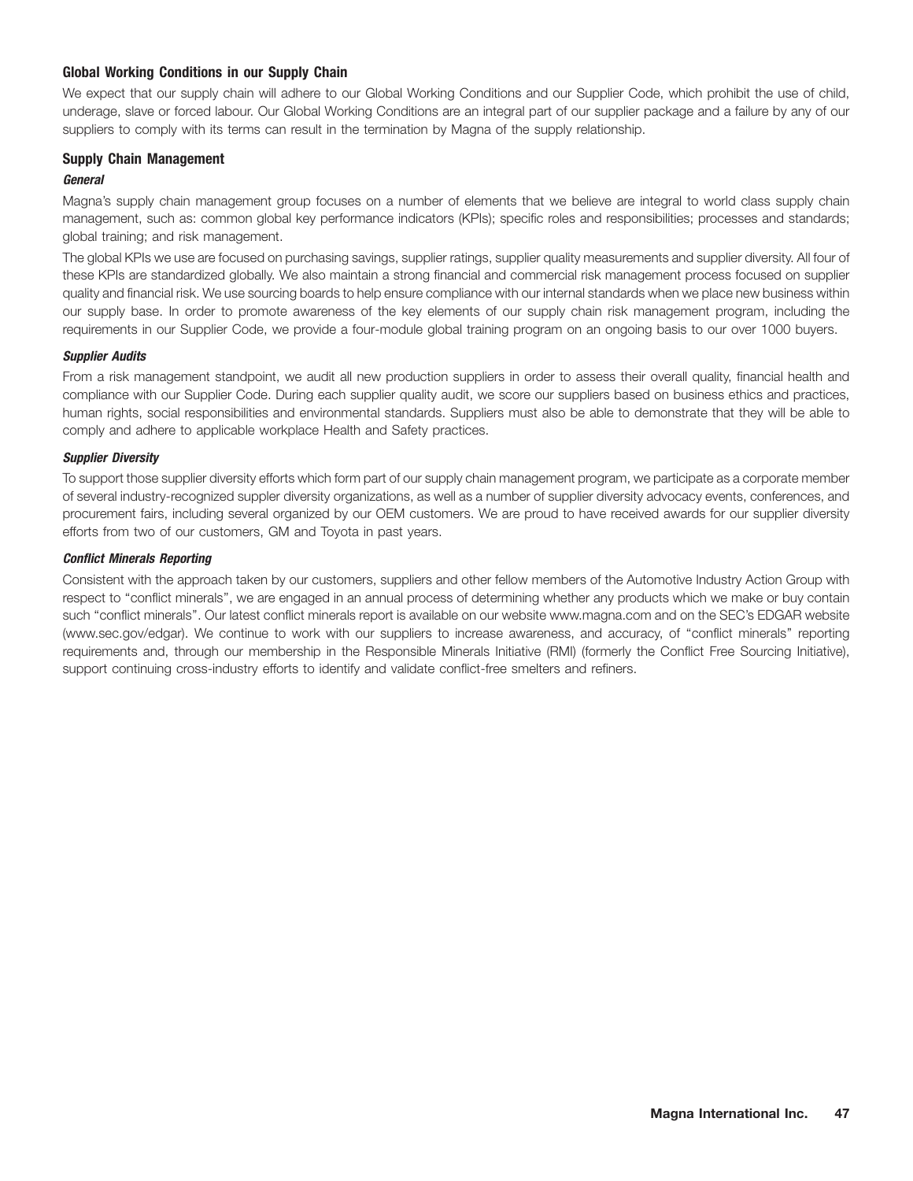### Global Working Conditions in our Supply Chain

We expect that our supply chain will adhere to our Global Working Conditions and our Supplier Code, which prohibit the use of child, underage, slave or forced labour. Our Global Working Conditions are an integral part of our supplier package and a failure by any of our suppliers to comply with its terms can result in the termination by Magna of the supply relationship.

### Supply Chain Management

#### *General*

Magna's supply chain management group focuses on a number of elements that we believe are integral to world class supply chain management, such as: common global key performance indicators (KPIs); specific roles and responsibilities; processes and standards; global training; and risk management.

The global KPIs we use are focused on purchasing savings, supplier ratings, supplier quality measurements and supplier diversity. All four of these KPIs are standardized globally. We also maintain a strong financial and commercial risk management process focused on supplier quality and financial risk. We use sourcing boards to help ensure compliance with our internal standards when we place new business within our supply base. In order to promote awareness of the key elements of our supply chain risk management program, including the requirements in our Supplier Code, we provide a four-module global training program on an ongoing basis to our over 1000 buyers.

#### *Supplier Audits*

From a risk management standpoint, we audit all new production suppliers in order to assess their overall quality, financial health and compliance with our Supplier Code. During each supplier quality audit, we score our suppliers based on business ethics and practices, human rights, social responsibilities and environmental standards. Suppliers must also be able to demonstrate that they will be able to comply and adhere to applicable workplace Health and Safety practices.

#### *Supplier Diversity*

To support those supplier diversity efforts which form part of our supply chain management program, we participate as a corporate member of several industry-recognized suppler diversity organizations, as well as a number of supplier diversity advocacy events, conferences, and procurement fairs, including several organized by our OEM customers. We are proud to have received awards for our supplier diversity efforts from two of our customers, GM and Toyota in past years.

#### *Conflict Minerals Reporting*

Consistent with the approach taken by our customers, suppliers and other fellow members of the Automotive Industry Action Group with respect to "conflict minerals", we are engaged in an annual process of determining whether any products which we make or buy contain such "conflict minerals". Our latest conflict minerals report is available on our website www.magna.com and on the SEC's EDGAR website (www.sec.gov/edgar). We continue to work with our suppliers to increase awareness, and accuracy, of "conflict minerals" reporting requirements and, through our membership in the Responsible Minerals Initiative (RMI) (formerly the Conflict Free Sourcing Initiative), support continuing cross-industry efforts to identify and validate conflict-free smelters and refiners.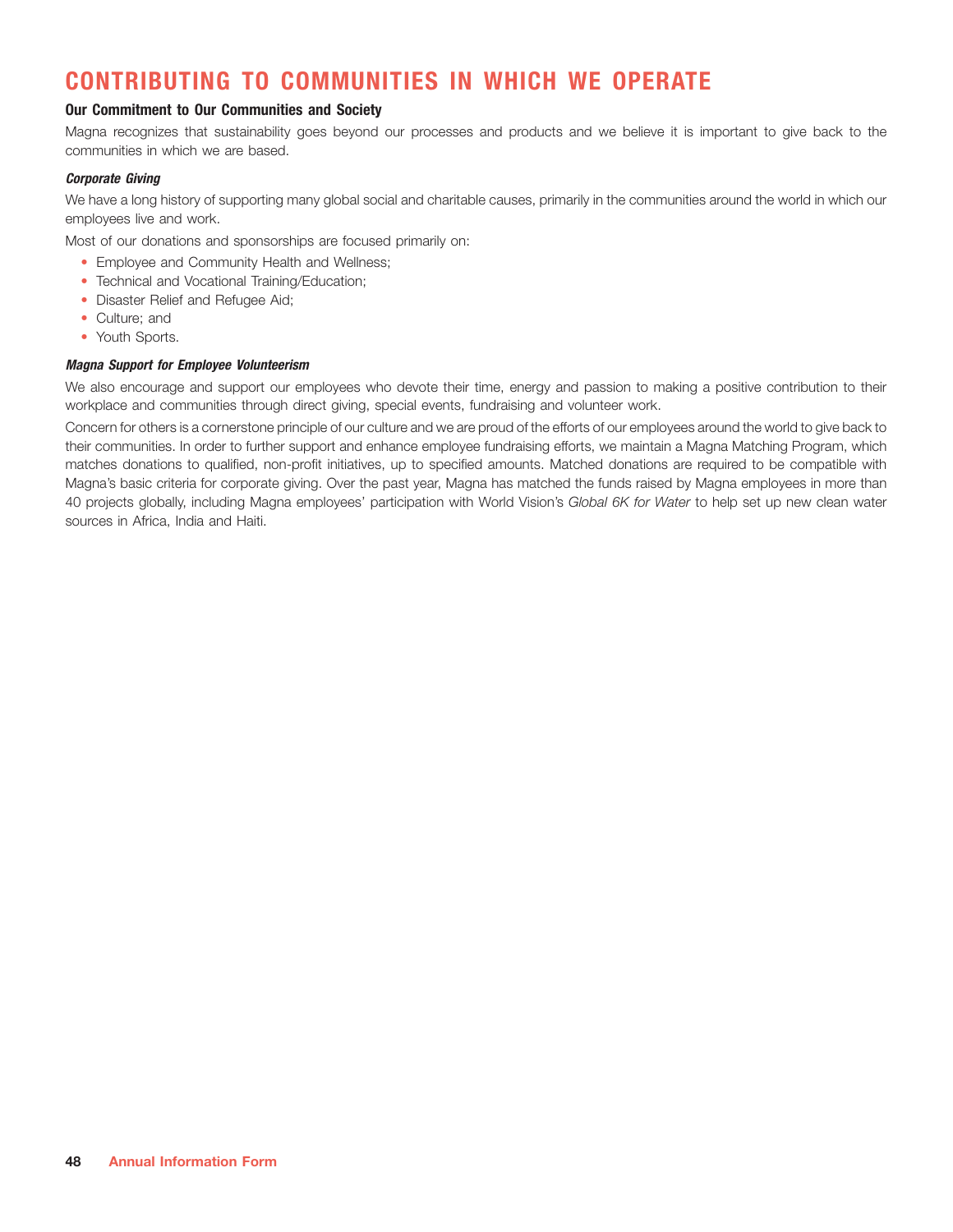# CONTRIBUTING TO COMMUNITIES IN WHICH WE OPERATE

**Our Commitment to Our Communities and Society**

Magna recognizes that sustainability goes beyond our processes and products and we believe it is important to give back to the communities in which we are based.

***Corporate Giving***

We have a long history of supporting many global social and charitable causes, primarily in the communities around the world in which our employees live and work.

Most of our donations and sponsorships are focused primarily on:

- Employee and Community Health and Wellness;
- Technical and Vocational Training/Education;
- Disaster Relief and Refugee Aid;
- Culture; and
- Youth Sports.

***Magna Support for Employee Volunteerism***

We also encourage and support our employees who devote their time, energy and passion to making a positive contribution to their workplace and communities through direct giving, special events, fundraising and volunteer work.

Concern for others is a cornerstone principle of our culture and we are proud of the efforts of our employees around the world to give back to their communities. In order to further support and enhance employee fundraising efforts, we maintain a Magna Matching Program, which matches donations to qualified, non-profit initiatives, up to specified amounts. Matched donations are required to be compatible with Magna's basic criteria for corporate giving. Over the past year, Magna has matched the funds raised by Magna employees in more than 40 projects globally, including Magna employees' participation with World Vision's *Global 6K for Water* to help set up new clean water sources in Africa, India and Haiti.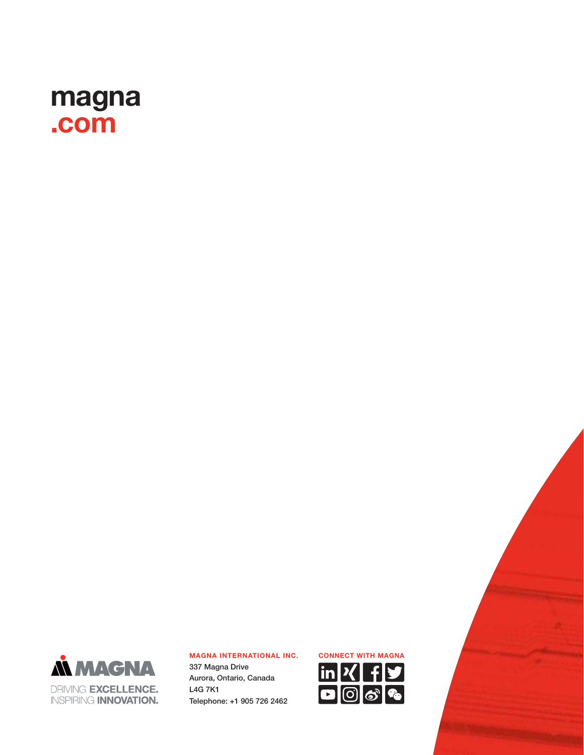**magna**
**.com**

MAGNA

DRIVING **EXCELLENCE.**
INSPIRING **INNOVATION.**

**MAGNA INTERNATIONAL INC.**

337 Magna Drive
Aurora, Ontario, Canada
L4G 7K1
Telephone: +1 905 726 2462

**CONNECT WITH MAGNA**